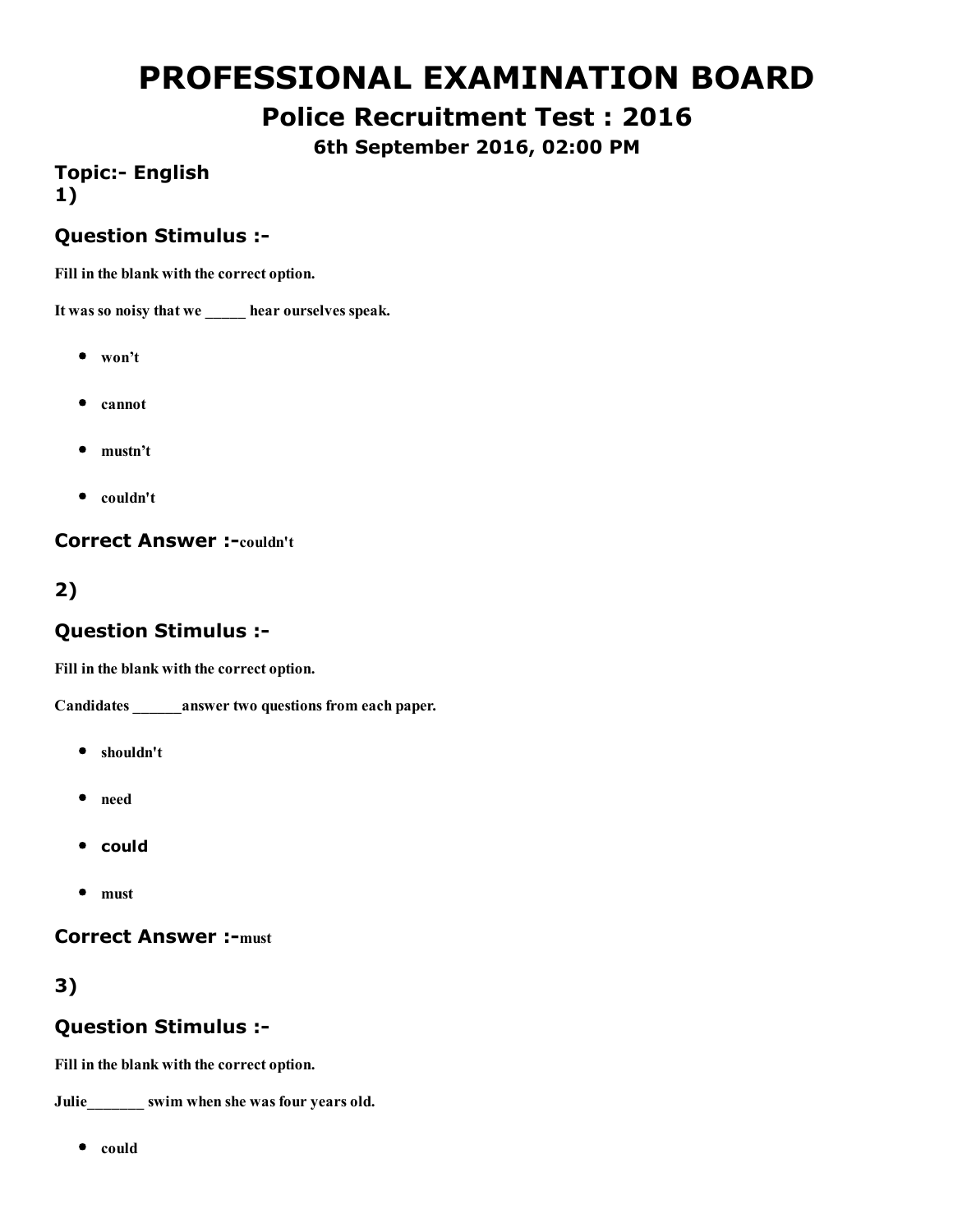# PROFESSIONAL EXAMINATION BOARD

## Police Recruitment Test : 2016

### 6th September 2016, 02:00 PM

### Topic:- English

### 1)

### Question Stimulus :-

**Fill in the blank with the correct option.**

**It was so noisy that we _____ hear ourselves speak.**

- **won't**
- **cannot**
- **mustn't**
- **couldn't**

### Correct Answer :-couldn't

### 2)

### Question Stimulus :-

**Fill in the blank with the correct option.**

**Candidates ______answer two questions from each paper.**

- **shouldn't**
- **need**
- **could**
- **must**

### Correct Answer :-must

### 3)

### Question Stimulus :-

**Fill in the blank with the correct option.**

**Julie_______ swim when she was four years old.**

- **could**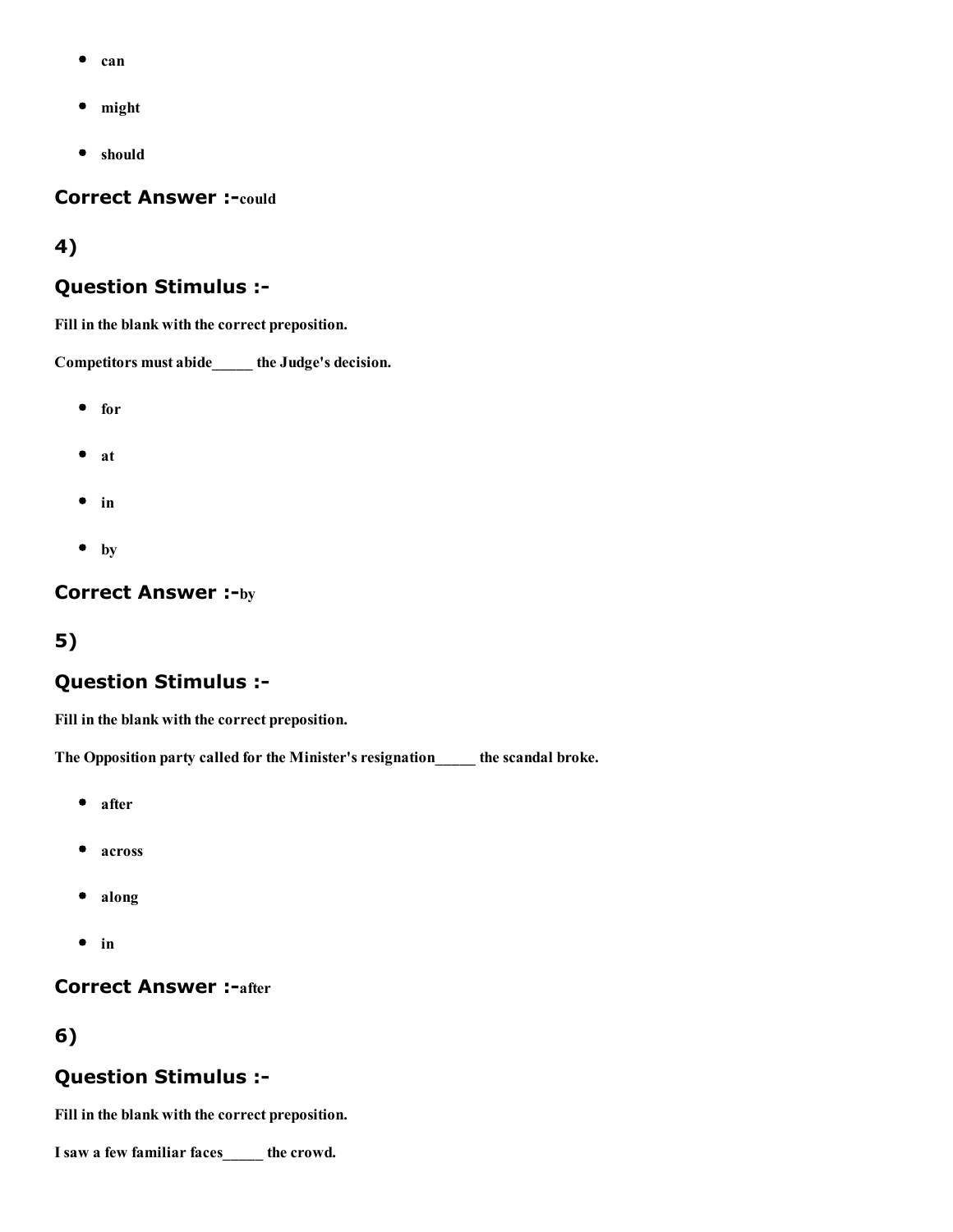- can
- might
- should

### Correct Answer :-could

## 4)

### Question Stimulus :-

**Fill in the blank with the correct preposition.**

**Competitors must abide_____ the Judge's decision.**

- for
- at
- in
- by

### Correct Answer :-by

## 5)

### Question Stimulus :-

**Fill in the blank with the correct preposition.**

**The Opposition party called for the Minister's resignation_____ the scandal broke.**

- after
- across
- along
- in

### Correct Answer :-after

## 6)

### Question Stimulus :-

**Fill in the blank with the correct preposition.**

**I saw a few familiar faces_____ the crowd.**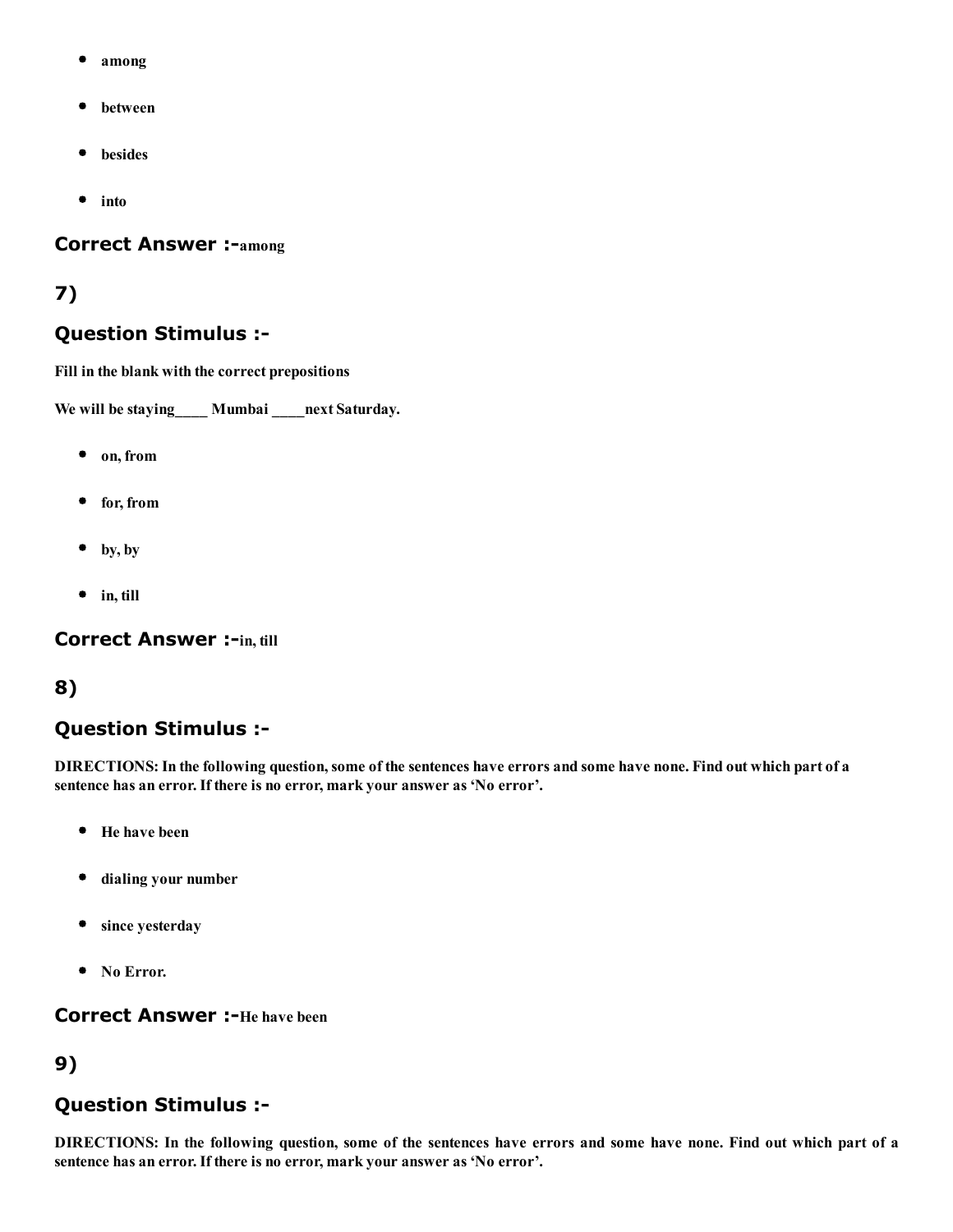- among
- between
- besides
- into

### Correct Answer :-among

## 7)

### Question Stimulus :-

**Fill in the blank with the correct prepositions**

**We will be staying____ Mumbai ____next Saturday.**

- on, from
- for, from
- by, by
- in, till

### Correct Answer :-in, till

## 8)

### Question Stimulus :-

**DIRECTIONS: In the following question, some of the sentences have errors and some have none. Find out which part of a sentence has an error. If there is no error, mark your answer as 'No error'.**

- He have been
- dialing your number
- since yesterday
- No Error.

### Correct Answer :-He have been

## 9)

### Question Stimulus :-

**DIRECTIONS: In the following question, some of the sentences have errors and some have none. Find out which part of a sentence has an error. If there is no error, mark your answer as 'No error'.**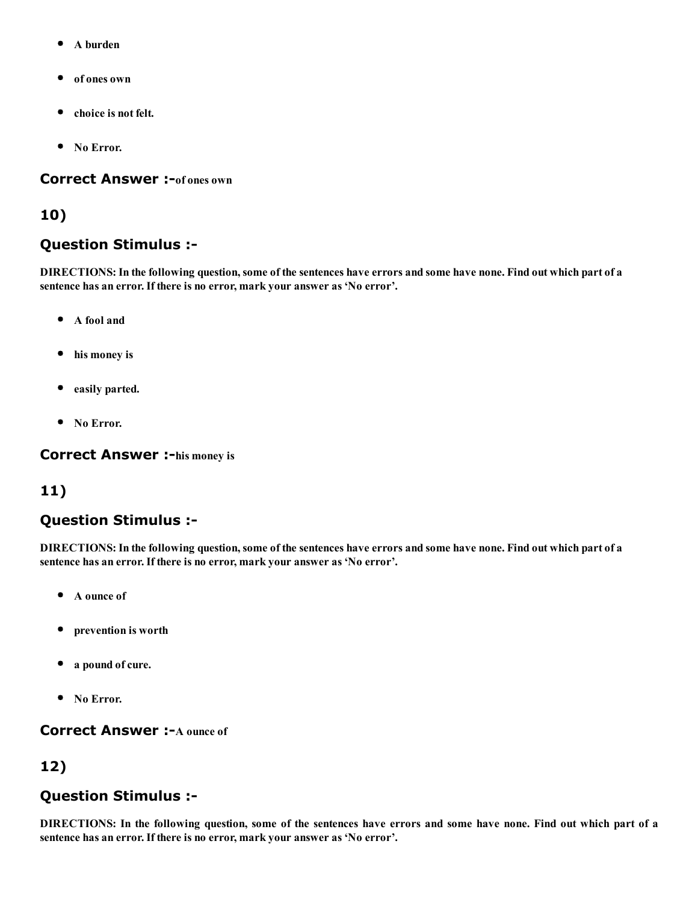- A burden
- of ones own
- choice is not felt.
- No Error.

### Correct Answer :-of ones own

## 10)

### Question Stimulus :-

**DIRECTIONS: In the following question, some of the sentences have errors and some have none. Find out which part of a sentence has an error. If there is no error, mark your answer as 'No error'.**

- A fool and
- his money is
- easily parted.
- No Error.

### Correct Answer :-his money is

## 11)

### Question Stimulus :-

**DIRECTIONS: In the following question, some of the sentences have errors and some have none. Find out which part of a sentence has an error. If there is no error, mark your answer as 'No error'.**

- A ounce of
- prevention is worth
- a pound of cure.
- No Error.

### Correct Answer :-A ounce of

## 12)

### Question Stimulus :-

**DIRECTIONS: In the following question, some of the sentences have errors and some have none. Find out which part of a sentence has an error. If there is no error, mark your answer as 'No error'.**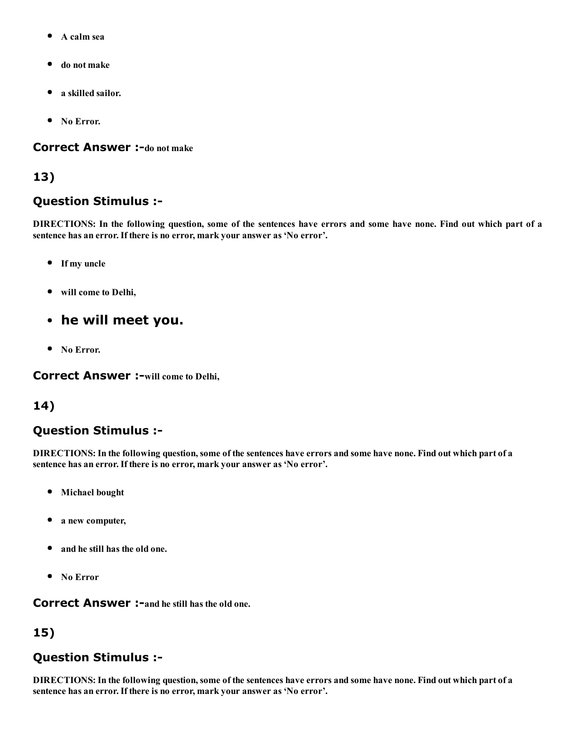- A calm sea
- do not make
- a skilled sailor.
- No Error.

**Correct Answer :-**do not make

## 13)

### Question Stimulus :-

**DIRECTIONS: In the following question, some of the sentences have errors and some have none. Find out which part of a sentence has an error. If there is no error, mark your answer as 'No error'.**

- If my uncle
- will come to Delhi,
- **he will meet you.**
- No Error.

**Correct Answer :-**will come to Delhi,

## 14)

### Question Stimulus :-

**DIRECTIONS: In the following question, some of the sentences have errors and some have none. Find out which part of a sentence has an error. If there is no error, mark your answer as 'No error'.**

- Michael bought
- a new computer,
- and he still has the old one.
- No Error

**Correct Answer :-**and he still has the old one.

## 15)

### Question Stimulus :-

**DIRECTIONS: In the following question, some of the sentences have errors and some have none. Find out which part of a sentence has an error. If there is no error, mark your answer as 'No error'.**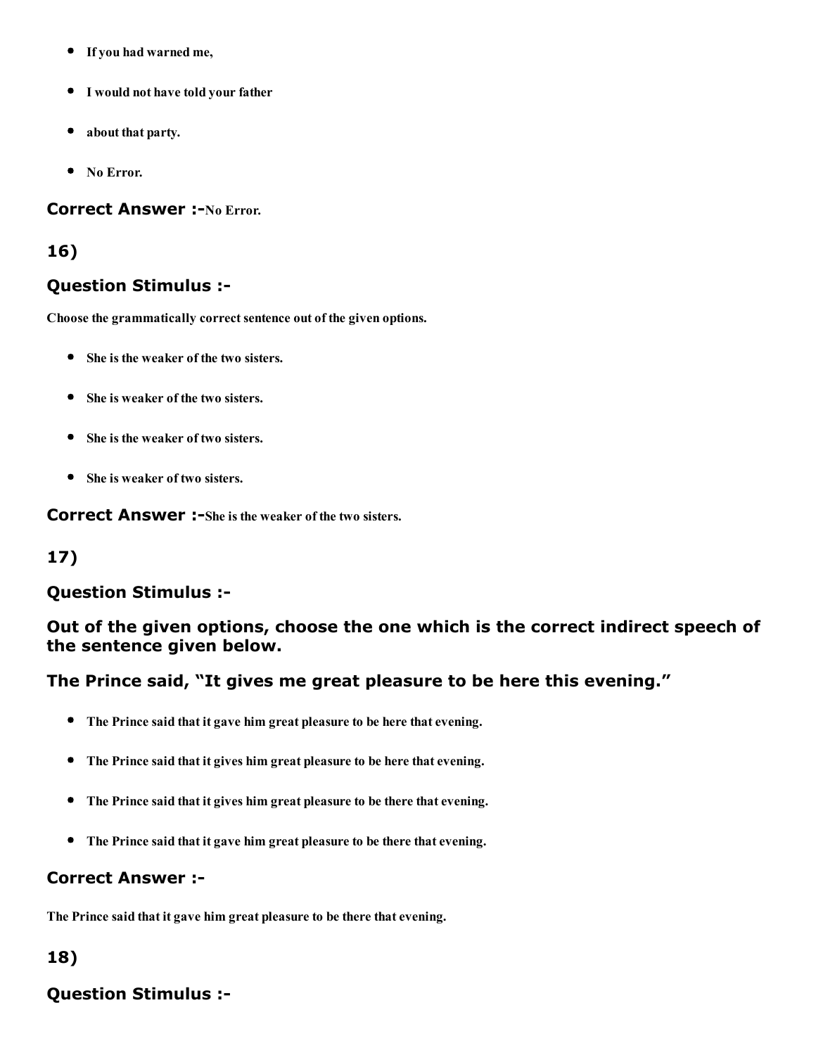- If you had warned me,
- I would not have told your father
- about that party.
- No Error.

**Correct Answer :-**No Error.

### 16)

### Question Stimulus :-

Choose the grammatically correct sentence out of the given options.

- She is the weaker of the two sisters.
- She is weaker of the two sisters.
- She is the weaker of two sisters.
- She is weaker of two sisters.

**Correct Answer :-**She is the weaker of the two sisters.

### 17)

### Question Stimulus :-

### Out of the given options, choose the one which is the correct indirect speech of the sentence given below.

### The Prince said, "It gives me great pleasure to be here this evening."

- The Prince said that it gave him great pleasure to be here that evening.
- The Prince said that it gives him great pleasure to be here that evening.
- The Prince said that it gives him great pleasure to be there that evening.
- The Prince said that it gave him great pleasure to be there that evening.

**Correct Answer :-**

The Prince said that it gave him great pleasure to be there that evening.

### 18)

### Question Stimulus :-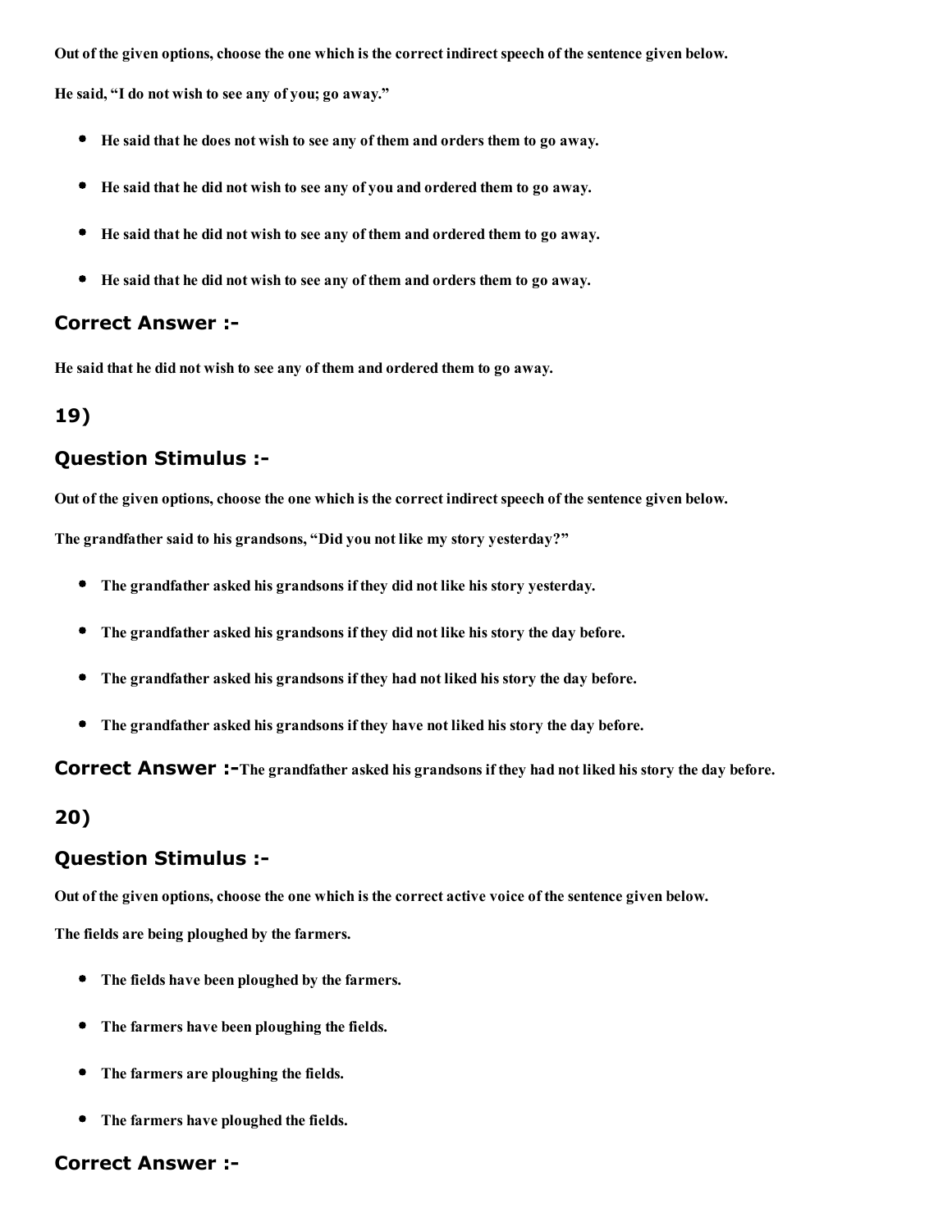**Out of the given options, choose the one which is the correct indirect speech of the sentence given below.**

**He said, "I do not wish to see any of you; go away."**

- **He said that he does not wish to see any of them and orders them to go away.**
- **He said that he did not wish to see any of you and ordered them to go away.**
- **He said that he did not wish to see any of them and ordered them to go away.**
- **He said that he did not wish to see any of them and orders them to go away.**

## Correct Answer :-

**He said that he did not wish to see any of them and ordered them to go away.**

## 19)

## Question Stimulus :-

**Out of the given options, choose the one which is the correct indirect speech of the sentence given below.**

**The grandfather said to his grandsons, "Did you not like my story yesterday?"**

- **The grandfather asked his grandsons if they did not like his story yesterday.**
- **The grandfather asked his grandsons if they did not like his story the day before.**
- **The grandfather asked his grandsons if they had not liked his story the day before.**
- **The grandfather asked his grandsons if they have not liked his story the day before.**

## Correct Answer :-The grandfather asked his grandsons if they had not liked his story the day before.

## 20)

## Question Stimulus :-

**Out of the given options, choose the one which is the correct active voice of the sentence given below.**

**The fields are being ploughed by the farmers.**

- **The fields have been ploughed by the farmers.**
- **The farmers have been ploughing the fields.**
- **The farmers are ploughing the fields.**
- **The farmers have ploughed the fields.**

## Correct Answer :-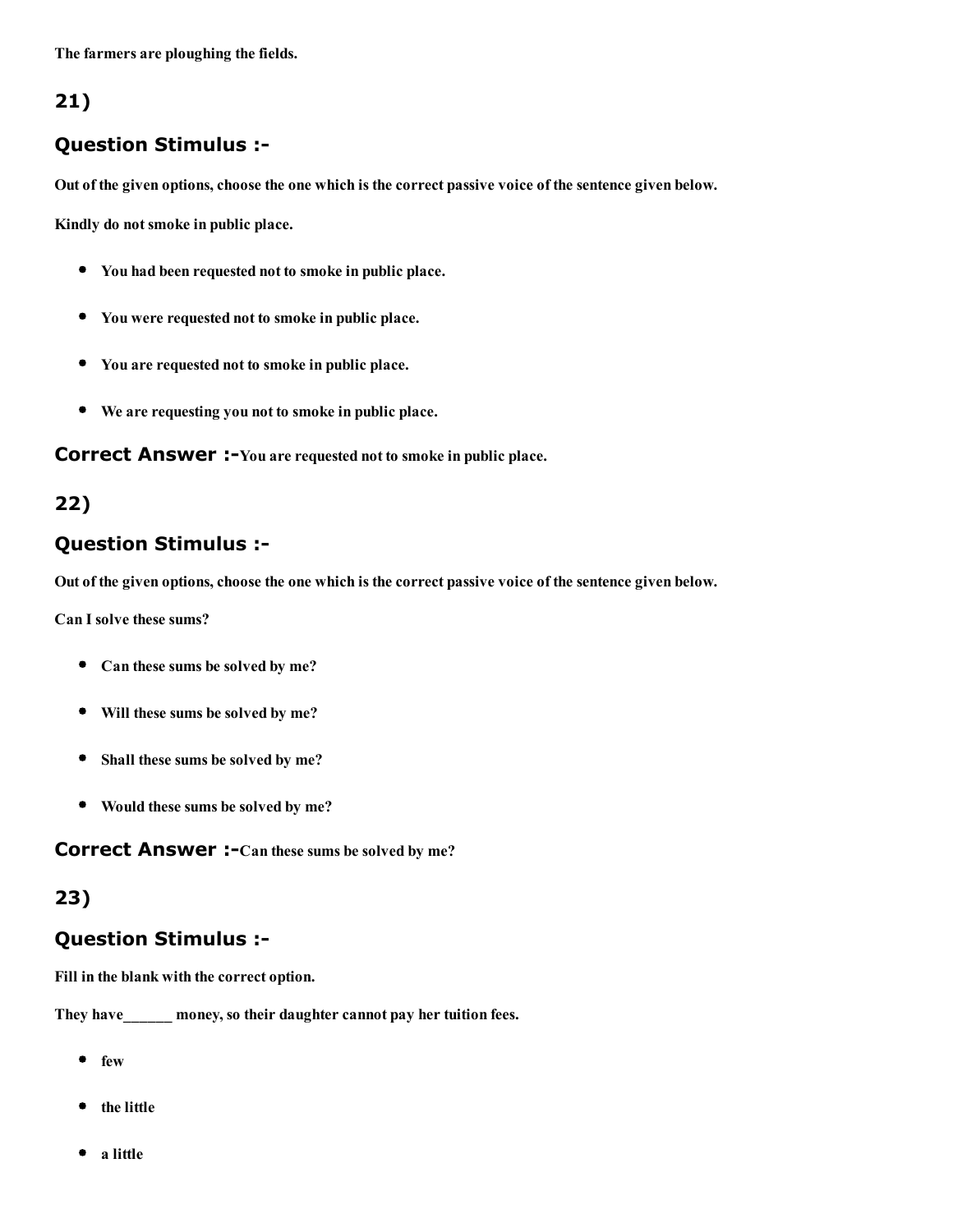The farmers are ploughing the fields.

## 21)

### Question Stimulus :-

Out of the given options, choose the one which is the correct passive voice of the sentence given below.

Kindly do not smoke in public place.

- You had been requested not to smoke in public place.
- You were requested not to smoke in public place.
- You are requested not to smoke in public place.
- We are requesting you not to smoke in public place.

**Correct Answer :-**You are requested not to smoke in public place.

## 22)

### Question Stimulus :-

Out of the given options, choose the one which is the correct passive voice of the sentence given below.

Can I solve these sums?

- Can these sums be solved by me?
- Will these sums be solved by me?
- Shall these sums be solved by me?
- Would these sums be solved by me?

**Correct Answer :-**Can these sums be solved by me?

## 23)

### Question Stimulus :-

Fill in the blank with the correct option.

They have______ money, so their daughter cannot pay her tuition fees.

- few
- the little
- a little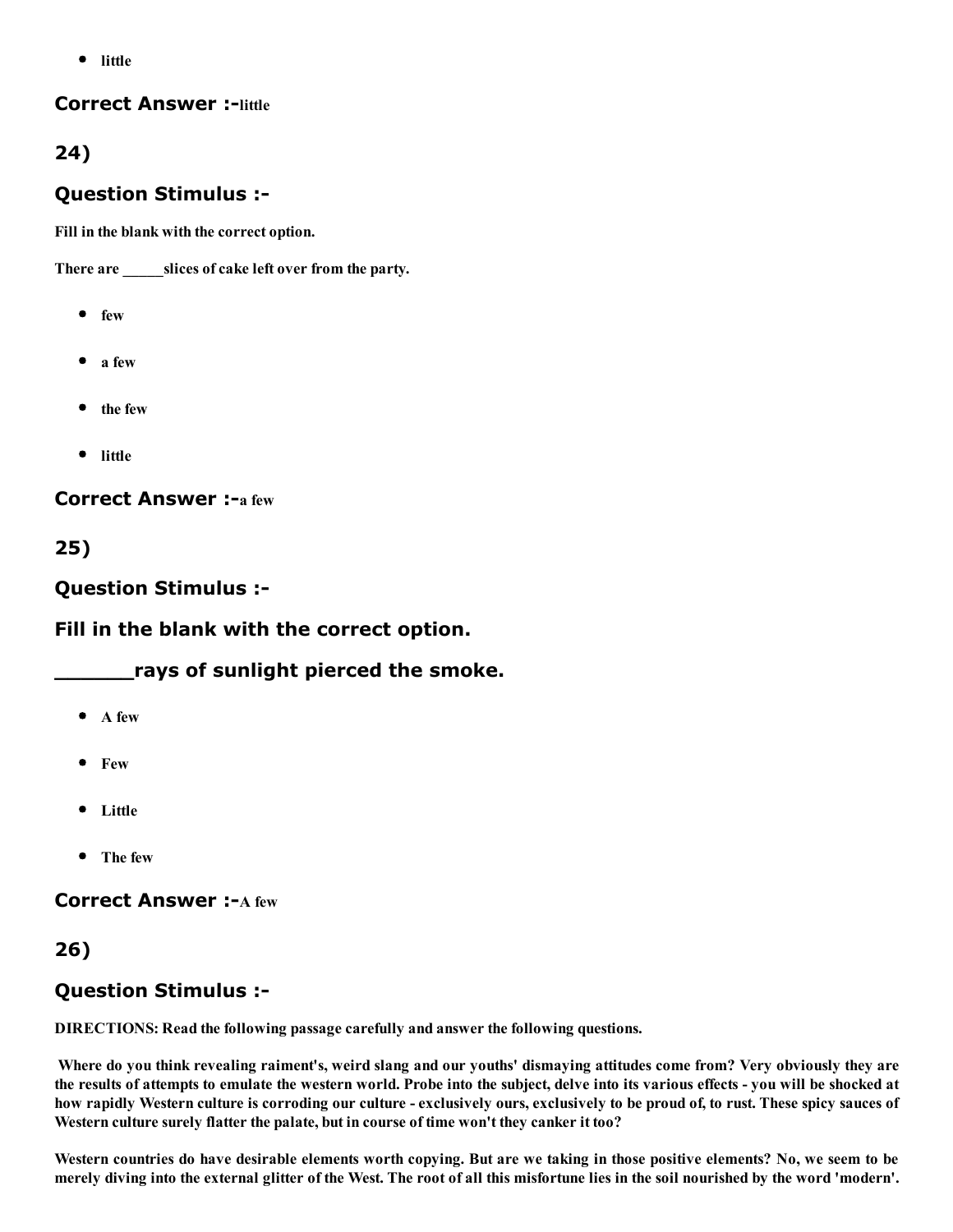- little

**Correct Answer :-**little

## 24)

### Question Stimulus :-

Fill in the blank with the correct option.

There are _____slices of cake left over from the party.

- few
- a few
- the few
- little

**Correct Answer :-**a few

## 25)

### Question Stimulus :-

### Fill in the blank with the correct option.

### ______rays of sunlight pierced the smoke.

- A few
- Few
- Little
- The few

**Correct Answer :-**A few

## 26)

### Question Stimulus :-

**DIRECTIONS: Read the following passage carefully and answer the following questions.**

**Where do you think revealing raiment's, weird slang and our youths' dismaying attitudes come from? Very obviously they are the results of attempts to emulate the western world. Probe into the subject, delve into its various effects - you will be shocked at how rapidly Western culture is corroding our culture - exclusively ours, exclusively to be proud of, to rust. These spicy sauces of Western culture surely flatter the palate, but in course of time won't they canker it too?**

**Western countries do have desirable elements worth copying. But are we taking in those positive elements? No, we seem to be merely diving into the external glitter of the West. The root of all this misfortune lies in the soil nourished by the word 'modern'.**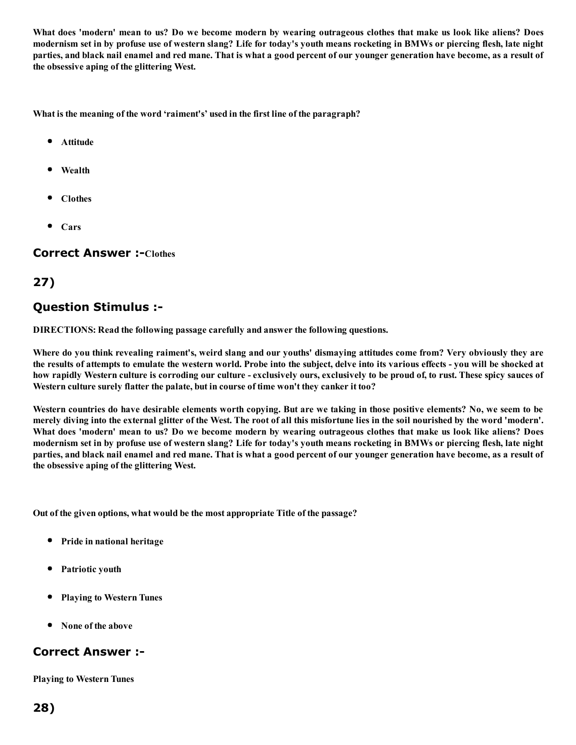**What does 'modern' mean to us? Do we become modern by wearing outrageous clothes that make us look like aliens? Does modernism set in by profuse use of western slang? Life for today's youth means rocketing in BMWs or piercing flesh, late night parties, and black nail enamel and red mane. That is what a good percent of our younger generation have become, as a result of the obsessive aping of the glittering West.**

**What is the meaning of the word 'raiment's' used in the first line of the paragraph?**

- **Attitude**
- **Wealth**
- **Clothes**
- **Cars**

## Correct Answer :-Clothes

## 27)

## Question Stimulus :-

**DIRECTIONS: Read the following passage carefully and answer the following questions.**

**Where do you think revealing raiment's, weird slang and our youths' dismaying attitudes come from? Very obviously they are the results of attempts to emulate the western world. Probe into the subject, delve into its various effects - you will be shocked at how rapidly Western culture is corroding our culture - exclusively ours, exclusively to be proud of, to rust. These spicy sauces of Western culture surely flatter the palate, but in course of time won't they canker it too?**

**Western countries do have desirable elements worth copying. But are we taking in those positive elements? No, we seem to be merely diving into the external glitter of the West. The root of all this misfortune lies in the soil nourished by the word 'modern'. What does 'modern' mean to us? Do we become modern by wearing outrageous clothes that make us look like aliens? Does modernism set in by profuse use of western slang? Life for today's youth means rocketing in BMWs or piercing flesh, late night parties, and black nail enamel and red mane. That is what a good percent of our younger generation have become, as a result of the obsessive aping of the glittering West.**

**Out of the given options, what would be the most appropriate Title of the passage?**

- **Pride in national heritage**
- **Patriotic youth**
- **Playing to Western Tunes**
- **None of the above**

## Correct Answer :-

**Playing to Western Tunes**

## 28)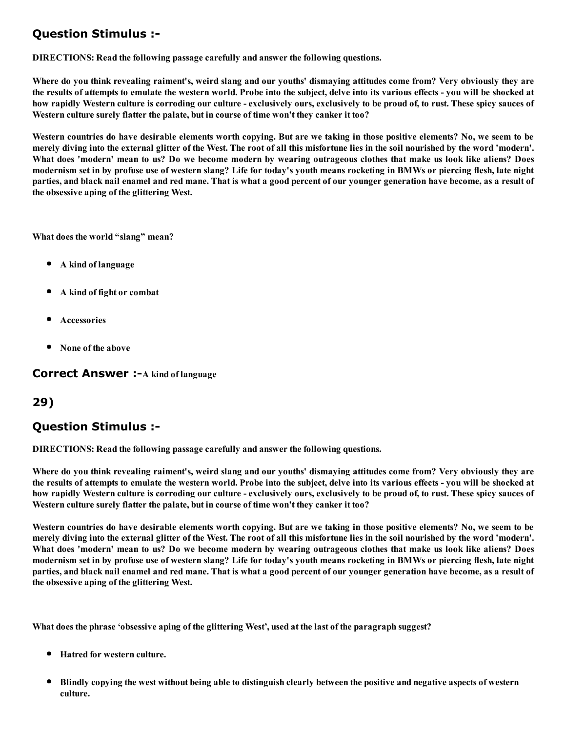## Question Stimulus :-

**DIRECTIONS: Read the following passage carefully and answer the following questions.**

**Where do you think revealing raiment's, weird slang and our youths' dismaying attitudes come from? Very obviously they are the results of attempts to emulate the western world. Probe into the subject, delve into its various effects - you will be shocked at how rapidly Western culture is corroding our culture - exclusively ours, exclusively to be proud of, to rust. These spicy sauces of Western culture surely flatter the palate, but in course of time won't they canker it too?**

**Western countries do have desirable elements worth copying. But are we taking in those positive elements? No, we seem to be merely diving into the external glitter of the West. The root of all this misfortune lies in the soil nourished by the word 'modern'. What does 'modern' mean to us? Do we become modern by wearing outrageous clothes that make us look like aliens? Does modernism set in by profuse use of western slang? Life for today's youth means rocketing in BMWs or piercing flesh, late night parties, and black nail enamel and red mane. That is what a good percent of our younger generation have become, as a result of the obsessive aping of the glittering West.**

**What does the world "slang" mean?**

- **A kind of language**
- **A kind of fight or combat**
- **Accessories**
- **None of the above**

**Correct Answer :-A kind of language**

## 29)

## Question Stimulus :-

**DIRECTIONS: Read the following passage carefully and answer the following questions.**

**Where do you think revealing raiment's, weird slang and our youths' dismaying attitudes come from? Very obviously they are the results of attempts to emulate the western world. Probe into the subject, delve into its various effects - you will be shocked at how rapidly Western culture is corroding our culture - exclusively ours, exclusively to be proud of, to rust. These spicy sauces of Western culture surely flatter the palate, but in course of time won't they canker it too?**

**Western countries do have desirable elements worth copying. But are we taking in those positive elements? No, we seem to be merely diving into the external glitter of the West. The root of all this misfortune lies in the soil nourished by the word 'modern'. What does 'modern' mean to us? Do we become modern by wearing outrageous clothes that make us look like aliens? Does modernism set in by profuse use of western slang? Life for today's youth means rocketing in BMWs or piercing flesh, late night parties, and black nail enamel and red mane. That is what a good percent of our younger generation have become, as a result of the obsessive aping of the glittering West.**

**What does the phrase 'obsessive aping of the glittering West', used at the last of the paragraph suggest?**

- **Hatred for western culture.**
- **Blindly copying the west without being able to distinguish clearly between the positive and negative aspects of western culture.**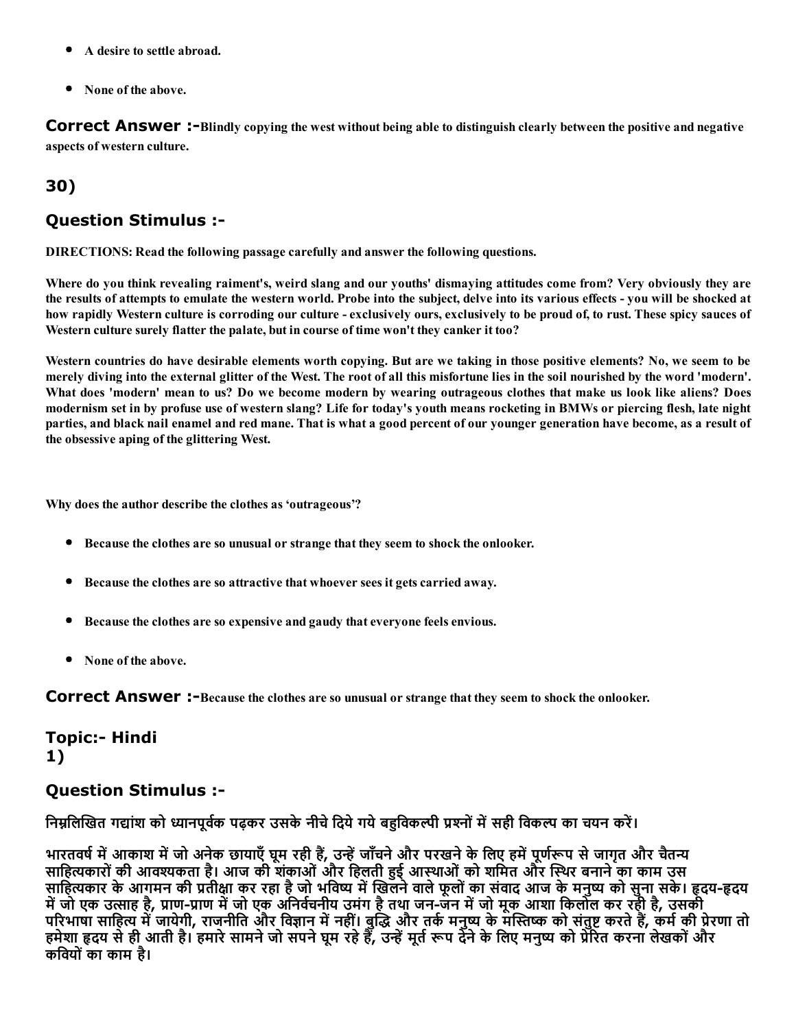- A desire to settle abroad.
- None of the above.

**Correct Answer :-**Blindly copying the west without being able to distinguish clearly between the positive and negative aspects of western culture.

## 30)

### Question Stimulus :-

**DIRECTIONS: Read the following passage carefully and answer the following questions.**

**Where do you think revealing raiment's, weird slang and our youths' dismaying attitudes come from? Very obviously they are the results of attempts to emulate the western world. Probe into the subject, delve into its various effects - you will be shocked at how rapidly Western culture is corroding our culture - exclusively ours, exclusively to be proud of, to rust. These spicy sauces of Western culture surely flatter the palate, but in course of time won't they canker it too?**

**Western countries do have desirable elements worth copying. But are we taking in those positive elements? No, we seem to be merely diving into the external glitter of the West. The root of all this misfortune lies in the soil nourished by the word 'modern'. What does 'modern' mean to us? Do we become modern by wearing outrageous clothes that make us look like aliens? Does modernism set in by profuse use of western slang? Life for today's youth means rocketing in BMWs or piercing flesh, late night parties, and black nail enamel and red mane. That is what a good percent of our younger generation have become, as a result of the obsessive aping of the glittering West.**

**Why does the author describe the clothes as 'outrageous'?**

- Because the clothes are so unusual or strange that they seem to shock the onlooker.
- Because the clothes are so attractive that whoever sees it gets carried away.
- Because the clothes are so expensive and gaudy that everyone feels envious.
- None of the above.

**Correct Answer :-**Because the clothes are so unusual or strange that they seem to shock the onlooker.

## Topic:- Hindi
## 1)

### Question Stimulus :-

**निम्नलिखित गद्यांश को ध्यानपूर्वक पढ़कर उसके नीचे दिये गये बहुविकल्पी प्रश्नों में सही विकल्प का चयन करें।**

**भारतवर्ष में आकाश में जो अनेक छायाएँ घूम रही हैं, उन्हें जाँचने और परखने के लिए हमें पूर्णरूप से जागृत और चैतन्य साहित्यकारों की आवश्यकता है। आज की शंकाओं और हिलती हुई आस्थाओं को शमित और स्थिर बनाने का काम उस साहित्यकार के आगमन की प्रतीक्षा कर रहा है जो भविष्य में खिलने वाले फूलों का संवाद आज के मनुष्य को सुना सके। हृदय-हृदय में जो एक उत्साह है, प्राण-प्राण में जो एक अनिर्वचनीय उमंग है तथा जन-जन में जो मूक आशा किलोल कर रही है, उसकी परिभाषा साहित्य में जायेगी, राजनीति और विज्ञान में नहीं। बुद्धि और तर्क मनुष्य के मस्तिष्क को संतुष्ट करते हैं, कर्म की प्रेरणा तो हमेशा हृदय से ही आती है। हमारे सामने जो सपने घूम रहे हैं, उन्हें मूर्त रूप देने के लिए मनुष्य को प्रेरित करना लेखकों और कवियों का काम है।**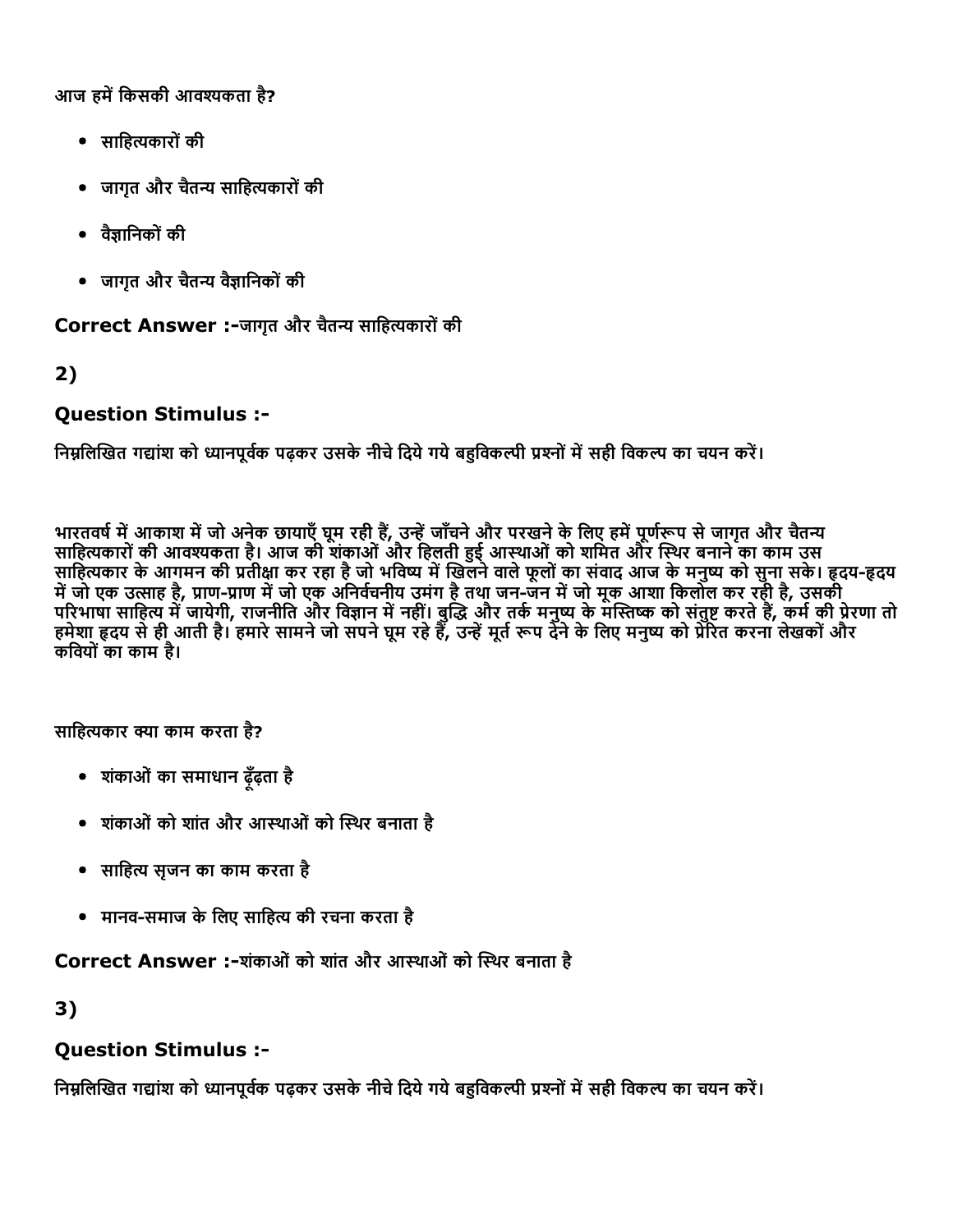आज हमें किसकी आवश्यकता है?

- साहित्यकारों की
- जागृत और चैतन्य साहित्यकारों की
- वैज्ञानिकों की
- जागृत और चैतन्य वैज्ञानिकों की

**Correct Answer :-**जागृत और चैतन्य साहित्यकारों की

## 2)

### Question Stimulus :-

निम्नलिखित गद्यांश को ध्यानपूर्वक पढ़कर उसके नीचे दिये गये बहुविकल्पी प्रश्नों में सही विकल्प का चयन करें।

भारतवर्ष में आकाश में जो अनेक छायाएँ घूम रही हैं, उन्हें जाँचने और परखने के लिए हमें पूर्णरूप से जागृत और चैतन्य साहित्यकारों की आवश्यकता है। आज की शंकाओं और हिलती हुई आस्थाओं को शमित और स्थिर बनाने का काम उस साहित्यकार के आगमन की प्रतीक्षा कर रहा है जो भविष्य में खिलने वाले फूलों का संवाद आज के मनुष्य को सुना सके। हृदय-हृदय में जो एक उत्साह है, प्राण-प्राण में जो एक अनिर्वचनीय उमंग है तथा जन-जन में जो मूक आशा किलोल कर रही है, उसकी परिभाषा साहित्य में जायेगी, राजनीति और विज्ञान में नहीं। बुद्धि और तर्क मनुष्य के मस्तिष्क को संतुष्ट करते हैं, कर्म की प्रेरणा तो हमेशा हृदय से ही आती है। हमारे सामने जो सपने घूम रहे हैं, उन्हें मूर्त रूप देने के लिए मनुष्य को प्रेरित करना लेखकों और कवियों का काम है।

साहित्यकार क्या काम करता है?

- शंकाओं का समाधान ढूँढ़ता है
- शंकाओं को शांत और आस्थाओं को स्थिर बनाता है
- साहित्य सृजन का काम करता है
- मानव-समाज के लिए साहित्य की रचना करता है

**Correct Answer :-**शंकाओं को शांत और आस्थाओं को स्थिर बनाता है

## 3)

### Question Stimulus :-

निम्नलिखित गद्यांश को ध्यानपूर्वक पढ़कर उसके नीचे दिये गये बहुविकल्पी प्रश्नों में सही विकल्प का चयन करें।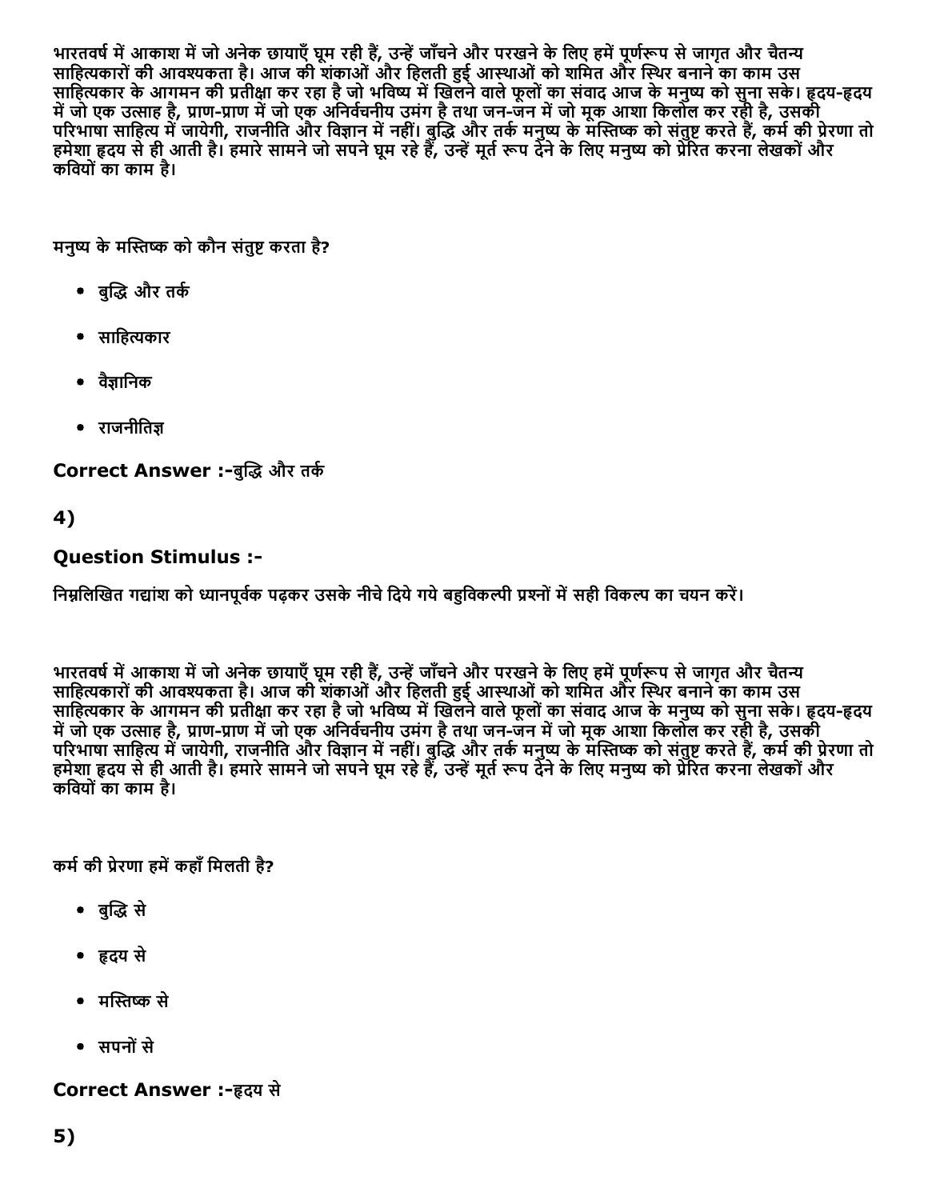भारतवर्ष में आकाश में जो अनेक छायाएँ घूम रही हैं, उन्हें जाँचने और परखने के लिए हमें पूर्णरूप से जागृत और चैतन्य साहित्यकारों की आवश्यकता है। आज की शंकाओं और हिलती हुई आस्थाओं को शमित और स्थिर बनाने का काम उस साहित्यकार के आगमन की प्रतीक्षा कर रहा है जो भविष्य में खिलने वाले फूलों का संवाद आज के मनुष्य को सुना सके। हृदय-हृदय में जो एक उत्साह है, प्राण-प्राण में जो एक अनिर्वचनीय उमंग है तथा जन-जन में जो मूक आशा किलोल कर रही है, उसकी परिभाषा साहित्य में जायेगी, राजनीति और विज्ञान में नहीं। बुद्धि और तर्क मनुष्य के मस्तिष्क को संतुष्ट करते हैं, कर्म की प्रेरणा तो हमेशा हृदय से ही आती है। हमारे सामने जो सपने घूम रहे हैं, उन्हें मूर्त रूप देने के लिए मनुष्य को प्रेरित करना लेखकों और कवियों का काम है।

मनुष्य के मस्तिष्क को कौन संतुष्ट करता है?

- बुद्धि और तर्क
- साहित्यकार
- वैज्ञानिक
- राजनीतिज्ञ

**Correct Answer :-**बुद्धि और तर्क

## 4)

### Question Stimulus :-

निम्नलिखित गद्यांश को ध्यानपूर्वक पढ़कर उसके नीचे दिये गये बहुविकल्पी प्रश्नों में सही विकल्प का चयन करें।

भारतवर्ष में आकाश में जो अनेक छायाएँ घूम रही हैं, उन्हें जाँचने और परखने के लिए हमें पूर्णरूप से जागृत और चैतन्य साहित्यकारों की आवश्यकता है। आज की शंकाओं और हिलती हुई आस्थाओं को शमित और स्थिर बनाने का काम उस साहित्यकार के आगमन की प्रतीक्षा कर रहा है जो भविष्य में खिलने वाले फूलों का संवाद आज के मनुष्य को सुना सके। हृदय-हृदय में जो एक उत्साह है, प्राण-प्राण में जो एक अनिर्वचनीय उमंग है तथा जन-जन में जो मूक आशा किलोल कर रही है, उसकी परिभाषा साहित्य में जायेगी, राजनीति और विज्ञान में नहीं। बुद्धि और तर्क मनुष्य के मस्तिष्क को संतुष्ट करते हैं, कर्म की प्रेरणा तो हमेशा हृदय से ही आती है। हमारे सामने जो सपने घूम रहे हैं, उन्हें मूर्त रूप देने के लिए मनुष्य को प्रेरित करना लेखकों और कवियों का काम है।

कर्म की प्रेरणा हमें कहाँ मिलती है?

- बुद्धि से
- हृदय से
- मस्तिष्क से
- सपनों से

**Correct Answer :-**हृदय से

## 5)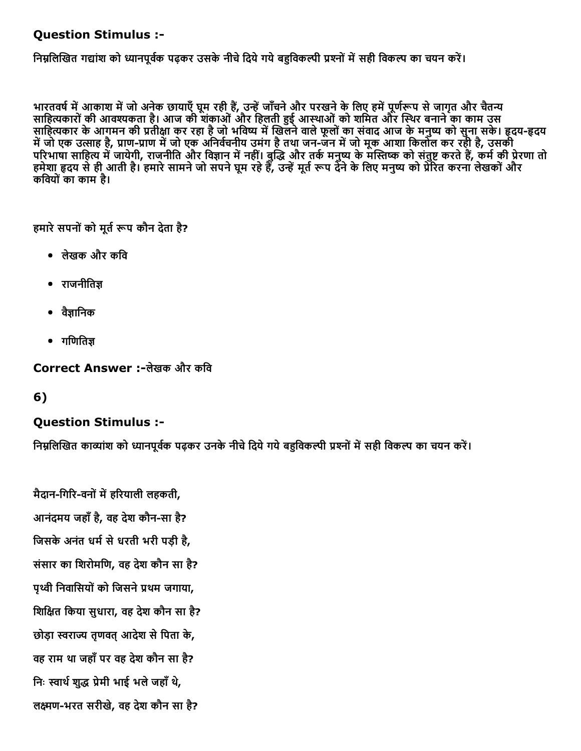### Question Stimulus :-

निम्नलिखित गद्यांश को ध्यानपूर्वक पढ़कर उसके नीचे दिये गये बहुविकल्पी प्रश्नों में सही विकल्प का चयन करें।

भारतवर्ष में आकाश में जो अनेक छायाएँ घूम रही हैं, उन्हें जाँचने और परखने के लिए हमें पूर्णरूप से जागृत और चैतन्य साहित्यकारों की आवश्यकता है। आज की शंकाओं और हिलती हुई आस्थाओं को शमित और स्थिर बनाने का काम उस साहित्यकार के आगमन की प्रतीक्षा कर रहा है जो भविष्य में खिलने वाले फूलों का संवाद आज के मनुष्य को सुना सके। हृदय-हृदय में जो एक उत्साह है, प्राण-प्राण में जो एक अनिर्वचनीय उमंग है तथा जन-जन में जो मूक आशा किलोल कर रही है, उसकी परिभाषा साहित्य में जायेगी, राजनीति और विज्ञान में नहीं। बुद्धि और तर्क मनुष्य के मस्तिष्क को संतुष्ट करते हैं, कर्म की प्रेरणा तो हमेशा हृदय से ही आती है। हमारे सामने जो सपने घूम रहे हैं, उन्हें मूर्त रूप देने के लिए मनुष्य को प्रेरित करना लेखकों और कवियों का काम है।

हमारे सपनों को मूर्त रूप कौन देता है?

- लेखक और कवि
- राजनीतिज्ञ
- वैज्ञानिक
- गणितिज्ञ

**Correct Answer :-**लेखक और कवि

## 6)

### Question Stimulus :-

निम्नलिखित काव्यांश को ध्यानपूर्वक पढ़कर उनके नीचे दिये गये बहुविकल्पी प्रश्नों में सही विकल्प का चयन करें।

मैदान-गिरि-वनों में हरियाली लहकती,

आनंदमय जहाँ है, वह देश कौन-सा है?

जिसके अनंत धर्म से धरती भरी पड़ी है,

संसार का शिरोमणि, वह देश कौन सा है?

पृथ्वी निवासियों को जिसने प्रथम जगाया,

शिक्षित किया सुधारा, वह देश कौन सा है?

छोड़ा स्वराज्य तृणवत् आदेश से पिता के,

वह राम था जहाँ पर वह देश कौन सा है?

निः स्वार्थ शुद्ध प्रेमी भाई भले जहाँ थे,

लक्ष्मण-भरत सरीखे, वह देश कौन सा है?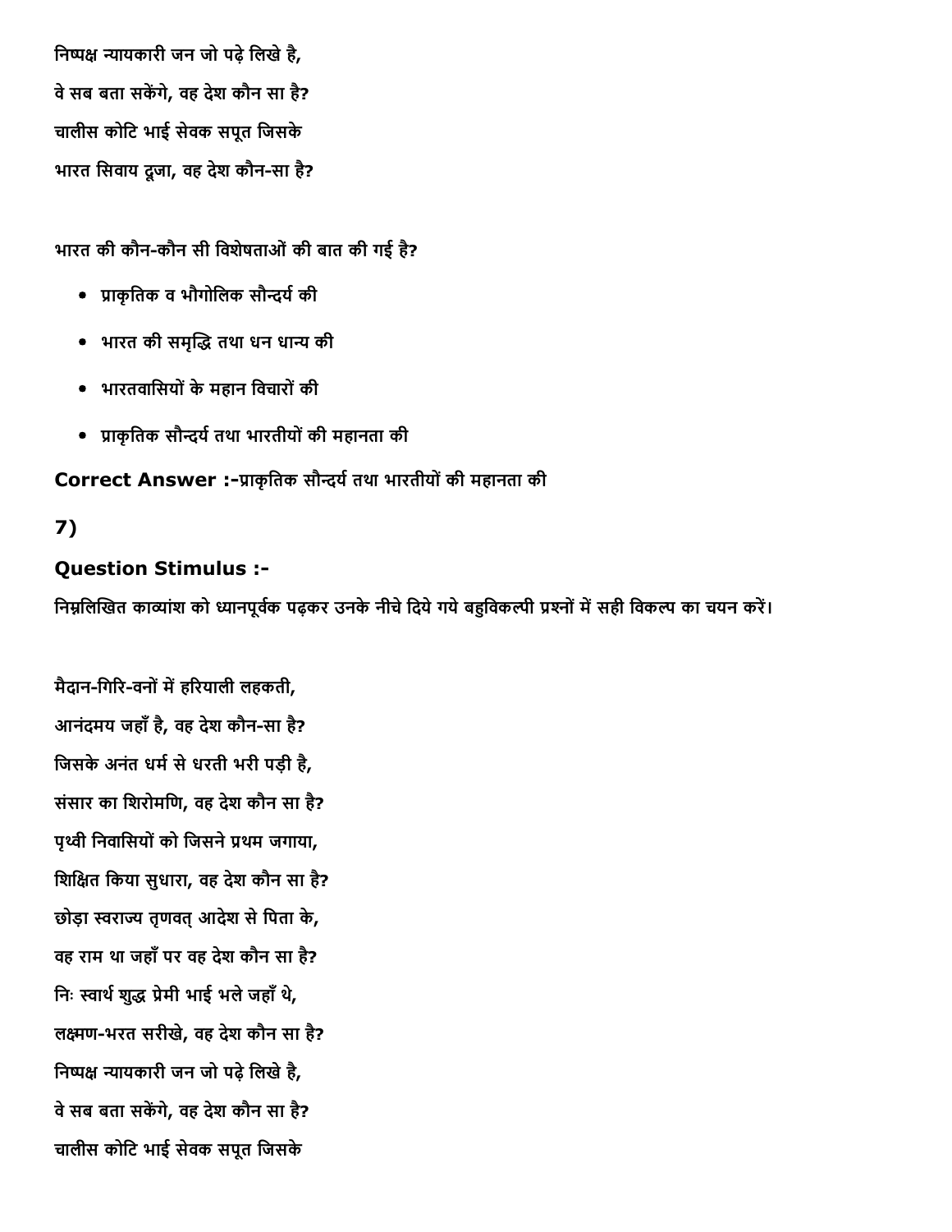निष्पक्ष न्यायकारी जन जो पढ़े लिखे है,

वे सब बता सकेंगे, वह देश कौन सा है?

चालीस कोटि भाई सेवक सपूत जिसके

भारत सिवाय दूजा, वह देश कौन-सा है?

भारत की कौन-कौन सी विशेषताओं की बात की गई है?

- प्राकृतिक व भौगोलिक सौन्दर्य की
- भारत की समृद्धि तथा धन धान्य की
- भारतवासियों के महान विचारों की
- प्राकृतिक सौन्दर्य तथा भारतीयों की महानता की

**Correct Answer :-**प्राकृतिक सौन्दर्य तथा भारतीयों की महानता की

**7)**

**Question Stimulus :-**

निम्नलिखित काव्यांश को ध्यानपूर्वक पढ़कर उनके नीचे दिये गये बहुविकल्पी प्रश्नों में सही विकल्प का चयन करें।

मैदान-गिरि-वनों में हरियाली लहकती,

आनंदमय जहाँ है, वह देश कौन-सा है?

जिसके अनंत धर्म से धरती भरी पड़ी है,

संसार का शिरोमणि, वह देश कौन सा है?

पृथ्वी निवासियों को जिसने प्रथम जगाया,

शिक्षित किया सुधारा, वह देश कौन सा है?

छोड़ा स्वराज्य तृणवत् आदेश से पिता के,

वह राम था जहाँ पर वह देश कौन सा है?

निः स्वार्थ शुद्ध प्रेमी भाई भले जहाँ थे,

लक्ष्मण-भरत सरीखे, वह देश कौन सा है?

निष्पक्ष न्यायकारी जन जो पढ़े लिखे है,

वे सब बता सकेंगे, वह देश कौन सा है?

चालीस कोटि भाई सेवक सपूत जिसके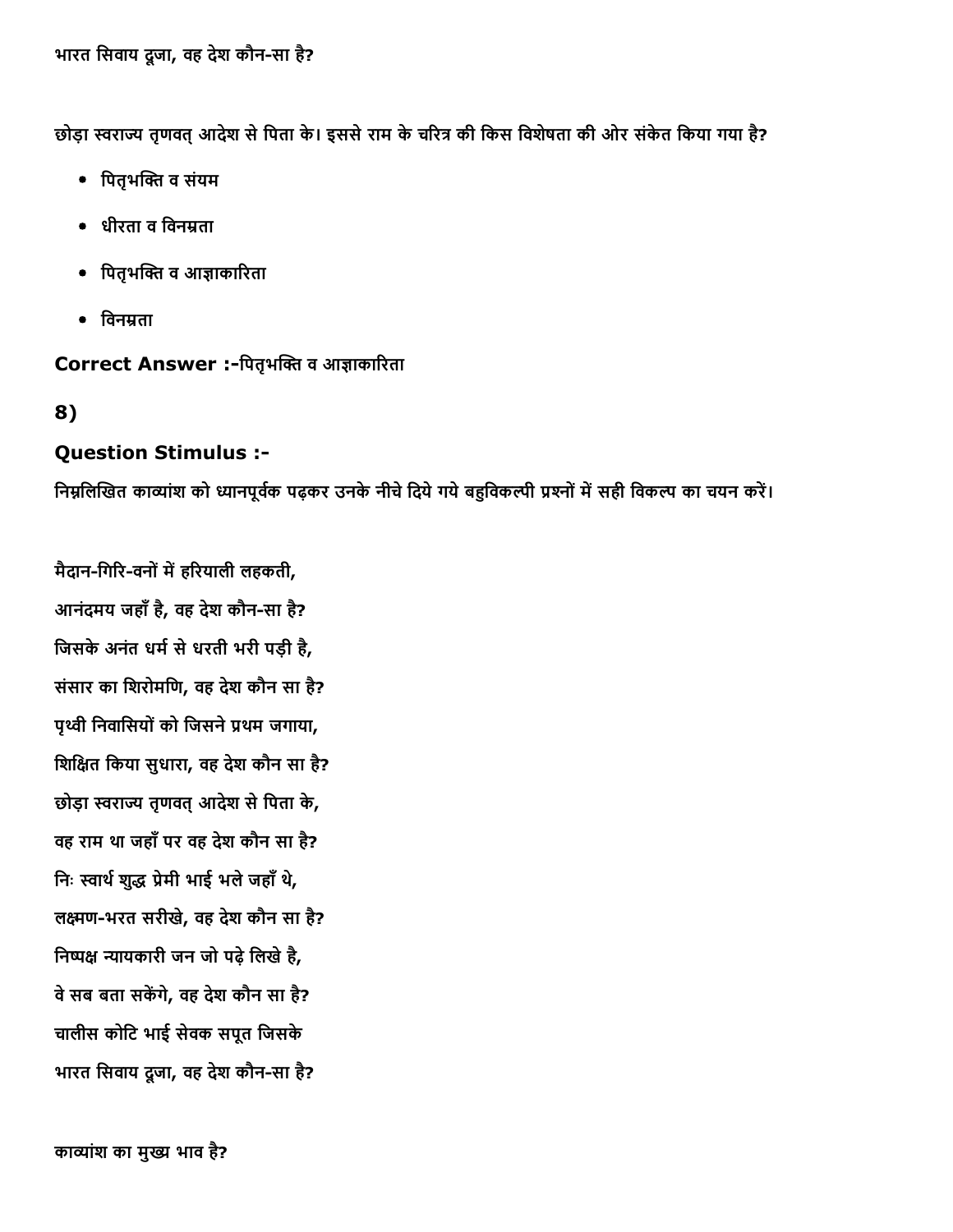भारत सिवाय दूजा, वह देश कौन-सा है?

छोड़ा स्वराज्य तृणवत् आदेश से पिता के। इससे राम के चरित्र की किस विशेषता की ओर संकेत किया गया है?

- पितृभक्ति व संयम
- धीरता व विनम्रता
- पितृभक्ति व आज्ञाकारिता
- विनम्रता

**Correct Answer :-**पितृभक्ति व आज्ञाकारिता

## 8)

### Question Stimulus :-

निम्नलिखित काव्यांश को ध्यानपूर्वक पढ़कर उनके नीचे दिये गये बहुविकल्पी प्रश्नों में सही विकल्प का चयन करें।

मैदान-गिरि-वनों में हरियाली लहकती,
आनंदमय जहाँ है, वह देश कौन-सा है?
जिसके अनंत धर्म से धरती भरी पड़ी है,
संसार का शिरोमणि, वह देश कौन सा है?
पृथ्वी निवासियों को जिसने प्रथम जगाया,
शिक्षित किया सुधारा, वह देश कौन सा है?
छोड़ा स्वराज्य तृणवत् आदेश से पिता के,
वह राम था जहाँ पर वह देश कौन सा है?
निः स्वार्थ शुद्ध प्रेमी भाई भले जहाँ थे,
लक्ष्मण-भरत सरीखे, वह देश कौन सा है?
निष्पक्ष न्यायकारी जन जो पढ़े लिखे है,
वे सब बता सकेंगे, वह देश कौन सा है?
चालीस कोटि भाई सेवक सपूत जिसके
भारत सिवाय दूजा, वह देश कौन-सा है?

काव्यांश का मुख्य भाव है?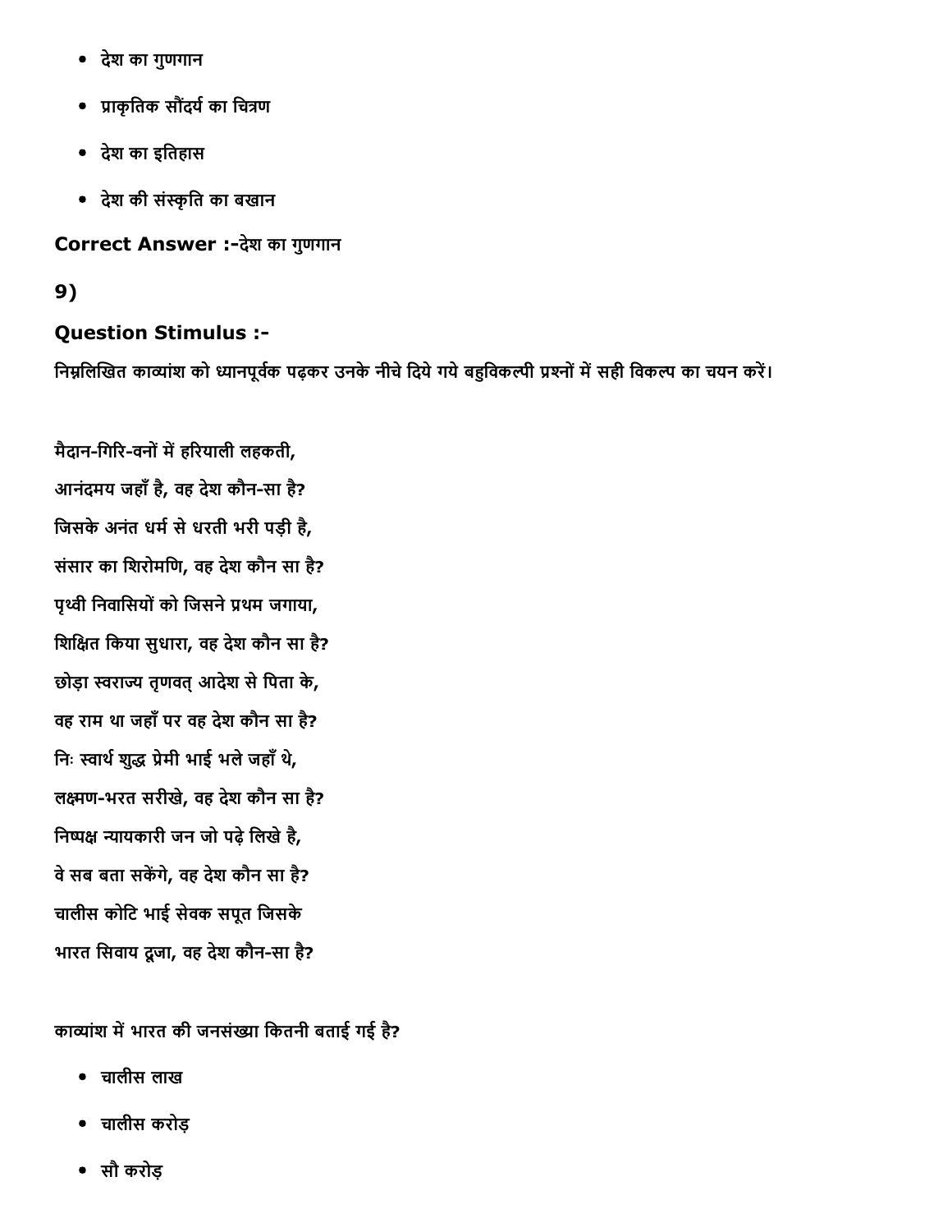- देश का गुणगान
- प्राकृतिक सौंदर्य का चित्रण
- देश का इतिहास
- देश की संस्कृति का बखान

**Correct Answer :-**देश का गुणगान

**9)**

**Question Stimulus :-**

निम्नलिखित काव्यांश को ध्यानपूर्वक पढ़कर उनके नीचे दिये गये बहुविकल्पी प्रश्नों में सही विकल्प का चयन करें।

मैदान-गिरि-वनों में हरियाली लहकती,
आनंदमय जहाँ है, वह देश कौन-सा है?
जिसके अनंत धर्म से धरती भरी पड़ी है,
संसार का शिरोमणि, वह देश कौन सा है?
पृथ्वी निवासियों को जिसने प्रथम जगाया,
शिक्षित किया सुधारा, वह देश कौन सा है?
छोड़ा स्वराज्य तृणवत् आदेश से पिता के,
वह राम था जहाँ पर वह देश कौन सा है?
निः स्वार्थ शुद्ध प्रेमी भाई भले जहाँ थे,
लक्ष्मण-भरत सरीखे, वह देश कौन सा है?
निष्पक्ष न्यायकारी जन जो पढ़े लिखे है,
वे सब बता सकेंगे, वह देश कौन सा है?
चालीस कोटि भाई सेवक सपूत जिसके
भारत सिवाय दूजा, वह देश कौन-सा है?

काव्यांश में भारत की जनसंख्या कितनी बताई गई है?

- चालीस लाख
- चालीस करोड़
- सौ करोड़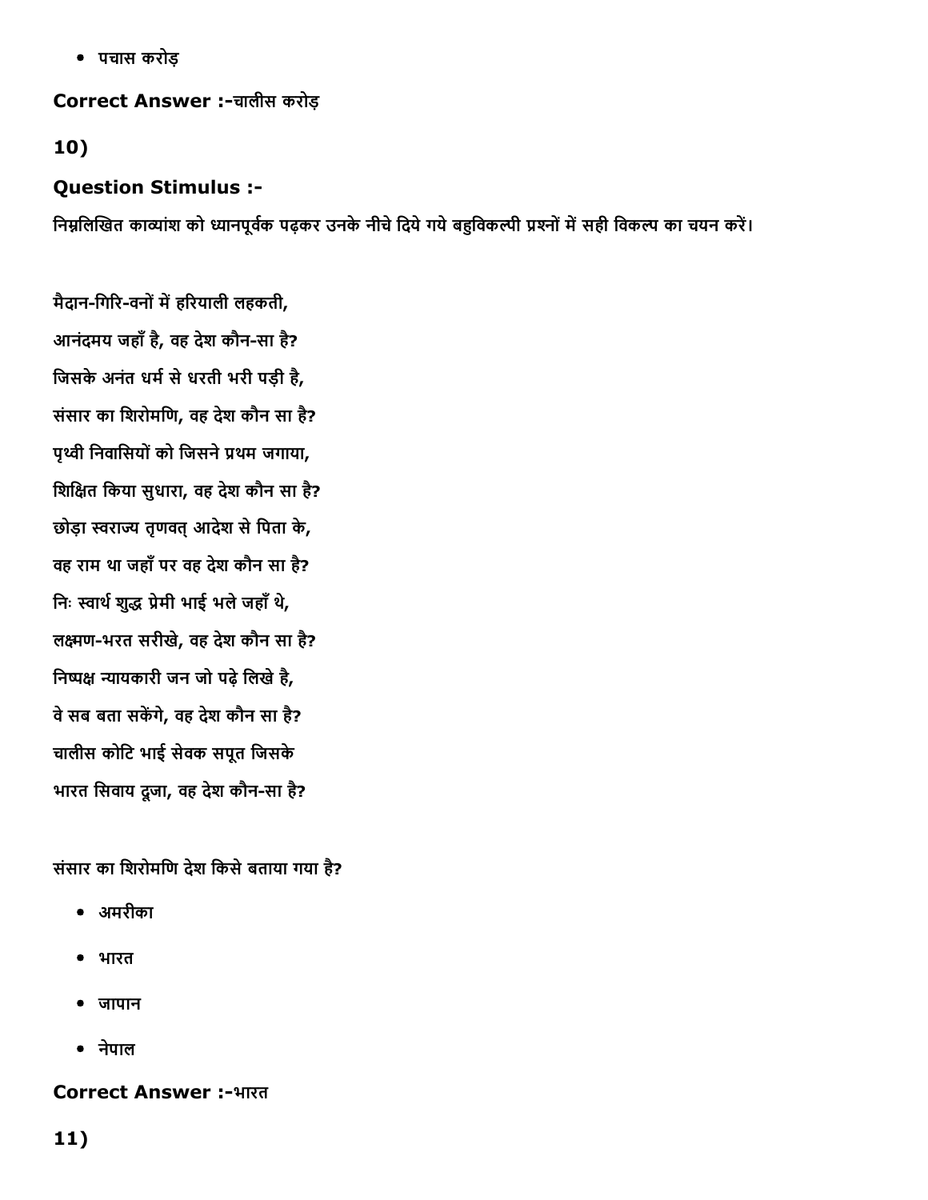- पचास करोड़

**Correct Answer :-**चालीस करोड़

**10)**

**Question Stimulus :-**

निम्नलिखित काव्यांश को ध्यानपूर्वक पढ़कर उनके नीचे दिये गये बहुविकल्पी प्रश्नों में सही विकल्प का चयन करें।

मैदान-गिरि-वनों में हरियाली लहकती,

आनंदमय जहाँ है, वह देश कौन-सा है?

जिसके अनंत धर्म से धरती भरी पड़ी है,

संसार का शिरोमणि, वह देश कौन सा है?

पृथ्वी निवासियों को जिसने प्रथम जगाया,

शिक्षित किया सुधारा, वह देश कौन सा है?

छोड़ा स्वराज्य तृणवत् आदेश से पिता के,

वह राम था जहाँ पर वह देश कौन सा है?

निः स्वार्थ शुद्ध प्रेमी भाई भले जहाँ थे,

लक्ष्मण-भरत सरीखे, वह देश कौन सा है?

निष्पक्ष न्यायकारी जन जो पढ़े लिखे है,

वे सब बता सकेंगे, वह देश कौन सा है?

चालीस कोटि भाई सेवक सपूत जिसके

भारत सिवाय दूजा, वह देश कौन-सा है?

संसार का शिरोमणि देश किसे बताया गया है?

- अमरीका
- भारत
- जापान
- नेपाल

**Correct Answer :-**भारत

**11)**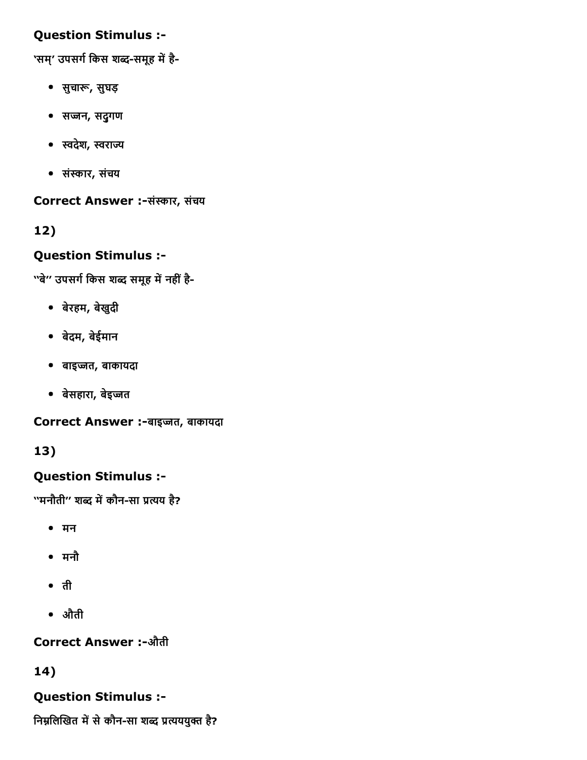**Question Stimulus :-**

'सम्' उपसर्ग किस शब्द-समूह में है-

- सुचारू, सुघड़
- सज्जन, सद्गुण
- स्वदेश, स्वराज्य
- संस्कार, संचय

**Correct Answer :-**संस्कार, संचय

**12)**

**Question Stimulus :-**

"बे" उपसर्ग किस शब्द समूह में नहीं है-

- बेरहम, बेखुदी
- बेदम, बेईमान
- बाइज्जत, बाकायदा
- बेसहारा, बेइज्जत

**Correct Answer :-**बाइज्जत, बाकायदा

**13)**

**Question Stimulus :-**

"मनौती" शब्द में कौन-सा प्रत्यय है?

- मन
- मनौ
- ती
- औती

**Correct Answer :-**औती

**14)**

**Question Stimulus :-**

निम्नलिखित में से कौन-सा शब्द प्रत्यययुक्त है?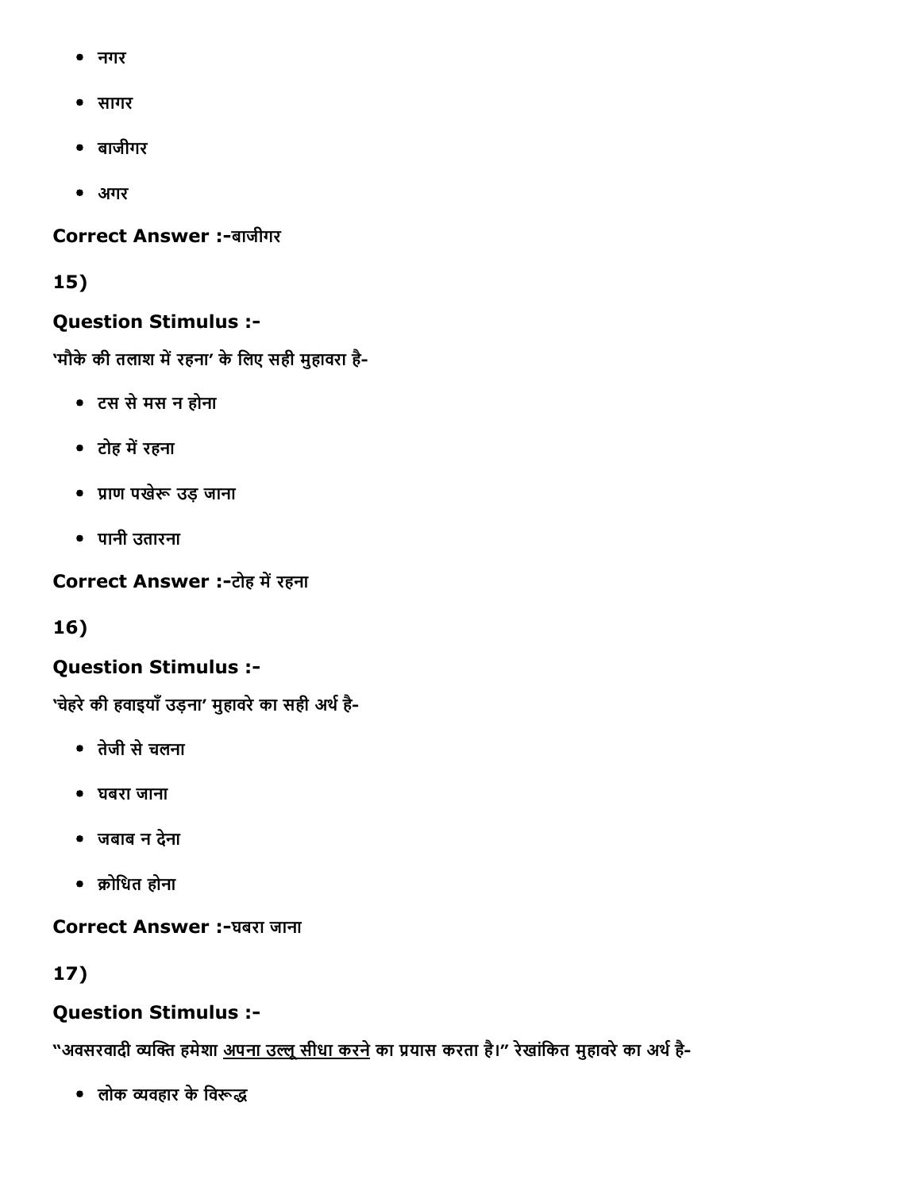- नगर
- सागर
- बाजीगर
- अगर

**Correct Answer :-**बाजीगर

**15)**

**Question Stimulus :-**

'मौके की तलाश में रहना' के लिए सही मुहावरा है-

- टस से मस न होना
- टोह में रहना
- प्राण पखेरू उड़ जाना
- पानी उतारना

**Correct Answer :-**टोह में रहना

**16)**

**Question Stimulus :-**

'चेहरे की हवाइयाँ उड़ना' मुहावरे का सही अर्थ है-

- तेजी से चलना
- घबरा जाना
- जबाब न देना
- क्रोधित होना

**Correct Answer :-**घबरा जाना

**17)**

**Question Stimulus :-**

"अवसरवादी व्यक्ति हमेशा <u>अपना उल्लू सीधा करने</u> का प्रयास करता है।" रेखांकित मुहावरे का अर्थ है-

- लोक व्यवहार के विरूद्ध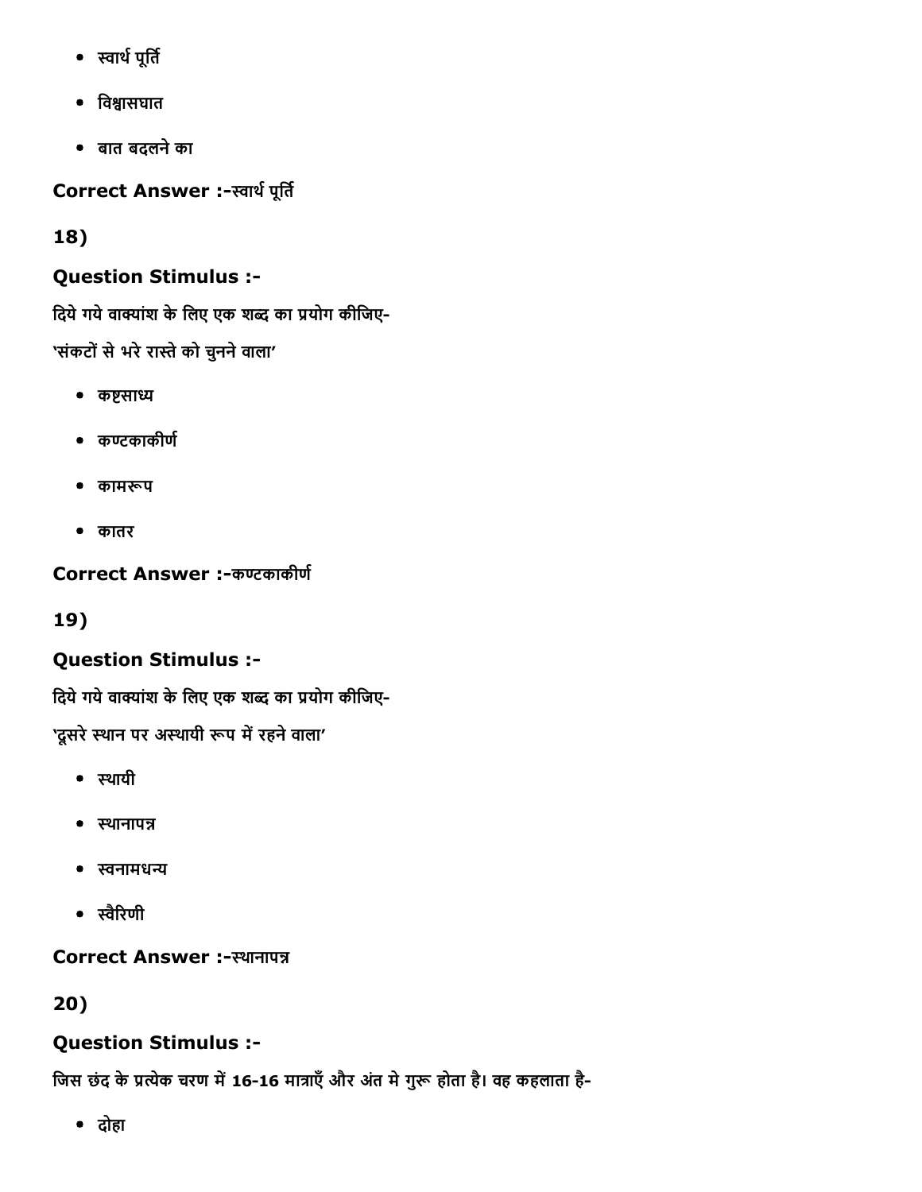- स्वार्थ पूर्ति
- विश्वासघात
- बात बदलने का

**Correct Answer :-**स्वार्थ पूर्ति

**18)**

**Question Stimulus :-**

दिये गये वाक्यांश के लिए एक शब्द का प्रयोग कीजिए-

'संकटों से भरे रास्ते को चुनने वाला'

- कष्टसाध्य
- कण्टकाकीर्ण
- कामरूप
- कातर

**Correct Answer :-**कण्टकाकीर्ण

**19)**

**Question Stimulus :-**

दिये गये वाक्यांश के लिए एक शब्द का प्रयोग कीजिए-

'दूसरे स्थान पर अस्थायी रूप में रहने वाला'

- स्थायी
- स्थानापन्न
- स्वनामधन्य
- स्वैरिणी

**Correct Answer :-**स्थानापन्न

**20)**

**Question Stimulus :-**

जिस छंद के प्रत्येक चरण में 16-16 मात्राएँ और अंत मे गुरू होता है। वह कहलाता है-

- दोहा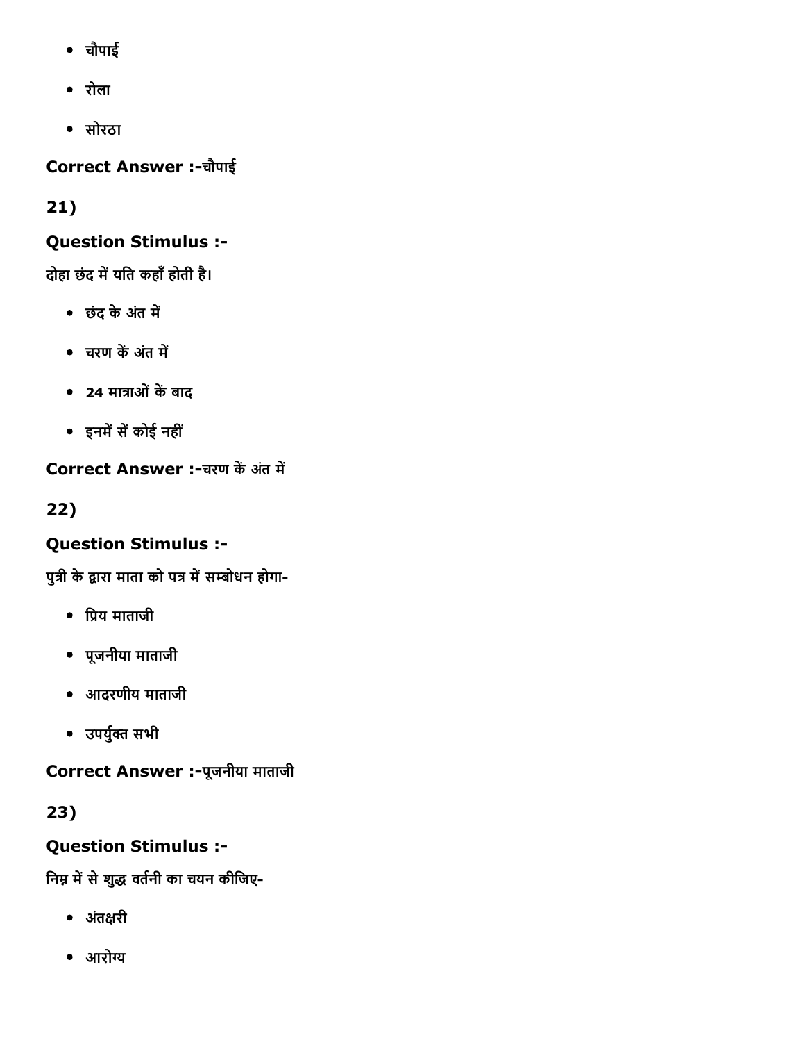- चौपाई
- रोला
- सोरठा

**Correct Answer :-**चौपाई

**21)**

**Question Stimulus :-**

दोहा छंद में यति कहाँ होती है।

- छंद के अंत में
- चरण कें अंत में
- 24 मात्राओं कें बाद
- इनमें सें कोई नहीं

**Correct Answer :-**चरण कें अंत में

**22)**

**Question Stimulus :-**

पुत्री के द्वारा माता को पत्र में सम्बोधन होगा-

- प्रिय माताजी
- पूजनीया माताजी
- आदरणीय माताजी
- उपर्युक्त सभी

**Correct Answer :-**पूजनीया माताजी

**23)**

**Question Stimulus :-**

निम्न में से शुद्ध वर्तनी का चयन कीजिए-

- अंतक्षरी
- आरोग्य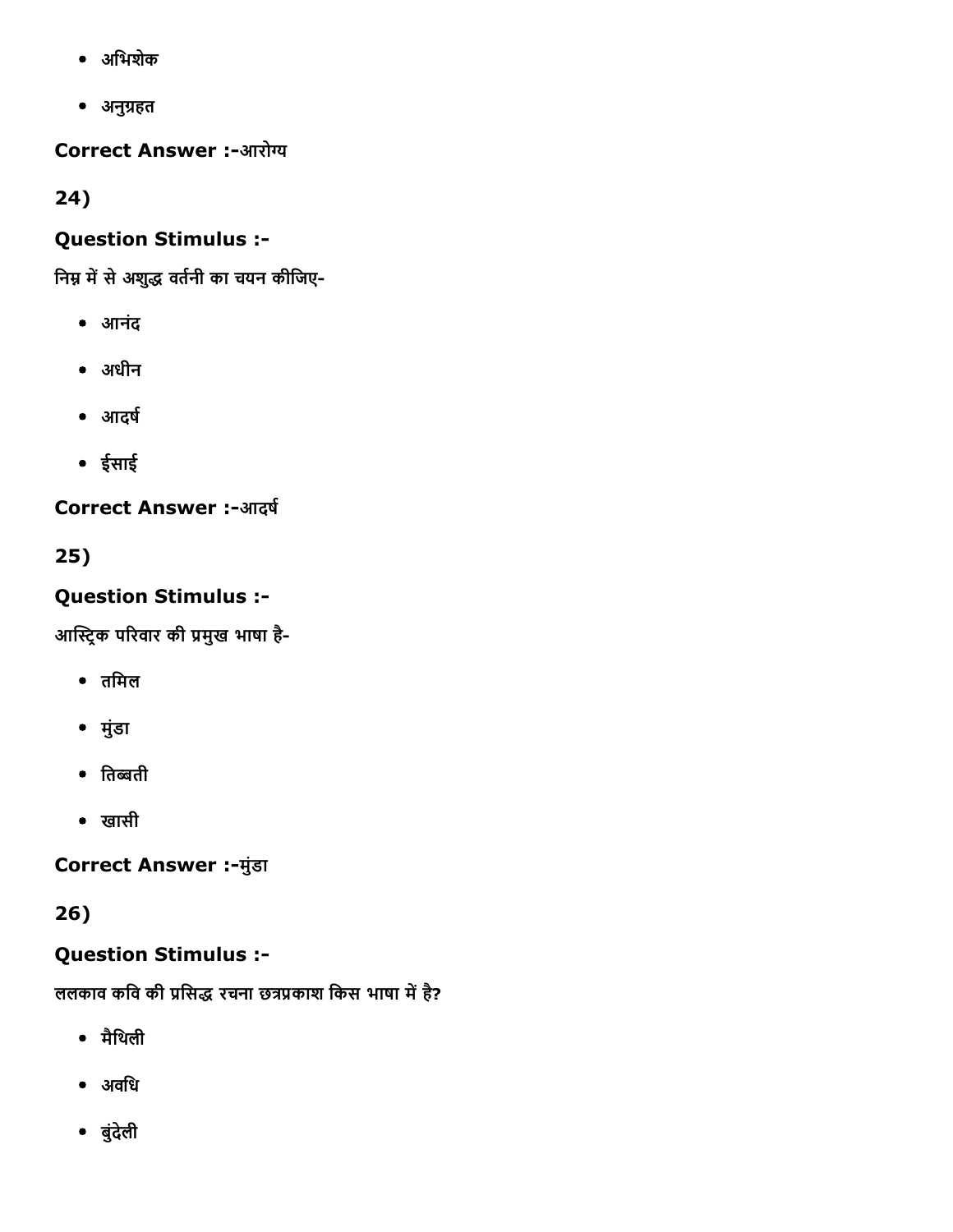- अभिशेक
- अनुग्रहत

**Correct Answer :-**आरोग्य

**24)**

**Question Stimulus :-**

निम्न में से अशुद्ध वर्तनी का चयन कीजिए-

- आनंद
- अधीन
- आदर्ष
- ईसाई

**Correct Answer :-**आदर्ष

**25)**

**Question Stimulus :-**

आस्ट्रिक परिवार की प्रमुख भाषा है-

- तमिल
- मुंडा
- तिब्बती
- खासी

**Correct Answer :-**मुंडा

**26)**

**Question Stimulus :-**

ललकाव कवि की प्रसिद्ध रचना छत्रप्रकाश किस भाषा में है?

- मैथिली
- अवधि
- बुंदेली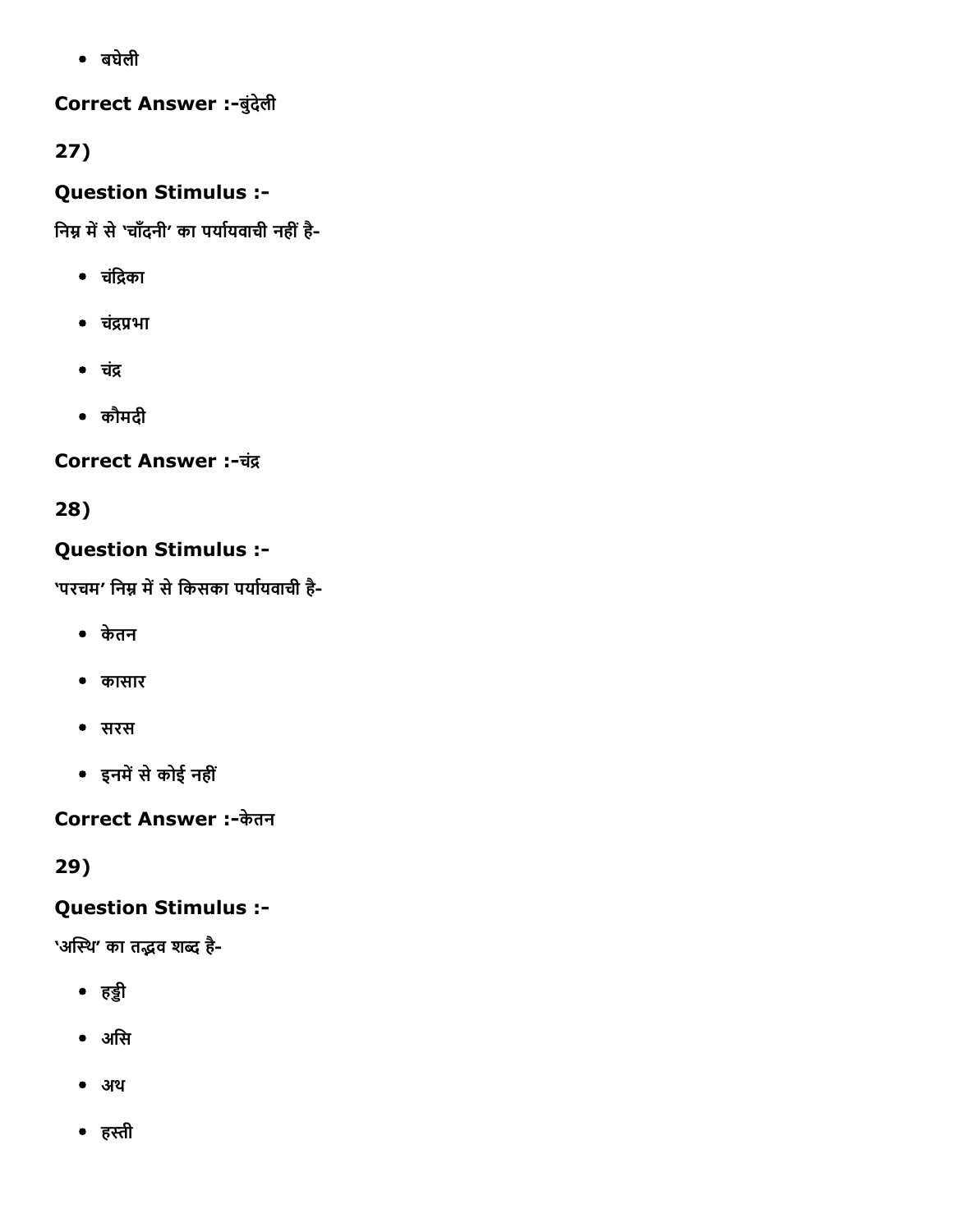- बघेली

**Correct Answer :-**बुंदेली

**27)**

**Question Stimulus :-**

निम्न में से 'चाँदनी' का पर्यायवाची नहीं है-

- चंद्रिका
- चंद्रप्रभा
- चंद्र
- कौमदी

**Correct Answer :-**चंद्र

**28)**

**Question Stimulus :-**

'परचम' निम्न में से किसका पर्यायवाची है-

- केतन
- कासार
- सरस
- इनमें से कोई नहीं

**Correct Answer :-**केतन

**29)**

**Question Stimulus :-**

'अस्थि' का तद्भव शब्द है-

- हड्डी
- असि
- अथ
- हस्ती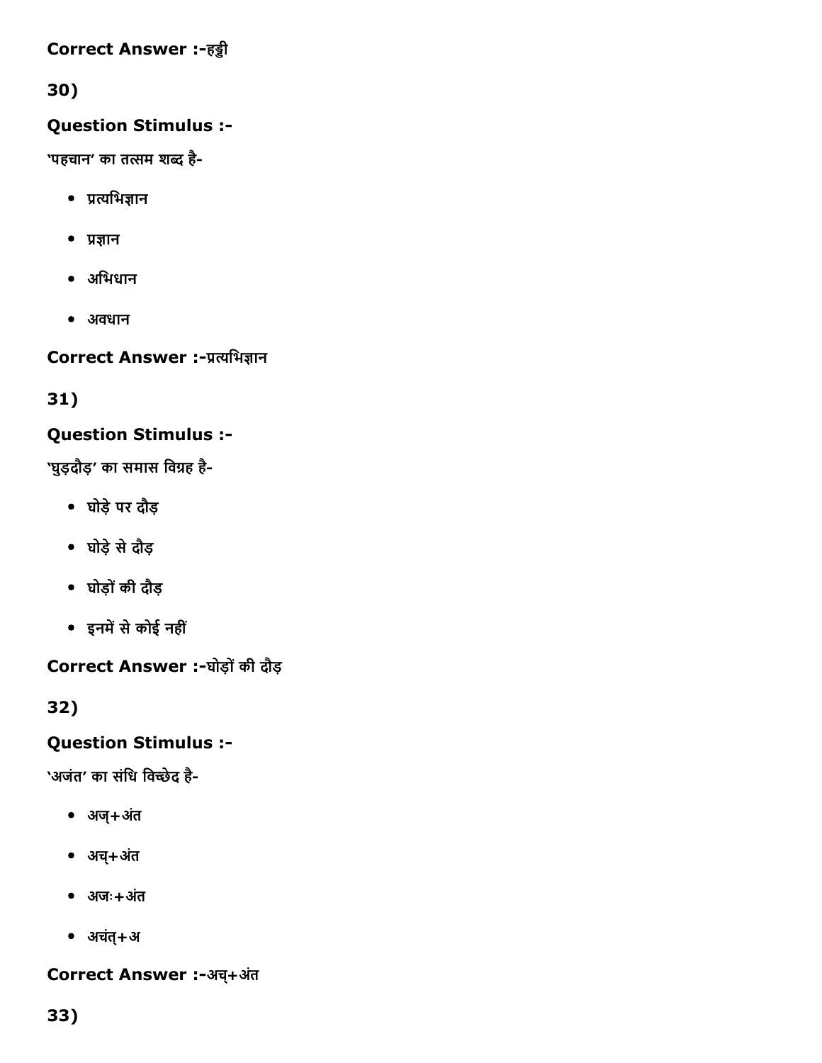Correct Answer :-हड्डी

30)

**Question Stimulus :-**

'पहचान' का तत्सम शब्द है-

- प्रत्यभिज्ञान
- प्रज्ञान
- अभिधान
- अवधान

**Correct Answer :-**प्रत्यभिज्ञान

31)

**Question Stimulus :-**

'घुड़दौड़' का समास विग्रह है-

- घोड़े पर दौड़
- घोड़े से दौड़
- घोड़ों की दौड़
- इनमें से कोई नहीं

**Correct Answer :-**घोड़ों की दौड़

32)

**Question Stimulus :-**

'अजंत' का संधि विच्छेद है-

- अज्+अंत
- अच्+अंत
- अजः+अंत
- अचंत्+अ

**Correct Answer :-**अच्+अंत

33)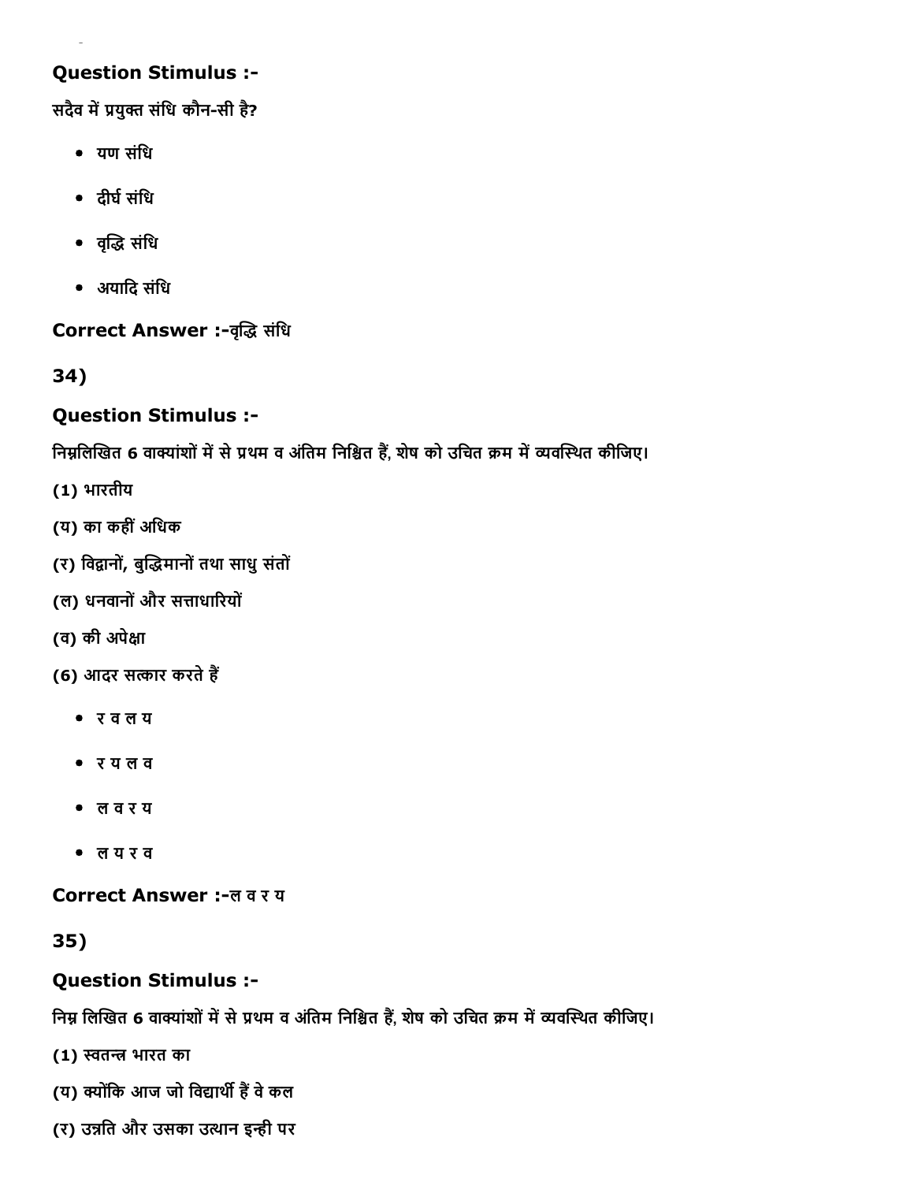**Question Stimulus :-**

सदैव में प्रयुक्त संधि कौन-सी है?

- यण संधि
- दीर्घ संधि
- वृद्धि संधि
- अयादि संधि

**Correct Answer :-**वृद्धि संधि

**34)**

**Question Stimulus :-**

निम्नलिखित 6 वाक्यांशों में से प्रथम व अंतिम निश्चित हैं, शेष को उचित क्रम में व्यवस्थित कीजिए।

(1) भारतीय

(य) का कहीं अधिक

(र) विद्वानों, बुद्धिमानों तथा साधु संतों

(ल) धनवानों और सत्ताधारियों

(व) की अपेक्षा

(6) आदर सत्कार करते हैं

- र व ल य
- र य ल व
- ल व र य
- ल य र व

**Correct Answer :-**ल व र य

**35)**

**Question Stimulus :-**

निम्न लिखित 6 वाक्यांशों में से प्रथम व अंतिम निश्चित हैं, शेष को उचित क्रम में व्यवस्थित कीजिए।

(1) स्वतन्त्र भारत का

(य) क्योंकि आज जो विद्यार्थी हैं वे कल

(र) उन्नति और उसका उत्थान इन्ही पर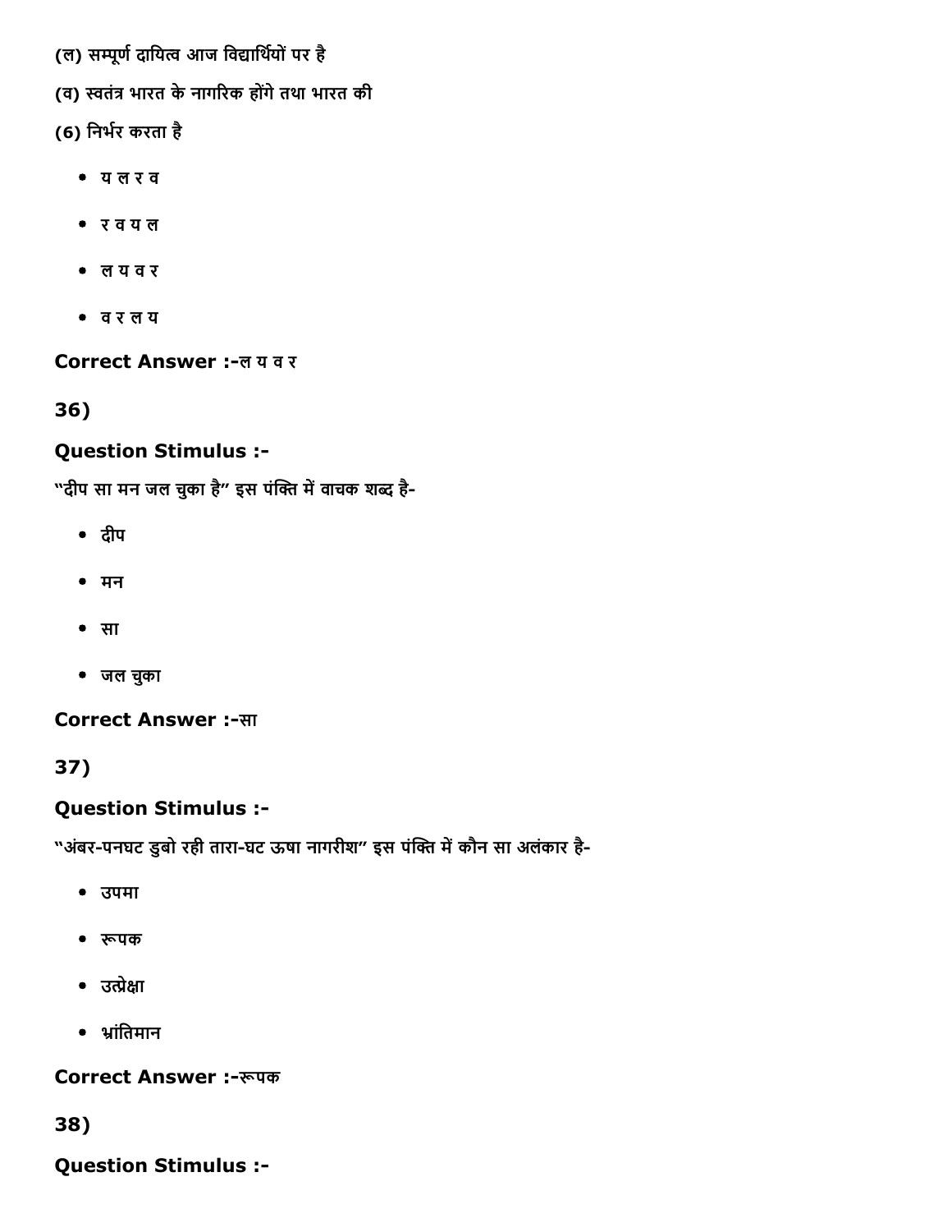(ल) सम्पूर्ण दायित्व आज विद्यार्थियों पर है

(व) स्वतंत्र भारत के नागरिक होंगे तथा भारत की

(6) निर्भर करता है

- य ल र व
- र व य ल
- ल य व र
- व र ल य

**Correct Answer :-**ल य व र

**36)**

**Question Stimulus :-**

"दीप सा मन जल चुका है" इस पंक्ति में वाचक शब्द है-

- दीप
- मन
- सा
- जल चुका

**Correct Answer :-**सा

**37)**

**Question Stimulus :-**

"अंबर-पनघट डुबो रही तारा-घट ऊषा नागरीश" इस पंक्ति में कौन सा अलंकार है-

- उपमा
- रूपक
- उत्प्रेक्षा
- भ्रांतिमान

**Correct Answer :-**रूपक

**38)**

**Question Stimulus :-**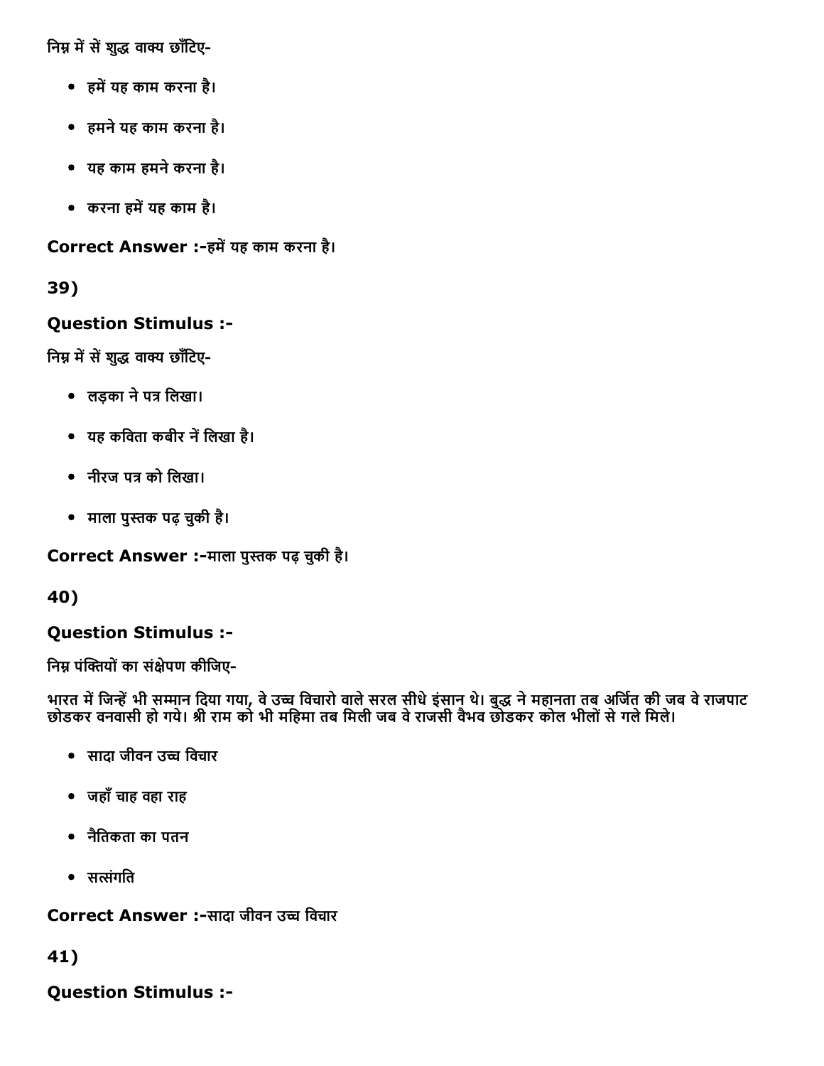निम्न में सें शुद्ध वाक्य छाँटिए-

- हमें यह काम करना है।
- हमने यह काम करना है।
- यह काम हमने करना है।
- करना हमें यह काम है।

**Correct Answer :-**हमें यह काम करना है।

**39)**

**Question Stimulus :-**

निम्न में सें शुद्ध वाक्य छाँटिए-

- लड़का ने पत्र लिखा।
- यह कविता कबीर नें लिखा है।
- नीरज पत्र को लिखा।
- माला पुस्तक पढ़ चुकी है।

**Correct Answer :-**माला पुस्तक पढ़ चुकी है।

**40)**

**Question Stimulus :-**

निम्न पंक्तियों का संक्षेपण कीजिए-

भारत में जिन्हें भी सम्मान दिया गया, वे उच्च विचारो वाले सरल सीधे इंसान थे। बुद्ध ने महानता तब अर्जित की जब वे राजपाट छोडकर वनवासी हो गये। श्री राम को भी महिमा तब मिली जब वे राजसी वैभव छोडकर कोल भीलों से गले मिले।

- सादा जीवन उच्च विचार
- जहाँ चाह वहा राह
- नैतिकता का पतन
- सत्संगति

**Correct Answer :-**सादा जीवन उच्च विचार

**41)**

**Question Stimulus :-**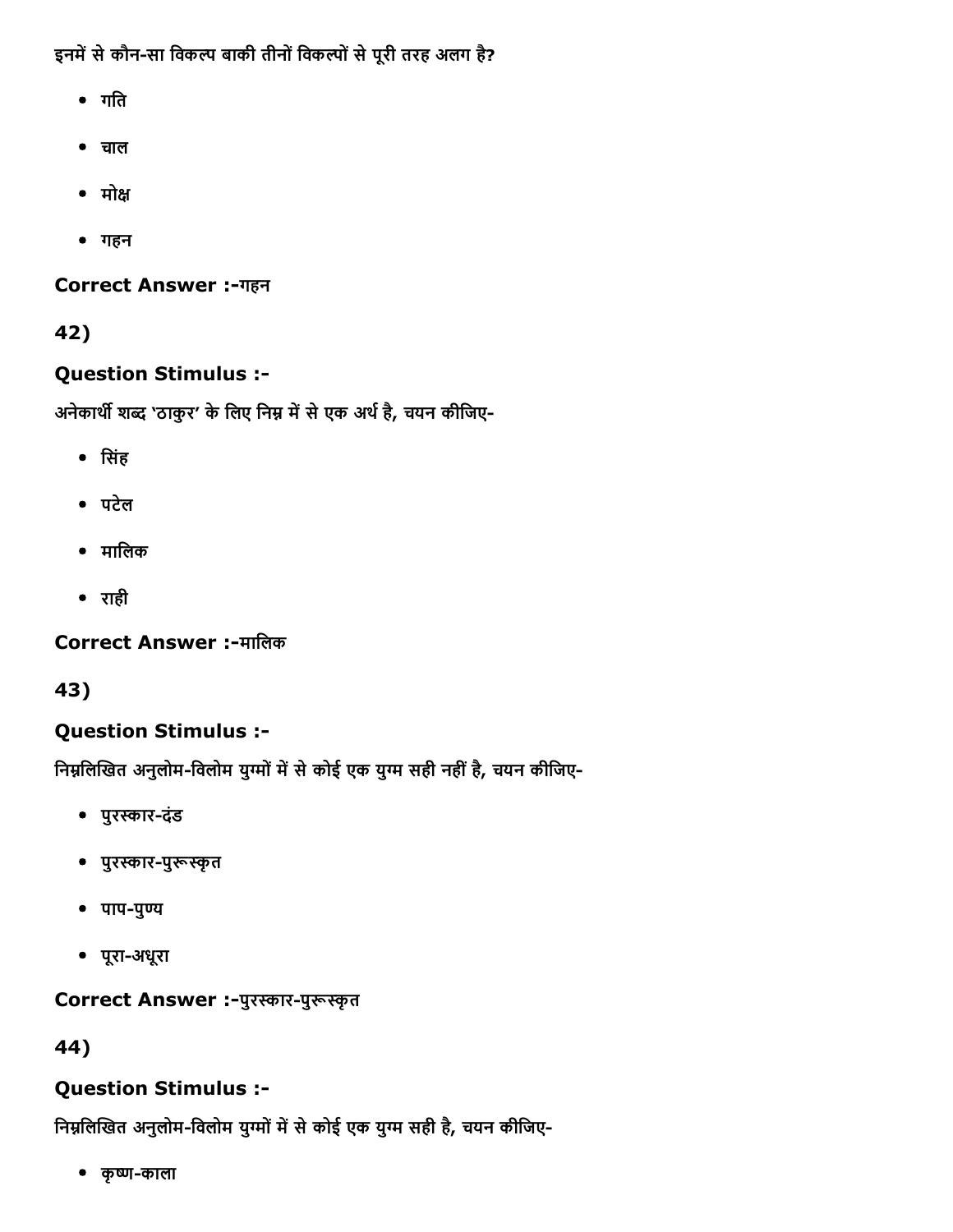इनमें से कौन-सा विकल्प बाकी तीनों विकल्पों से पूरी तरह अलग है?

- गति
- चाल
- मोक्ष
- गहन

**Correct Answer :-**गहन

**42)**

**Question Stimulus :-**

अनेकार्थी शब्द 'ठाकुर' के लिए निम्न में से एक अर्थ है, चयन कीजिए-

- सिंह
- पटेल
- मालिक
- राही

**Correct Answer :-**मालिक

**43)**

**Question Stimulus :-**

निम्नलिखित अनुलोम-विलोम युग्मों में से कोई एक युग्म सही नहीं है, चयन कीजिए-

- पुरस्कार-दंड
- पुरस्कार-पुरूस्कृत
- पाप-पुण्य
- पूरा-अधूरा

**Correct Answer :-**पुरस्कार-पुरूस्कृत

**44)**

**Question Stimulus :-**

निम्नलिखित अनुलोम-विलोम युग्मों में से कोई एक युग्म सही है, चयन कीजिए-

- कृष्ण-काला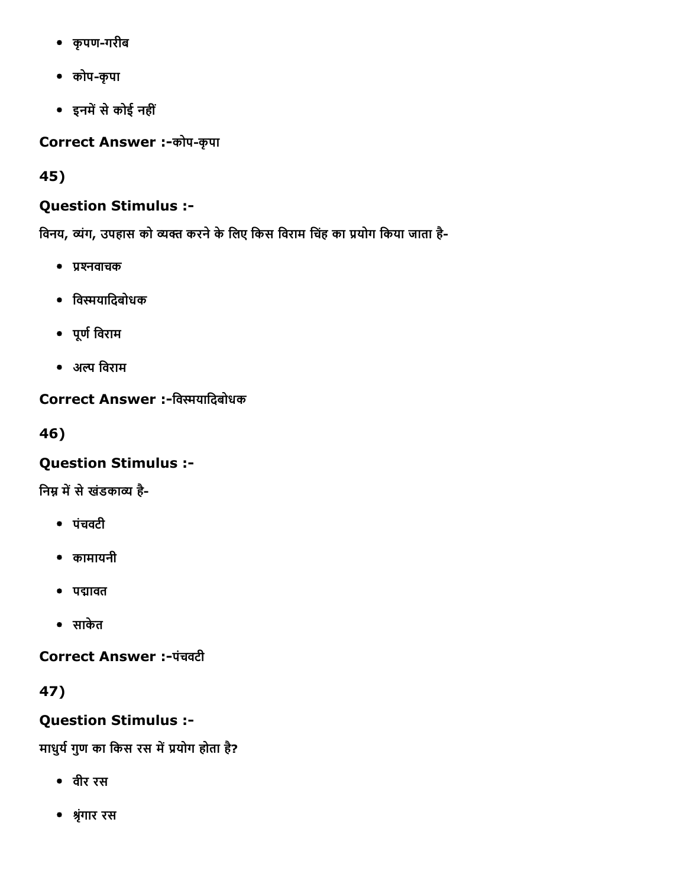- कृपण-गरीब
- कोप-कृपा
- इनमें से कोई नहीं

**Correct Answer :-**कोप-कृपा

**45)**

**Question Stimulus :-**

विनय, व्यंग, उपहास को व्यक्त करने के लिए किस विराम चिंह का प्रयोग किया जाता है-

- प्रश्नवाचक
- विस्मयादिबोधक
- पूर्ण विराम
- अल्प विराम

**Correct Answer :-**विस्मयादिबोधक

**46)**

**Question Stimulus :-**

निम्न में से खंडकाव्य है-

- पंचवटी
- कामायनी
- पद्मावत
- साकेत

**Correct Answer :-**पंचवटी

**47)**

**Question Stimulus :-**

माधुर्य गुण का किस रस में प्रयोग होता है?

- वीर रस
- श्रृंगार रस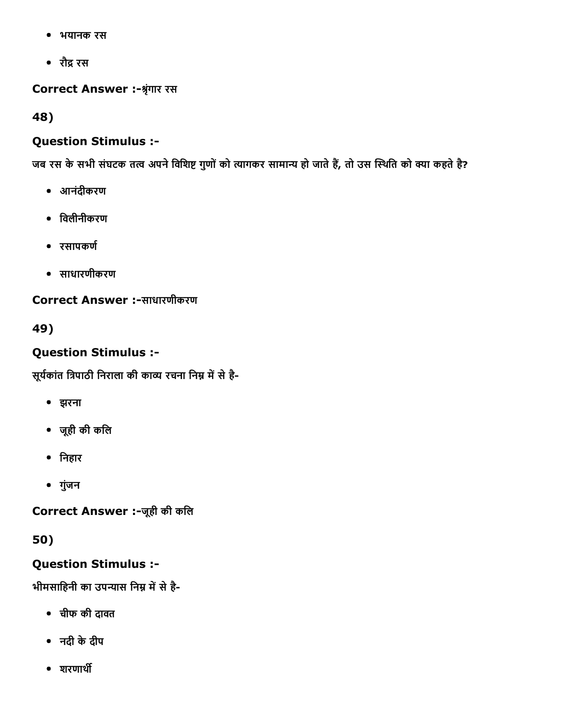- भयानक रस
- रौद्र रस

**Correct Answer :-**श्रृंगार रस

**48)**

### Question Stimulus :-

जब रस के सभी संघटक तत्व अपने विशिष्ट गुणों को त्यागकर सामान्य हो जाते हैं, तो उस स्थिति को क्या कहते है?

- आनंदीकरण
- विलीनीकरण
- रसापकर्ण
- साधारणीकरण

**Correct Answer :-**साधारणीकरण

**49)**

### Question Stimulus :-

सूर्यकांत त्रिपाठी निराला की काव्य रचना निम्न में से है-

- झरना
- जूही की कलि
- निहार
- गुंजन

**Correct Answer :-**जूही की कलि

**50)**

### Question Stimulus :-

भीमसाहिनी का उपन्यास निम्न में से है-

- चीफ की दावत
- नदी के दीप
- शरणार्थी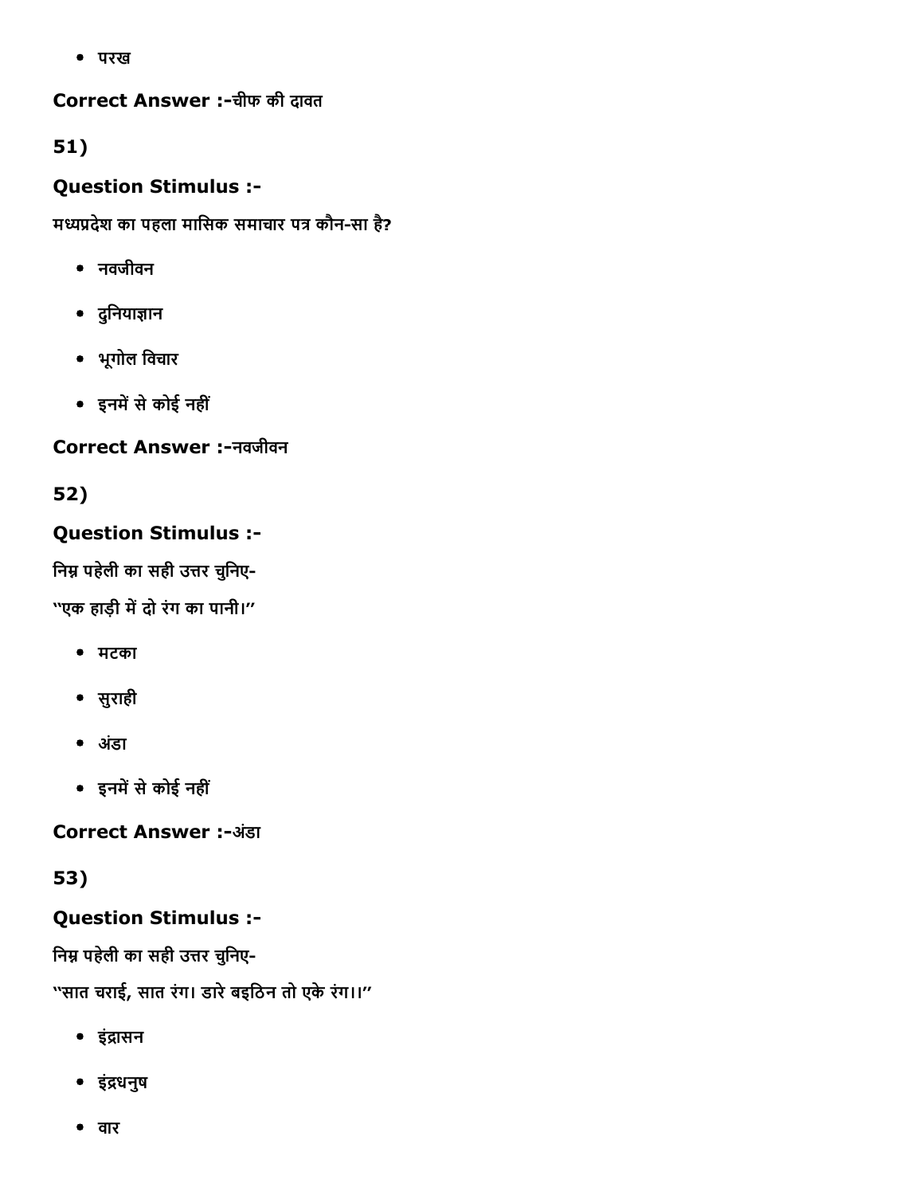- परख

**Correct Answer :-**चीफ की दावत

**51)**

**Question Stimulus :-**

मध्यप्रदेश का पहला मासिक समाचार पत्र कौन-सा है?

- नवजीवन
- दुनियाज्ञान
- भूगोल विचार
- इनमें से कोई नहीं

**Correct Answer :-**नवजीवन

**52)**

**Question Stimulus :-**

निम्न पहेली का सही उत्तर चुनिए-

"एक हाड़ी में दो रंग का पानी।"

- मटका
- सुराही
- अंडा
- इनमें से कोई नहीं

**Correct Answer :-**अंडा

**53)**

**Question Stimulus :-**

निम्न पहेली का सही उत्तर चुनिए-

"सात चराई, सात रंग। डारे बइठिन तो एके रंग।।"

- इंद्रासन
- इंद्रधनुष
- वार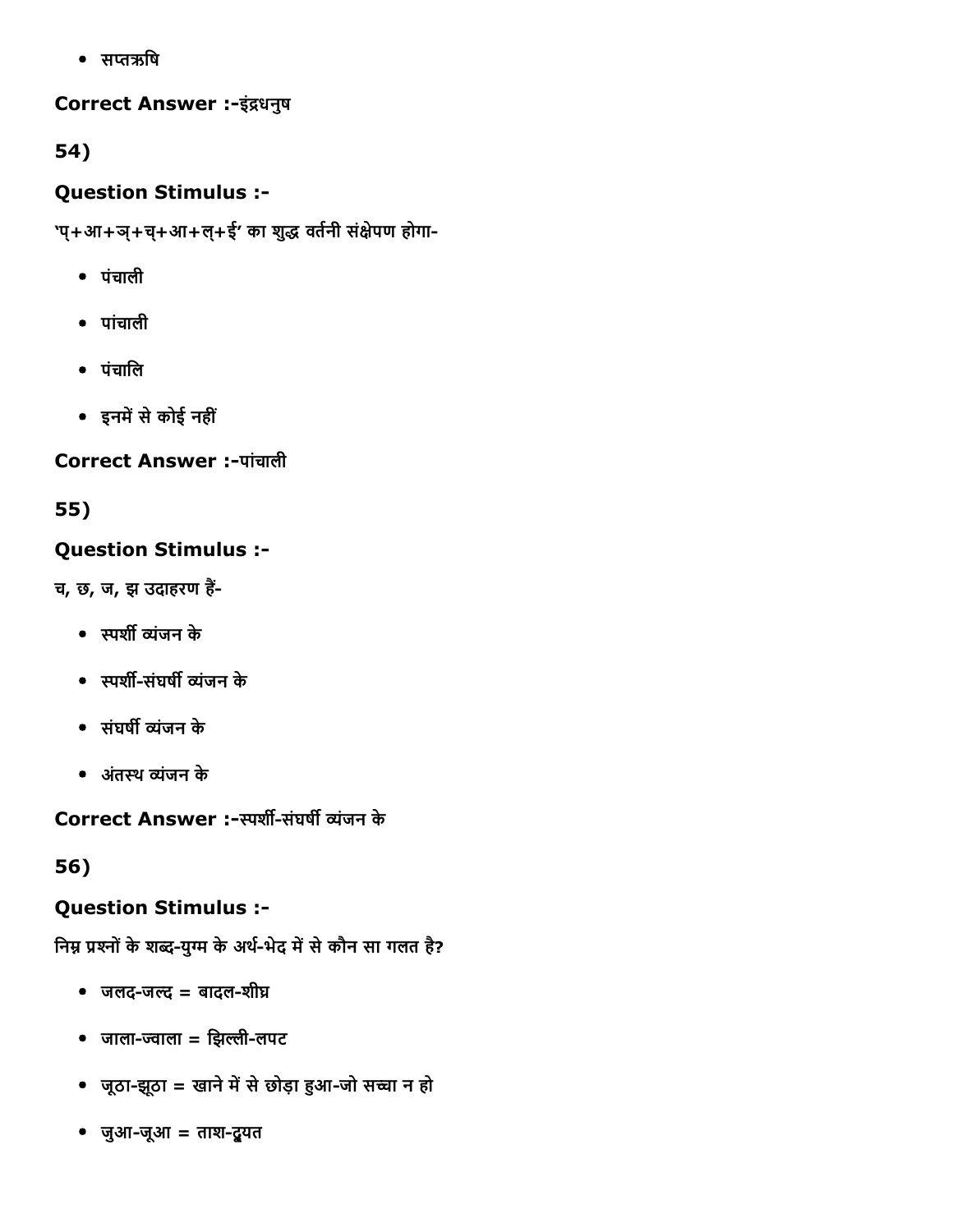- सप्तऋषि

**Correct Answer :-**इंद्रधनुष

54)

**Question Stimulus :-**

'प्+आ+ञ्+च्+आ+ल्+ई' का शुद्ध वर्तनी संक्षेपण होगा-

- पंचाली
- पांचाली
- पंचालि
- इनमें से कोई नहीं

**Correct Answer :-**पांचाली

55)

**Question Stimulus :-**

च, छ, ज, झ उदाहरण हैं-

- स्पर्शी व्यंजन के
- स्पर्शी-संघर्षी व्यंजन के
- संघर्षी व्यंजन के
- अंतस्थ व्यंजन के

**Correct Answer :-**स्पर्शी-संघर्षी व्यंजन के

56)

**Question Stimulus :-**

निम्न प्रश्नों के शब्द-युग्म के अर्थ-भेद में से कौन सा गलत है?

- जलद-जल्द = बादल-शीघ्र
- जाला-ज्वाला = झिल्ली-लपट
- जूठा-झूठा = खाने में से छोड़ा हुआ-जो सच्चा न हो
- जुआ-जूआ = ताश-द्यूत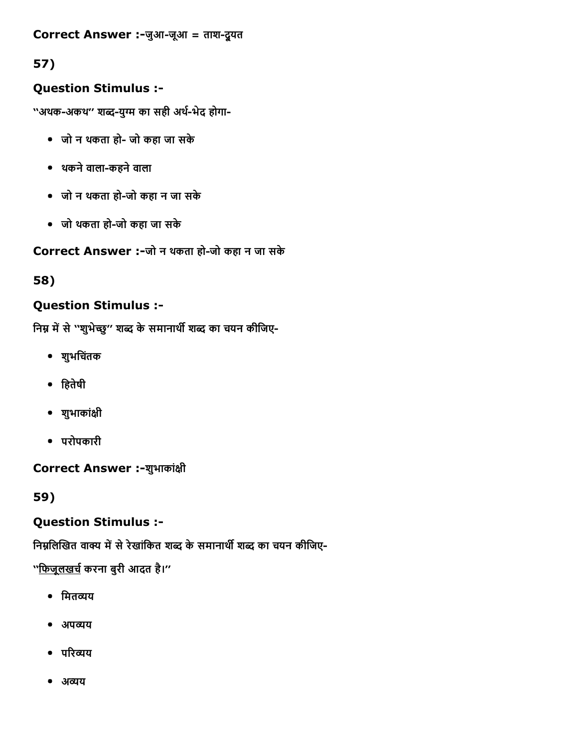**Correct Answer :-**जुआ-जूआ = ताश-द्यूत

**57)**

**Question Stimulus :-**

''अथक-अकथ'' शब्द-युग्म का सही अर्थ-भेद होगा-

- जो न थकता हो- जो कहा जा सके
- थकने वाला-कहने वाला
- जो न थकता हो-जो कहा न जा सके
- जो थकता हो-जो कहा जा सके

**Correct Answer :-**जो न थकता हो-जो कहा न जा सके

**58)**

**Question Stimulus :-**

निम्न में से ''शुभेच्छु'' शब्द के समानार्थी शब्द का चयन कीजिए-

- शुभचिंतक
- हितेषी
- शुभाकांक्षी
- परोपकारी

**Correct Answer :-**शुभाकांक्षी

**59)**

**Question Stimulus :-**

निम्नलिखित वाक्य में से रेखांकित शब्द के समानार्थी शब्द का चयन कीजिए-

''<u>फिजूलखर्च</u> करना बुरी आदत है।''

- मितव्यय
- अपव्यय
- परिव्यय
- अव्यय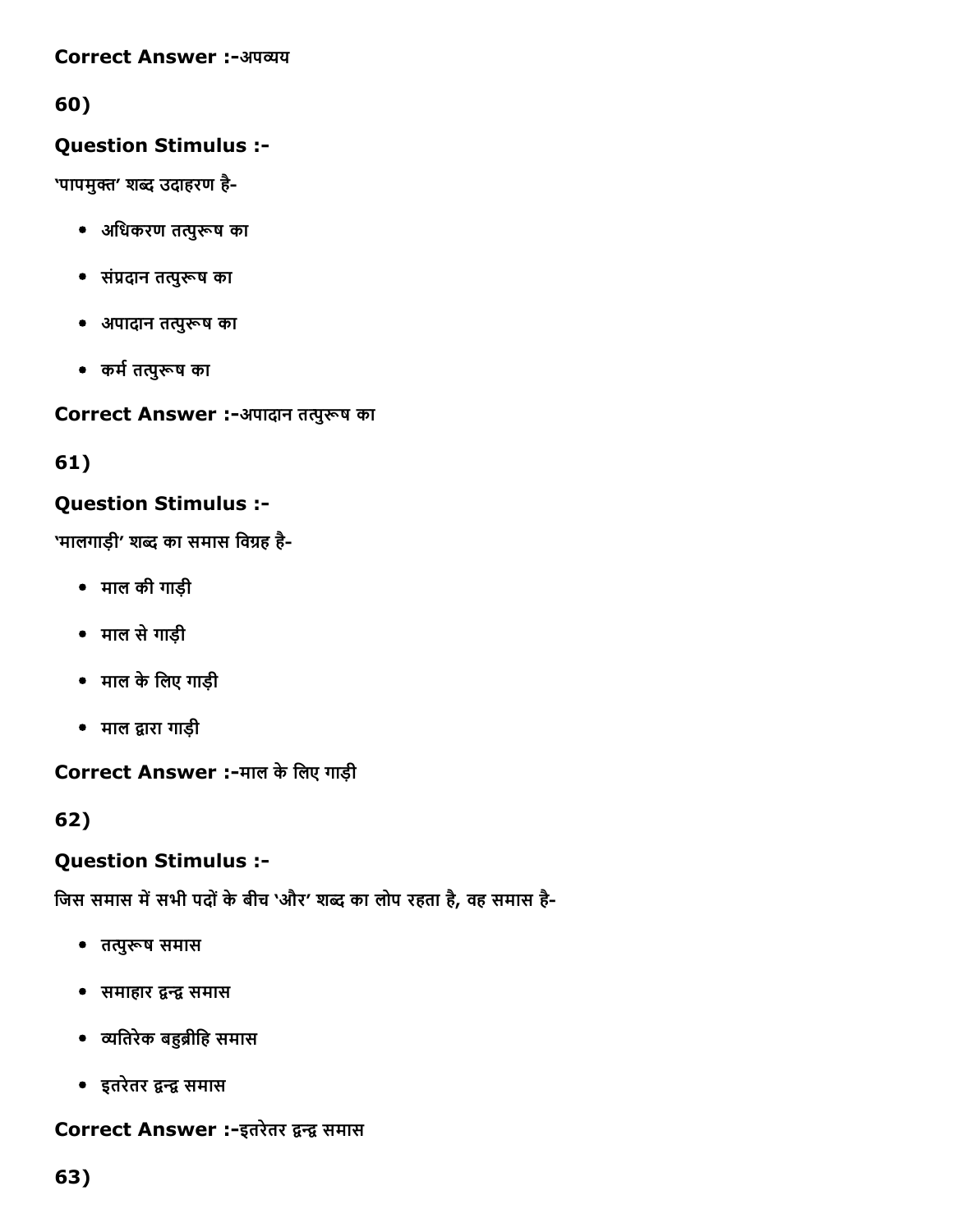**Correct Answer :-**अपव्यय

**60)**

**Question Stimulus :-**

'पापमुक्त' शब्द उदाहरण है-

- अधिकरण तत्पुरूष का
- संप्रदान तत्पुरूष का
- अपादान तत्पुरूष का
- कर्म तत्पुरूष का

**Correct Answer :-**अपादान तत्पुरूष का

**61)**

**Question Stimulus :-**

'मालगाड़ी' शब्द का समास विग्रह है-

- माल की गाड़ी
- माल से गाड़ी
- माल के लिए गाड़ी
- माल द्वारा गाड़ी

**Correct Answer :-**माल के लिए गाड़ी

**62)**

**Question Stimulus :-**

जिस समास में सभी पदों के बीच 'और' शब्द का लोप रहता है, वह समास है-

- तत्पुरूष समास
- समाहार द्वन्द्व समास
- व्यतिरेक बहुव्रीहि समास
- इतरेतर द्वन्द्व समास

**Correct Answer :-**इतरेतर द्वन्द्व समास

**63)**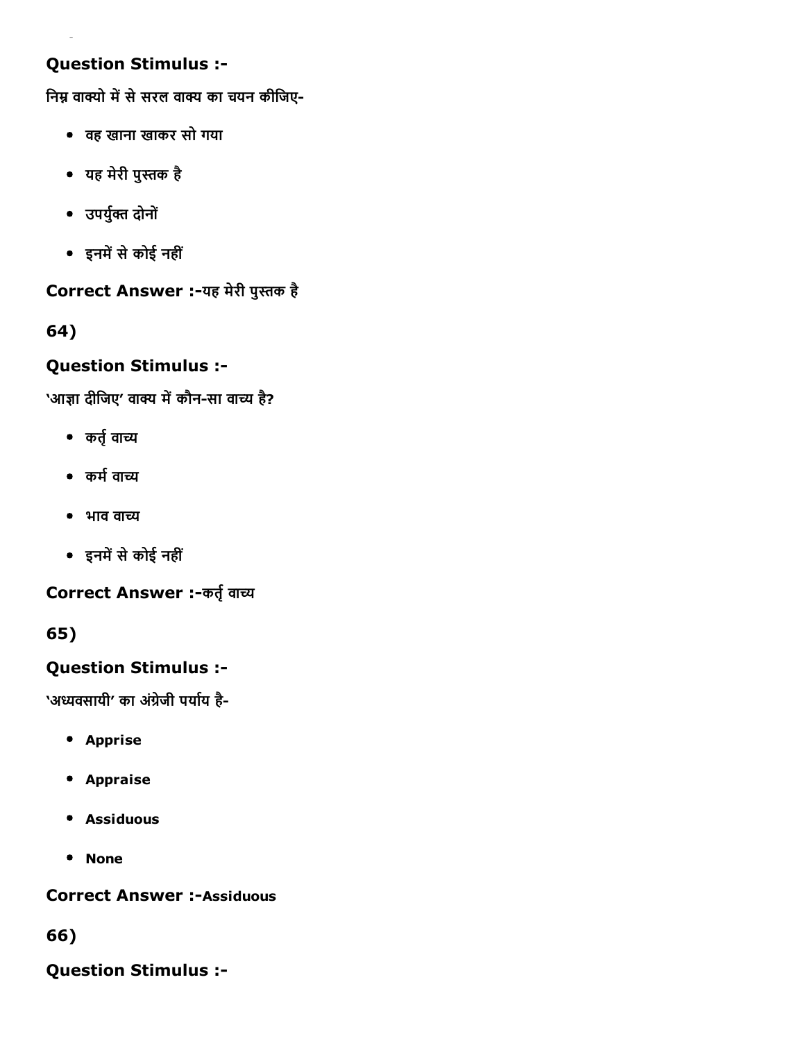**Question Stimulus :-**

निम्न वाक्यो में से सरल वाक्य का चयन कीजिए-

- वह खाना खाकर सो गया
- यह मेरी पुस्तक है
- उपर्युक्त दोनों
- इनमें से कोई नहीं

**Correct Answer :-**यह मेरी पुस्तक है

**64)**

**Question Stimulus :-**

'आज्ञा दीजिए' वाक्य में कौन-सा वाच्य है?

- कर्तृ वाच्य
- कर्म वाच्य
- भाव वाच्य
- इनमें से कोई नहीं

**Correct Answer :-**कर्तृ वाच्य

**65)**

**Question Stimulus :-**

'अध्यवसायी' का अंग्रेजी पर्याय है-

- **Apprise**
- **Appraise**
- **Assiduous**
- **None**

**Correct Answer :-Assiduous**

**66)**

**Question Stimulus :-**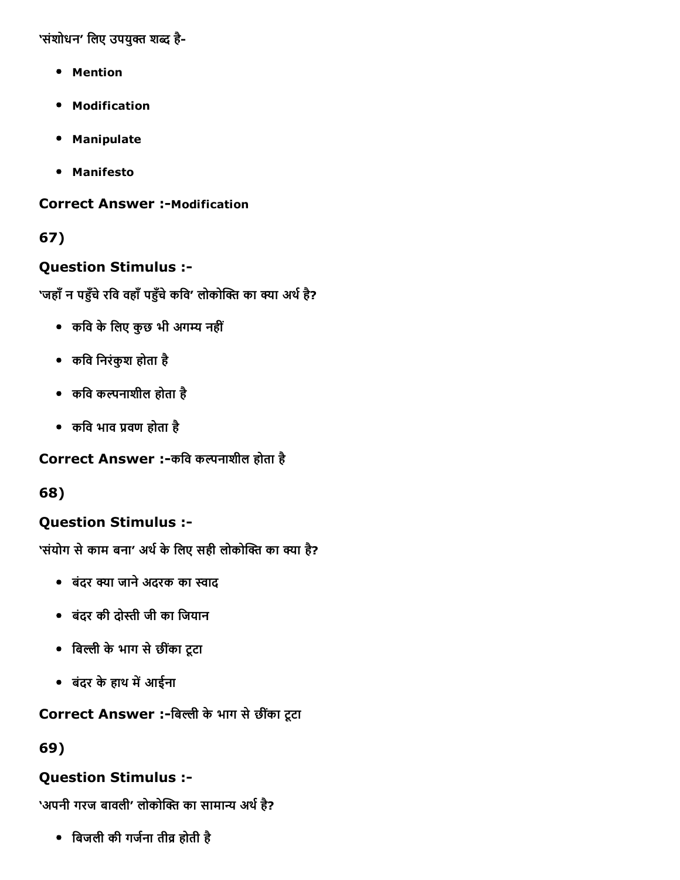'संशोधन' लिए उपयुक्त शब्द है-

- **Mention**
- **Modification**
- **Manipulate**
- **Manifesto**

**Correct Answer :-Modification**

**67)**

**Question Stimulus :-**

'जहाँ न पहुँचे रवि वहाँ पहुँचे कवि' लोकोक्ति का क्या अर्थ है?

- कवि के लिए कुछ भी अगम्य नहीं
- कवि निरंकुश होता है
- कवि कल्पनाशील होता है
- कवि भाव प्रवण होता है

**Correct Answer :-**कवि कल्पनाशील होता है

**68)**

**Question Stimulus :-**

'संयोग से काम बना' अर्थ के लिए सही लोकोक्ति का क्या है?

- बंदर क्या जाने अदरक का स्वाद
- बंदर की दोस्ती जी का जियान
- बिल्ली के भाग से छींका टूटा
- बंदर के हाथ में आईना

**Correct Answer :-**बिल्ली के भाग से छींका टूटा

**69)**

**Question Stimulus :-**

'अपनी गरज बावली' लोकोक्ति का सामान्य अर्थ है?

- बिजली की गर्जना तीव्र होती है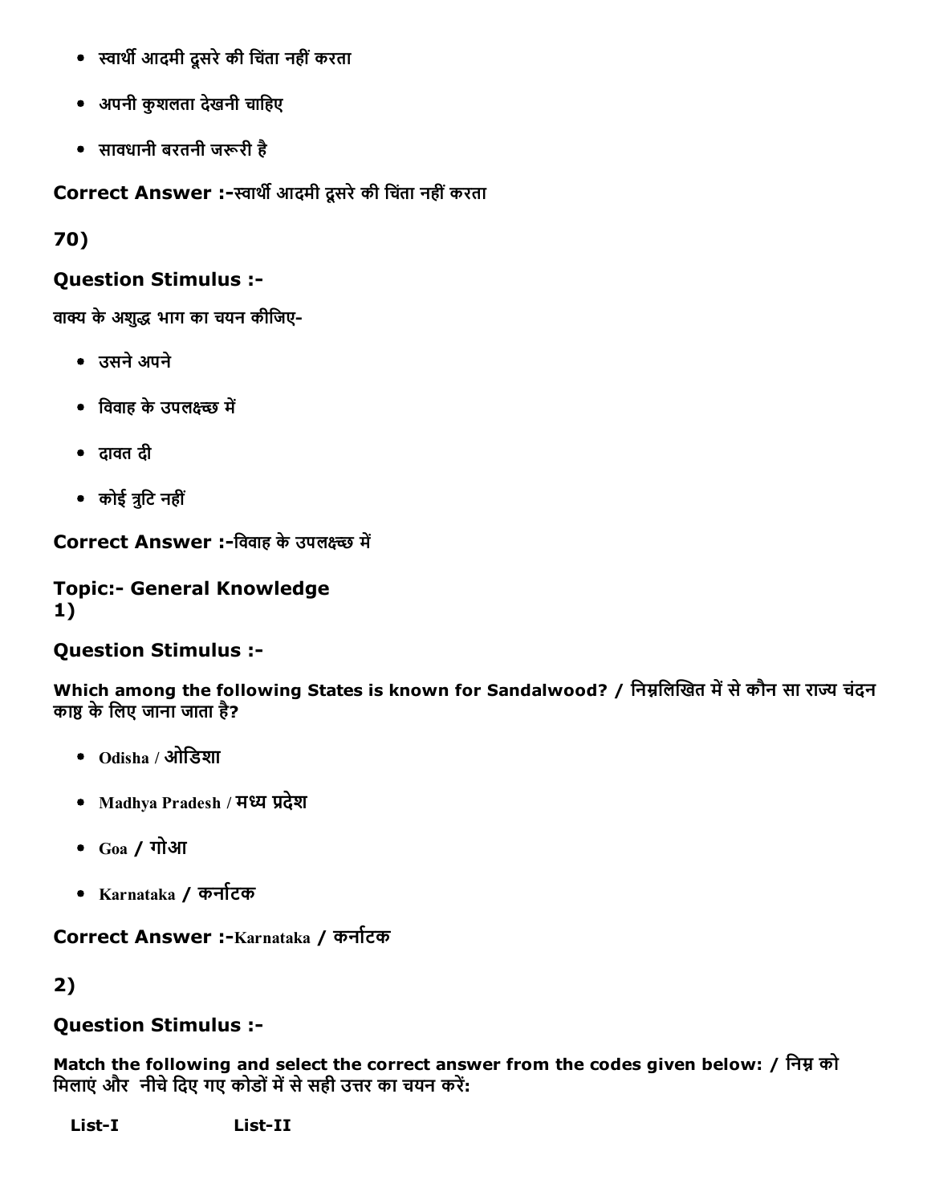- स्वार्थी आदमी दूसरे की चिंता नहीं करता
- अपनी कुशलता देखनी चाहिए
- सावधानी बरतनी जरूरी है

**Correct Answer :-**स्वार्थी आदमी दूसरे की चिंता नहीं करता

**70)**

**Question Stimulus :-**

वाक्य के अशुद्ध भाग का चयन कीजिए-

- उसने अपने
- विवाह के उपलक्ष्च्छ में
- दावत दी
- कोई त्रुटि नहीं

**Correct Answer :-**विवाह के उपलक्ष्च्छ में

**Topic:- General Knowledge**
**1)**

**Question Stimulus :-**

**Which among the following States is known for Sandalwood? / निम्नलिखित में से कौन सा राज्य चंदन काष्ठ के लिए जाना जाता है?**

- Odisha / ओडिशा
- Madhya Pradesh / मध्य प्रदेश
- Goa / गोआ
- Karnataka / कर्नाटक

**Correct Answer :-**Karnataka / कर्नाटक

**2)**

**Question Stimulus :-**

**Match the following and select the correct answer from the codes given below: / निम्न को मिलाएं और नीचे दिए गए कोडों में से सही उत्तर का चयन करें:**

| List-I | List-II |
|---|---|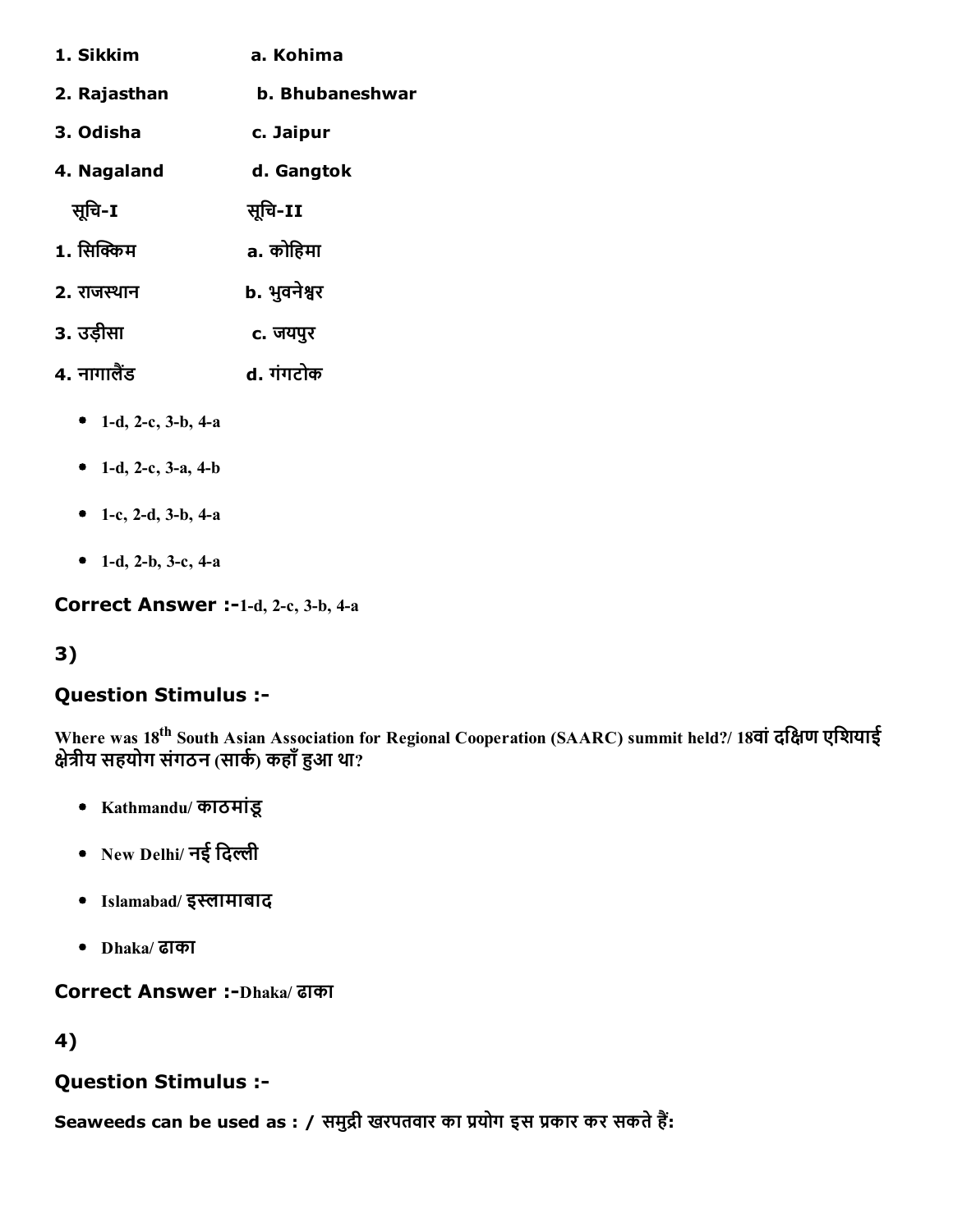1. Sikkim a. Kohima

2. Rajasthan b. Bhubaneshwar

3. Odisha c. Jaipur

4. Nagaland d. Gangtok

| सूचि-I | सूचि-II |
| --- | --- |
| 1. सिक्किम | a. कोहिमा |
| 2. राजस्थान | b. भुवनेश्वर |
| 3. उड़ीसा | c. जयपुर |
| 4. नागालैंड | d. गंगटोक |

- 1-d, 2-c, 3-b, 4-a
- 1-d, 2-c, 3-a, 4-b
- 1-c, 2-d, 3-b, 4-a
- 1-d, 2-b, 3-c, 4-a

**Correct Answer :-**1-d, 2-c, 3-b, 4-a

## 3)

### Question Stimulus :-

**Where was 18th South Asian Association for Regional Cooperation (SAARC) summit held?/ 18वां दक्षिण एशियाई क्षेत्रीय सहयोग संगठन (सार्क) कहाँ हुआ था?**

- Kathmandu/ काठमांडू
- New Delhi/ नई दिल्ली
- Islamabad/ इस्लामाबाद
- Dhaka/ ढाका

**Correct Answer :-**Dhaka/ ढाका

## 4)

### Question Stimulus :-

**Seaweeds can be used as : / समुद्री खरपतवार का प्रयोग इस प्रकार कर सकते हैं:**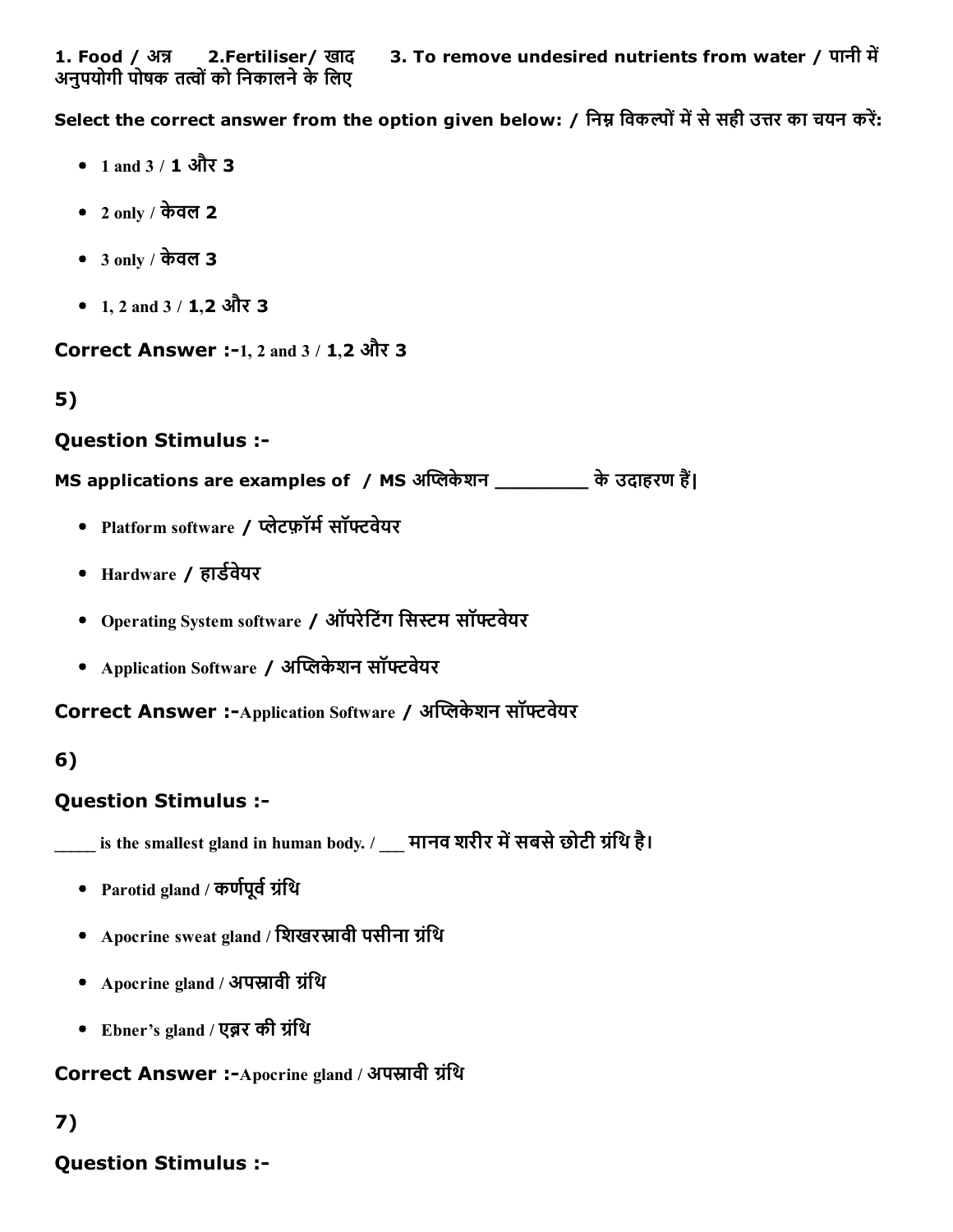**1. Food / अन्न      2.Fertiliser/ खाद      3. To remove undesired nutrients from water / पानी में अनुपयोगी पोषक तत्वों को निकालने के लिए**

**Select the correct answer from the option given below: / निम्न विकल्पों में से सही उत्तर का चयन करें:**

- 1 and 3 / **1 और 3**
- 2 only / **केवल 2**
- 3 only / **केवल 3**
- 1, 2 and 3 / **1,2 और 3**

**Correct Answer :-**1, 2 and 3 / **1,2 और 3**

## 5)

### Question Stimulus :-

**MS applications are examples of / MS अप्लिकेशन _________ के उदाहरण हैं|**

- **Platform software / प्लेटफ़ॉर्म सॉफ्टवेयर**
- **Hardware / हार्डवेयर**
- **Operating System software / ऑपरेटिंग सिस्टम सॉफ्टवेयर**
- **Application Software / अप्लिकेशन सॉफ्टवेयर**

**Correct Answer :-Application Software / अप्लिकेशन सॉफ्टवेयर**

## 6)

### Question Stimulus :-

**_____ is the smallest gland in human body. / ___ मानव शरीर में सबसे छोटी ग्रंथि है।**

- **Parotid gland / कर्णपूर्व ग्रंथि**
- **Apocrine sweat gland / शिखरस्रावी पसीना ग्रंथि**
- **Apocrine gland / अपस्रावी ग्रंथि**
- **Ebner's gland / एब्नर की ग्रंथि**

**Correct Answer :-Apocrine gland / अपस्रावी ग्रंथि**

## 7)

### Question Stimulus :-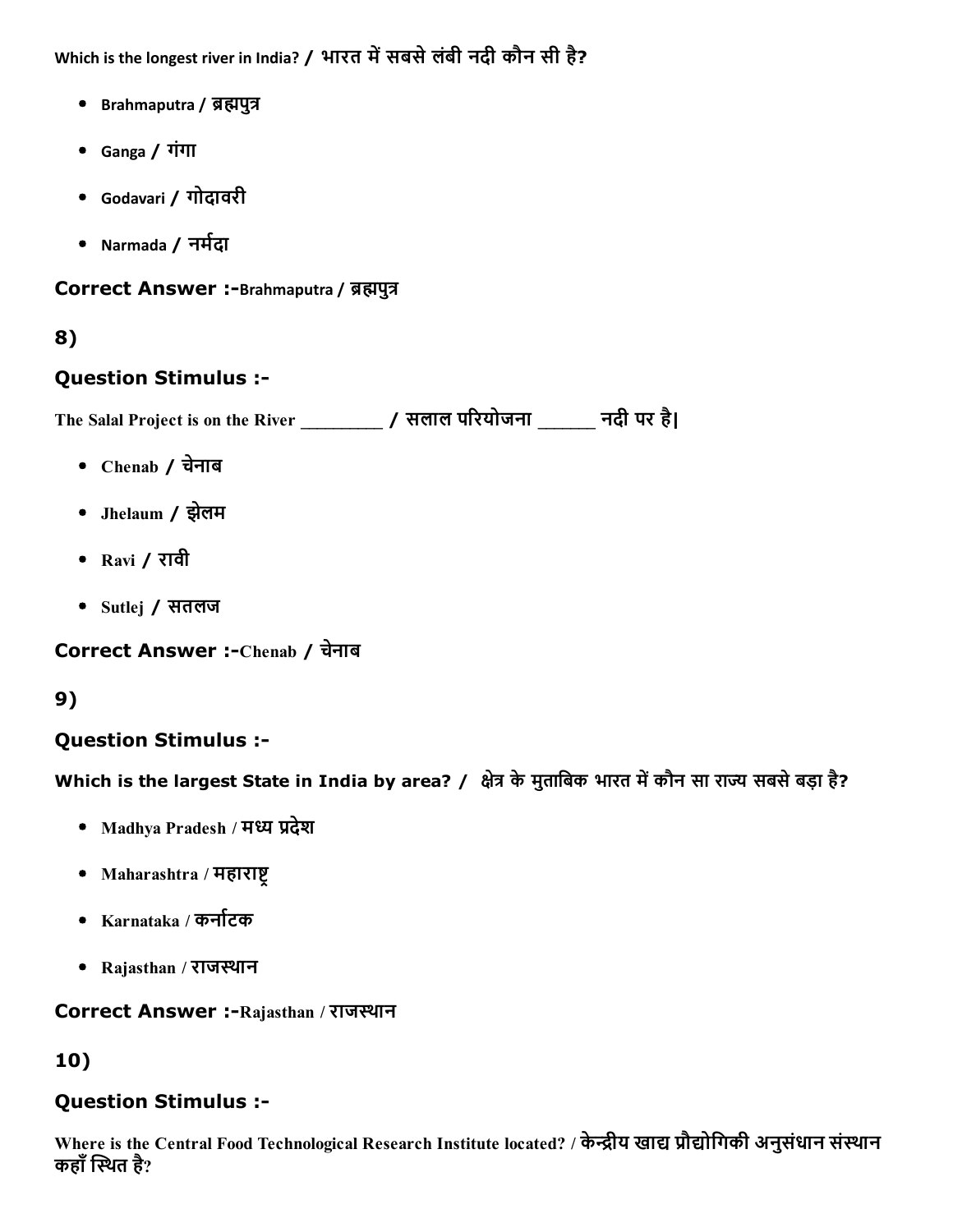Which is the longest river in India? / भारत में सबसे लंबी नदी कौन सी है?

- Brahmaputra / ब्रह्मपुत्र
- Ganga / गंगा
- Godavari / गोदावरी
- Narmada / नर्मदा

**Correct Answer :-**Brahmaputra / ब्रह्मपुत्र

## 8)

### Question Stimulus :-

The Salal Project is on the River _________ / सलाल परियोजना ______ नदी पर है|

- Chenab / चेनाब
- Jhelaum / झेलम
- Ravi / रावी
- Sutlej / सतलज

**Correct Answer :-**Chenab / चेनाब

## 9)

### Question Stimulus :-

**Which is the largest State in India by area? / क्षेत्र के मुताबिक भारत में कौन सा राज्य सबसे बड़ा है?**

- Madhya Pradesh / मध्य प्रदेश
- Maharashtra / महाराष्ट्र
- Karnataka / कर्नाटक
- Rajasthan / राजस्थान

**Correct Answer :-**Rajasthan / राजस्थान

## 10)

### Question Stimulus :-

Where is the Central Food Technological Research Institute located? / केन्द्रीय खाद्य प्रौद्योगिकी अनुसंधान संस्थान कहाँ स्थित है?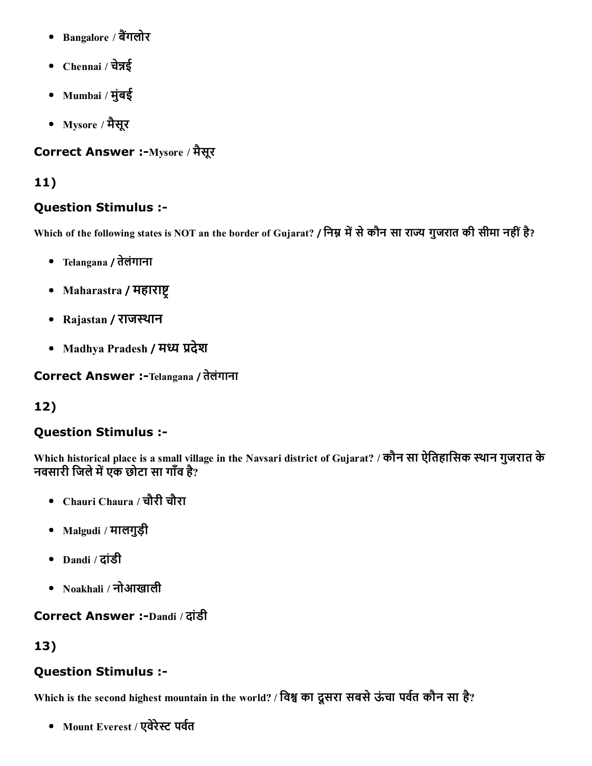- Bangalore / बैंगलोर
- Chennai / चेन्नई
- Mumbai / मुंबई
- Mysore / मैसूर

**Correct Answer :-**Mysore / मैसूर

## 11)

### Question Stimulus :-

Which of the following states is NOT an the border of Gujarat? / निम्न में से कौन सा राज्य गुजरात की सीमा नहीं है?

- Telangana / तेलंगाना
- Maharastra / महाराष्ट्र
- Rajastan / राजस्थान
- Madhya Pradesh / मध्य प्रदेश

**Correct Answer :-**Telangana / तेलंगाना

## 12)

### Question Stimulus :-

Which historical place is a small village in the Navsari district of Gujarat? / कौन सा ऐतिहासिक स्थान गुजरात के नवसारी जिले में एक छोटा सा गाँव है?

- Chauri Chaura / चौरी चौरा
- Malgudi / मालगुड़ी
- Dandi / दांडी
- Noakhali / नोआखाली

**Correct Answer :-**Dandi / दांडी

## 13)

### Question Stimulus :-

Which is the second highest mountain in the world? / विश्व का दूसरा सबसे ऊंचा पर्वत कौन सा है?

- Mount Everest / एवेरेस्ट पर्वत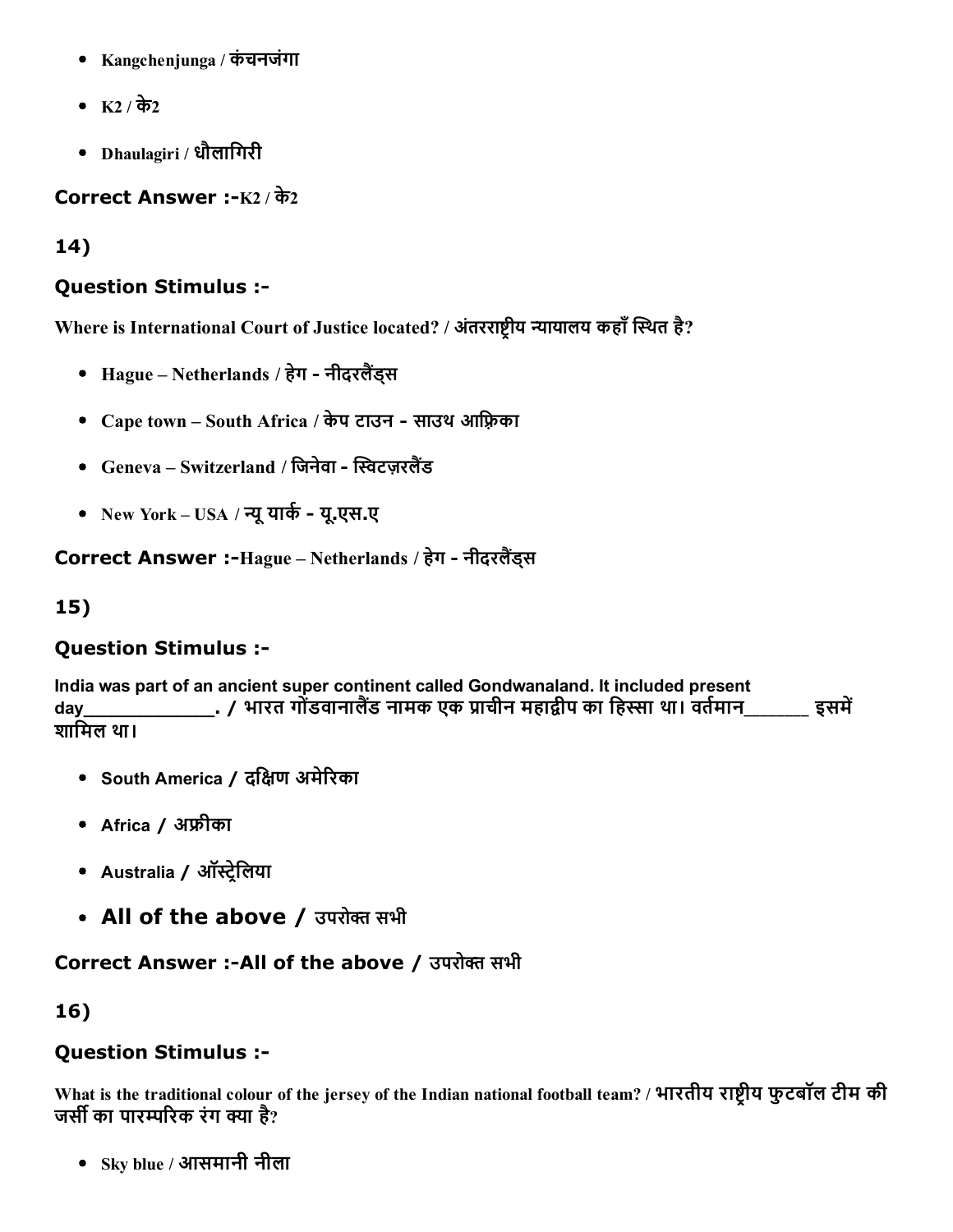- Kangchenjunga / कंचनजंगा
- K2 / के2
- Dhaulagiri / धौलागिरी

**Correct Answer :-**K2 / के2

**14)**

### Question Stimulus :-

Where is International Court of Justice located? / अंतरराष्ट्रीय न्यायालय कहाँ स्थित है?

- Hague – Netherlands / हेग - नीदरलैंड्स
- Cape town – South Africa / केप टाउन - साउथ आफ्रिका
- Geneva – Switzerland / जिनेवा - स्विटज़रलैंड
- New York – USA / न्यू यार्क - यू.एस.ए

**Correct Answer :-**Hague – Netherlands / हेग - नीदरलैंड्स

**15)**

### Question Stimulus :-

India was part of an ancient super continent called Gondwanaland. It included present day____________. / भारत गोंडवानालैंड नामक एक प्राचीन महाद्वीप का हिस्सा था। वर्तमान_______ इसमें शामिल था।

- South America / दक्षिण अमेरिका
- Africa / अफ्रीका
- Australia / ऑस्ट्रेलिया
- All of the above / उपरोक्त सभी

**Correct Answer :-**All of the above / उपरोक्त सभी

**16)**

### Question Stimulus :-

What is the traditional colour of the jersey of the Indian national football team? / भारतीय राष्ट्रीय फुटबॉल टीम की जर्सी का पारम्परिक रंग क्या है?

- Sky blue / आसमानी नीला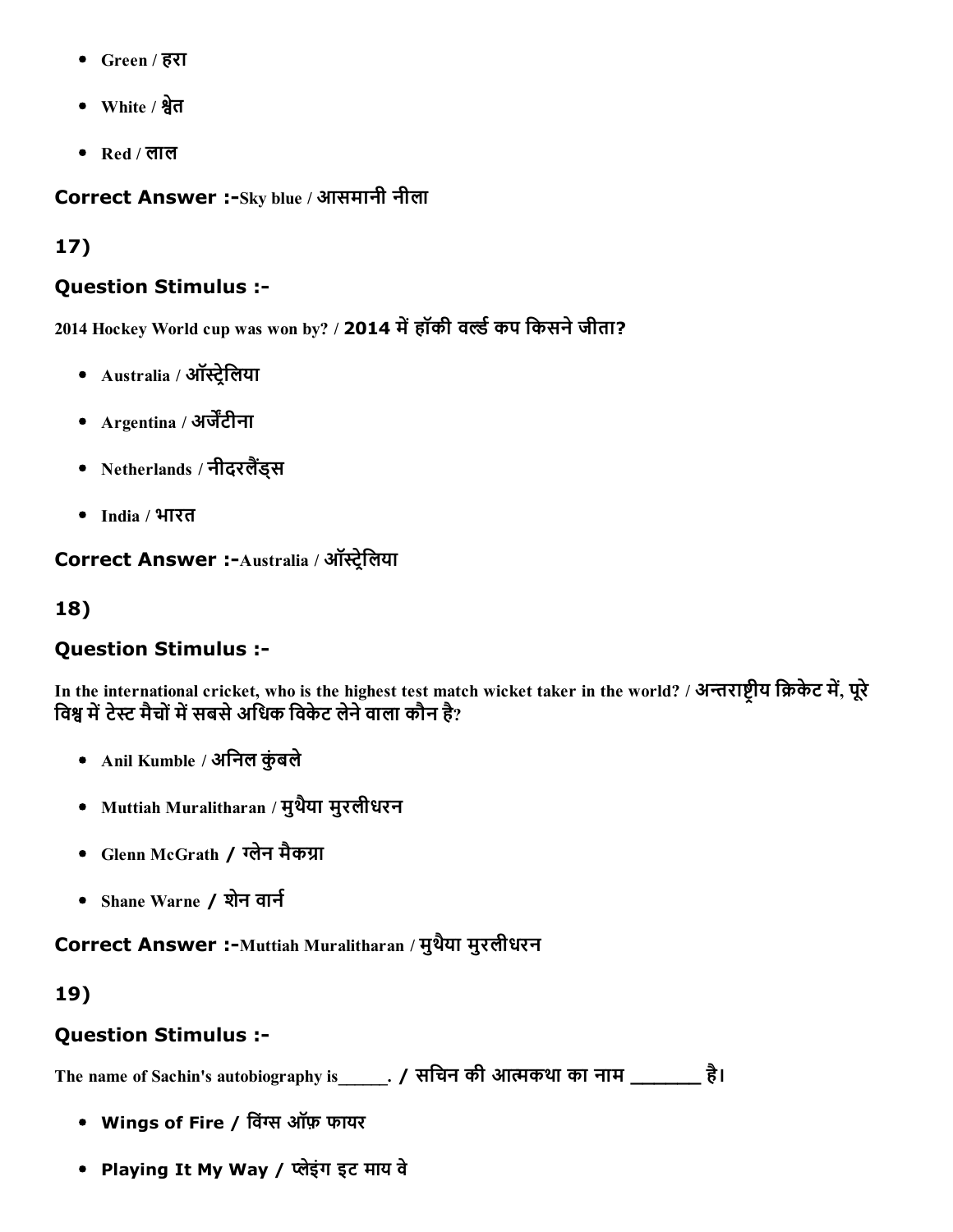- Green / हरा
- White / श्वेत
- Red / लाल

**Correct Answer :-**Sky blue / आसमानी नीला

**17)**

### Question Stimulus :-

2014 Hockey World cup was won by? / 2014 में हॉकी वर्ल्ड कप किसने जीता?

- Australia / ऑस्ट्रेलिया
- Argentina / अर्जेंटीना
- Netherlands / नीदरलैंड्स
- India / भारत

**Correct Answer :-**Australia / ऑस्ट्रेलिया

**18)**

### Question Stimulus :-

In the international cricket, who is the highest test match wicket taker in the world? / अन्तराष्ट्रीय क्रिकेट में, पूरे विश्व में टेस्ट मैचों में सबसे अधिक विकेट लेने वाला कौन है?

- Anil Kumble / अनिल कुंबले
- Muttiah Muralitharan / मुथैया मुरलीधरन
- Glenn McGrath / ग्लेन मैकग्रा
- Shane Warne / शेन वार्न

**Correct Answer :-**Muttiah Muralitharan / मुथैया मुरलीधरन

**19)**

### Question Stimulus :-

The name of Sachin's autobiography is_____. / सचिन की आत्मकथा का नाम _______ है।

- Wings of Fire / विंग्स ऑफ़ फायर
- Playing It My Way / प्लेइंग इट माय वे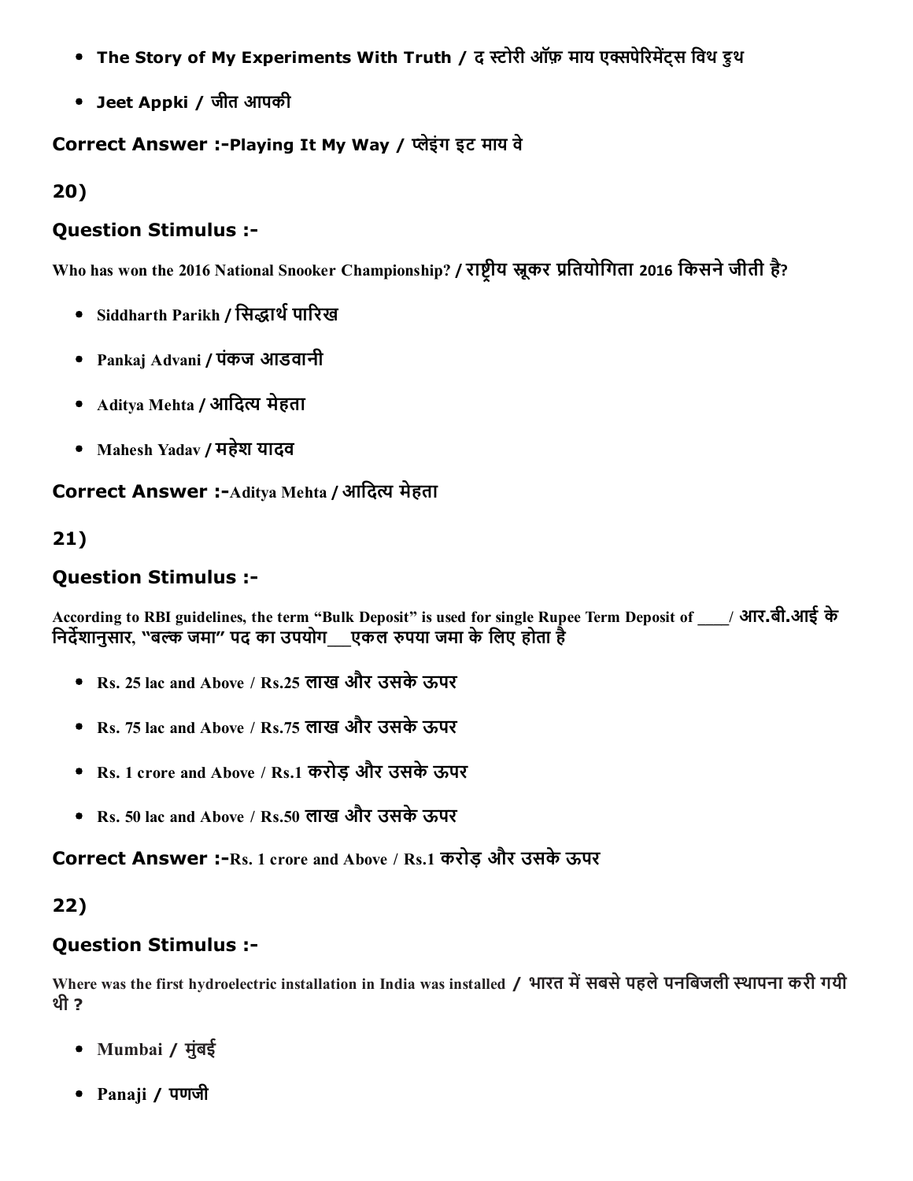- The Story of My Experiments With Truth / द स्टोरी ऑफ़ माय एक्सपेरिमेंट्स विथ ट्रुथ
- Jeet Appki / जीत आपकी

**Correct Answer :-Playing It My Way / प्लेइंग इट माय वे**

## 20)

### Question Stimulus :-

**Who has won the 2016 National Snooker Championship? / राष्ट्रीय स्नूकर प्रतियोगिता 2016 किसने जीती है?**

- Siddharth Parikh / सिद्धार्थ पारिख
- Pankaj Advani / पंकज आडवानी
- Aditya Mehta / आदित्य मेहता
- Mahesh Yadav / महेश यादव

**Correct Answer :-Aditya Mehta / आदित्य मेहता**

## 21)

### Question Stimulus :-

**According to RBI guidelines, the term "Bulk Deposit" is used for single Rupee Term Deposit of ____/ आर.बी.आई के निर्देशानुसार, "बल्क जमा" पद का उपयोग___एकल रुपया जमा के लिए होता है**

- Rs. 25 lac and Above / Rs.25 लाख और उसके ऊपर
- Rs. 75 lac and Above / Rs.75 लाख और उसके ऊपर
- Rs. 1 crore and Above / Rs.1 करोड़ और उसके ऊपर
- Rs. 50 lac and Above / Rs.50 लाख और उसके ऊपर

**Correct Answer :-Rs. 1 crore and Above / Rs.1 करोड़ और उसके ऊपर**

## 22)

### Question Stimulus :-

**Where was the first hydroelectric installation in India was installed / भारत में सबसे पहले पनबिजली स्थापना करी गयी थी ?**

- Mumbai / मुंबई
- Panaji / पणजी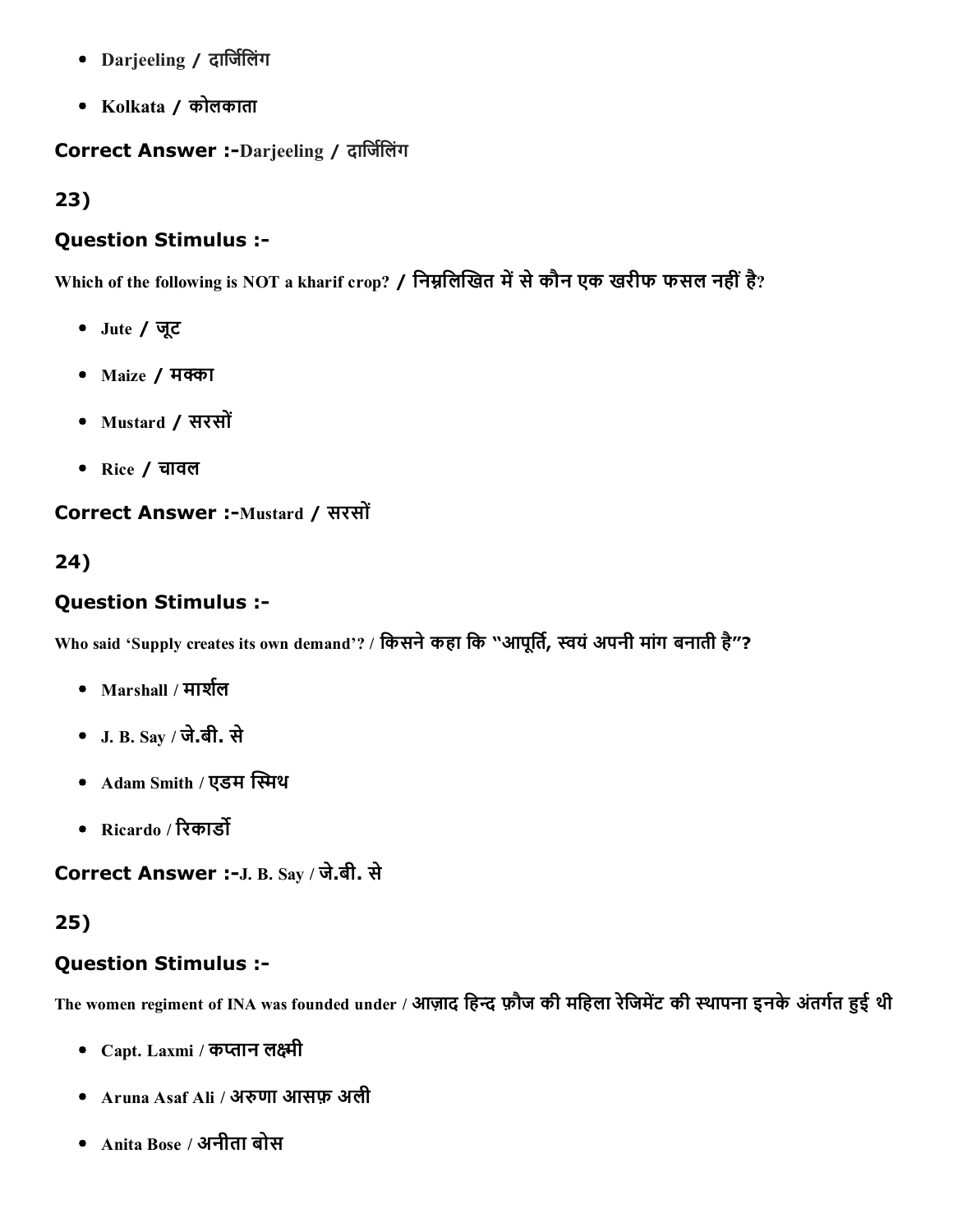- Darjeeling / दार्जिलिंग
- Kolkata / कोलकाता

**Correct Answer :-**Darjeeling / दार्जिलिंग

## 23)

### Question Stimulus :-

Which of the following is NOT a kharif crop? / निम्नलिखित में से कौन एक खरीफ फसल नहीं है?

- Jute / जूट
- Maize / मक्का
- Mustard / सरसों
- Rice / चावल

**Correct Answer :-**Mustard / सरसों

## 24)

### Question Stimulus :-

Who said 'Supply creates its own demand'? / किसने कहा कि "आपूर्ति, स्वयं अपनी मांग बनाती है"?

- Marshall / मार्शल
- J. B. Say / जे.बी. से
- Adam Smith / एडम स्मिथ
- Ricardo / रिकार्डो

**Correct Answer :-**J. B. Say / जे.बी. से

## 25)

### Question Stimulus :-

The women regiment of INA was founded under / आज़ाद हिन्द फ़ौज की महिला रेजिमेंट की स्थापना इनके अंतर्गत हुई थी

- Capt. Laxmi / कप्तान लक्ष्मी
- Aruna Asaf Ali / अरुणा आसफ़ अली
- Anita Bose / अनीता बोस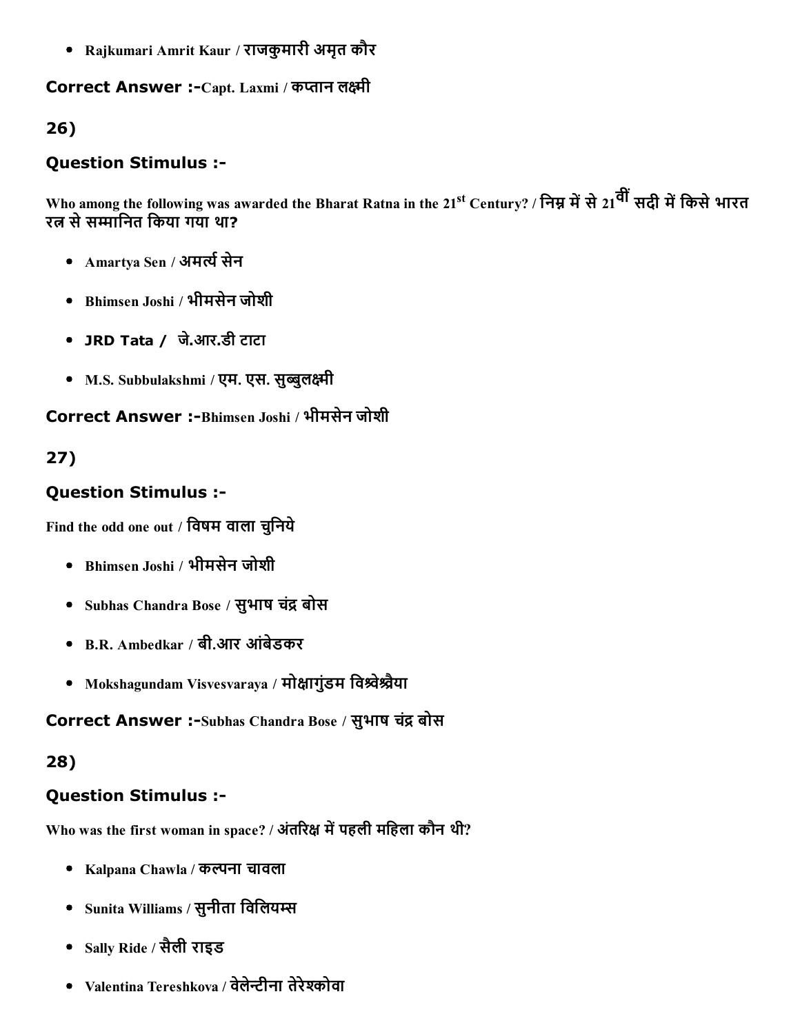- Rajkumari Amrit Kaur / राजकुमारी अमृत कौर

**Correct Answer :-**Capt. Laxmi / कप्तान लक्ष्मी

**26)**

### Question Stimulus :-

Who among the following was awarded the Bharat Ratna in the 21st Century? / निम्न में से 21वीं सदी में किसे भारत रत्न से सम्मानित किया गया था?

- Amartya Sen / अमर्त्य सेन
- Bhimsen Joshi / भीमसेन जोशी
- JRD Tata / जे.आर.डी टाटा
- M.S. Subbulakshmi / एम. एस. सुब्बुलक्ष्मी

**Correct Answer :-**Bhimsen Joshi / भीमसेन जोशी

**27)**

### Question Stimulus :-

Find the odd one out / विषम वाला चुनिये

- Bhimsen Joshi / भीमसेन जोशी
- Subhas Chandra Bose / सुभाष चंद्र बोस
- B.R. Ambedkar / बी.आर आंबेडकर
- Mokshagundam Visvesvaraya / मोक्षागुंडम विश्वेश्वैया

**Correct Answer :-**Subhas Chandra Bose / सुभाष चंद्र बोस

**28)**

### Question Stimulus :-

Who was the first woman in space? / अंतरिक्ष में पहली महिला कौन थी?

- Kalpana Chawla / कल्पना चावला
- Sunita Williams / सुनीता विलियम्स
- Sally Ride / सैली राइड
- Valentina Tereshkova / वेलेन्टीना तेरेश्कोवा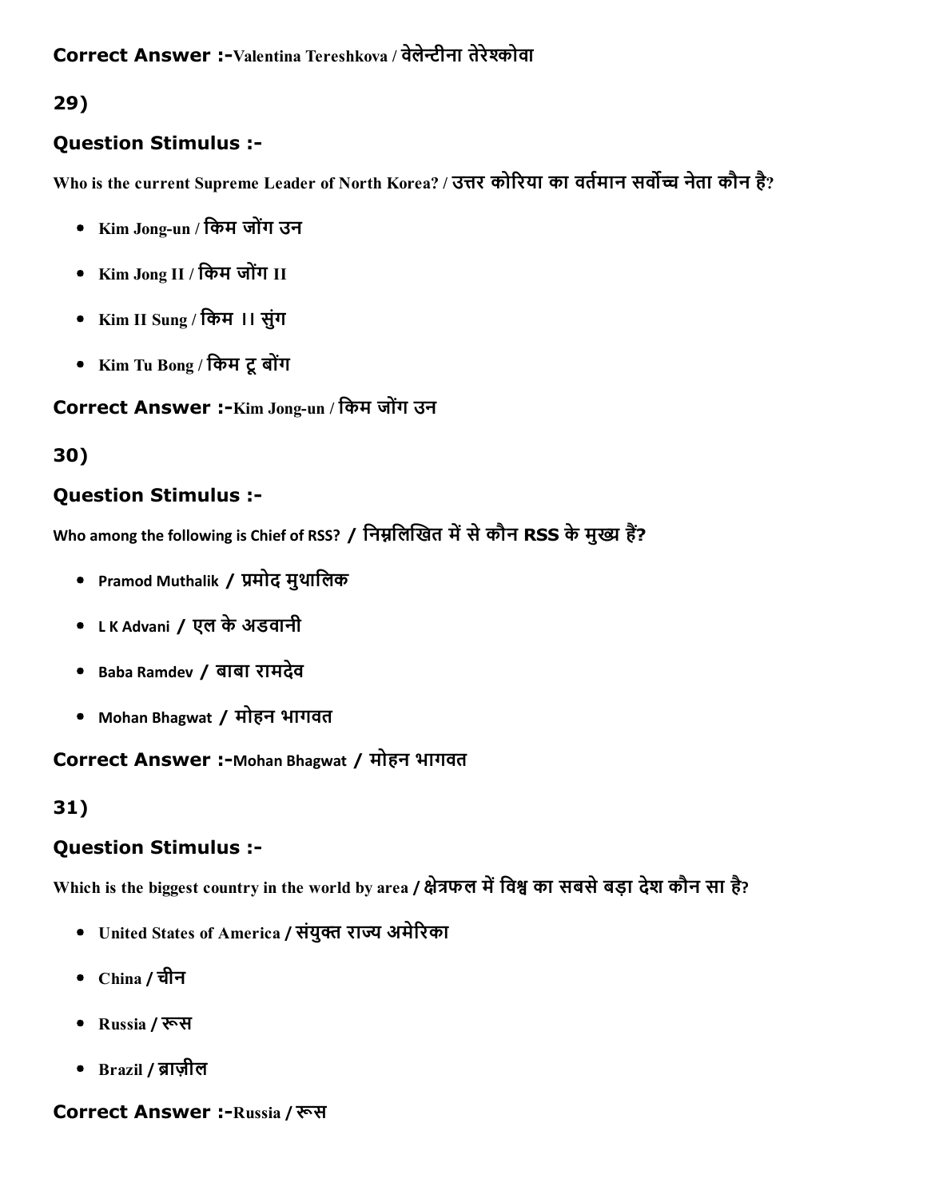**Correct Answer :-**Valentina Tereshkova / वेलेन्टीना तेरेश्कोवा

## 29)

### Question Stimulus :-

Who is the current Supreme Leader of North Korea? / उत्तर कोरिया का वर्तमान सर्वोच्च नेता कौन है?

- Kim Jong-un / किम जोंग उन
- Kim Jong II / किम जोंग II
- Kim II Sung / किम II सुंग
- Kim Tu Bong / किम टू बोंग

**Correct Answer :-**Kim Jong-un / किम जोंग उन

## 30)

### Question Stimulus :-

Who among the following is Chief of RSS? / निम्नलिखित में से कौन RSS के मुख्य हैं?

- Pramod Muthalik / प्रमोद मुथालिक
- L K Advani / एल के अडवानी
- Baba Ramdev / बाबा रामदेव
- Mohan Bhagwat / मोहन भागवत

**Correct Answer :-**Mohan Bhagwat / मोहन भागवत

## 31)

### Question Stimulus :-

Which is the biggest country in the world by area / क्षेत्रफल में विश्व का सबसे बड़ा देश कौन सा है?

- United States of America / संयुक्त राज्य अमेरिका
- China / चीन
- Russia / रूस
- Brazil / ब्राज़ील

**Correct Answer :-**Russia / रूस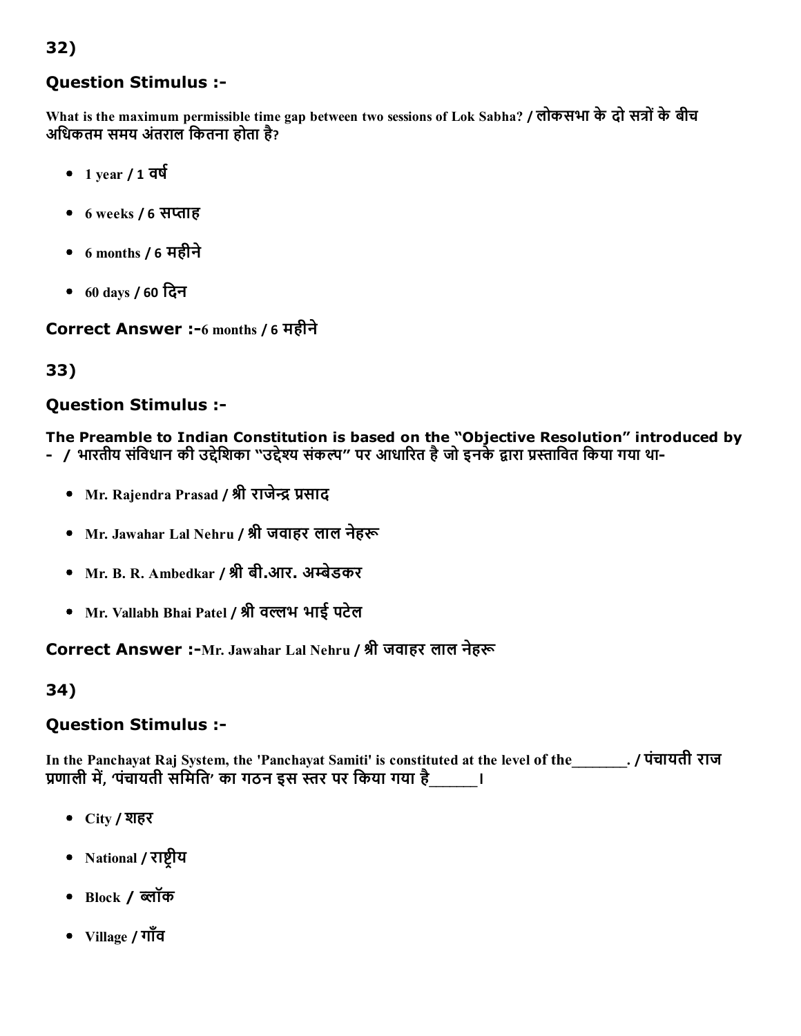32)

### Question Stimulus :-

What is the maximum permissible time gap between two sessions of Lok Sabha? / लोकसभा के दो सत्रों के बीच अधिकतम समय अंतराल कितना होता है?

- 1 year / 1 वर्ष
- 6 weeks / 6 सप्ताह
- 6 months / 6 महीने
- 60 days / 60 दिन

**Correct Answer :-**6 months / 6 महीने

33)

### Question Stimulus :-

**The Preamble to Indian Constitution is based on the "Objective Resolution" introduced by - / भारतीय संविधान की उद्देशिका "उद्देश्य संकल्प" पर आधारित है जो इनके द्वारा प्रस्तावित किया गया था-**

- Mr. Rajendra Prasad / श्री राजेन्द्र प्रसाद
- Mr. Jawahar Lal Nehru / श्री जवाहर लाल नेहरू
- Mr. B. R. Ambedkar / श्री बी.आर. अम्बेडकर
- Mr. Vallabh Bhai Patel / श्री वल्लभ भाई पटेल

**Correct Answer :-**Mr. Jawahar Lal Nehru / श्री जवाहर लाल नेहरू

34)

### Question Stimulus :-

In the Panchayat Raj System, the 'Panchayat Samiti' is constituted at the level of the_______. / पंचायती राज प्रणाली में, 'पंचायती समिति' का गठन इस स्तर पर किया गया है______।

- City / शहर
- National / राष्ट्रीय
- Block / ब्लॉक
- Village / गाँव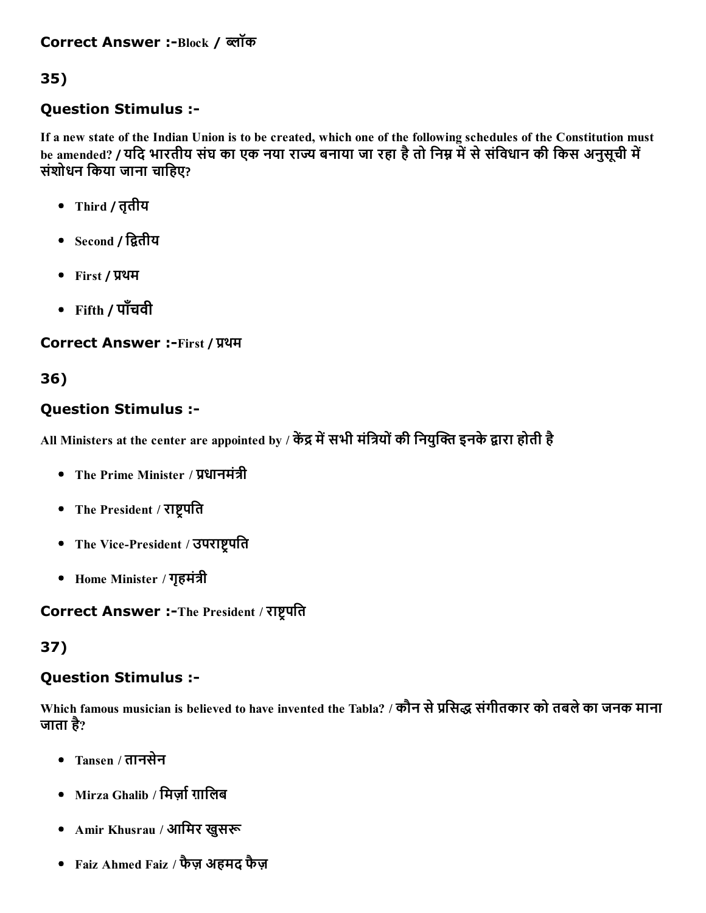**Correct Answer :-**Block / ब्लॉक

## 35)

### Question Stimulus :-

**If a new state of the Indian Union is to be created, which one of the following schedules of the Constitution must be amended? / यदि भारतीय संघ का एक नया राज्य बनाया जा रहा है तो निम्न में से संविधान की किस अनुसूची में संशोधन किया जाना चाहिए?**

- **Third / तृतीय**
- **Second / द्वितीय**
- **First / प्रथम**
- **Fifth / पाँचवी**

**Correct Answer :-**First / प्रथम

## 36)

### Question Stimulus :-

**All Ministers at the center are appointed by / केंद्र में सभी मंत्रियों की नियुक्ति इनके द्वारा होती है**

- **The Prime Minister / प्रधानमंत्री**
- **The President / राष्ट्रपति**
- **The Vice-President / उपराष्ट्रपति**
- **Home Minister / गृहमंत्री**

**Correct Answer :-**The President / राष्ट्रपति

## 37)

### Question Stimulus :-

**Which famous musician is believed to have invented the Tabla? / कौन से प्रसिद्ध संगीतकार को तबले का जनक माना जाता है?**

- **Tansen / तानसेन**
- **Mirza Ghalib / मिर्ज़ा ग़ालिब**
- **Amir Khusrau / आमिर खुसरू**
- **Faiz Ahmed Faiz / फैज़ अहमद फैज़**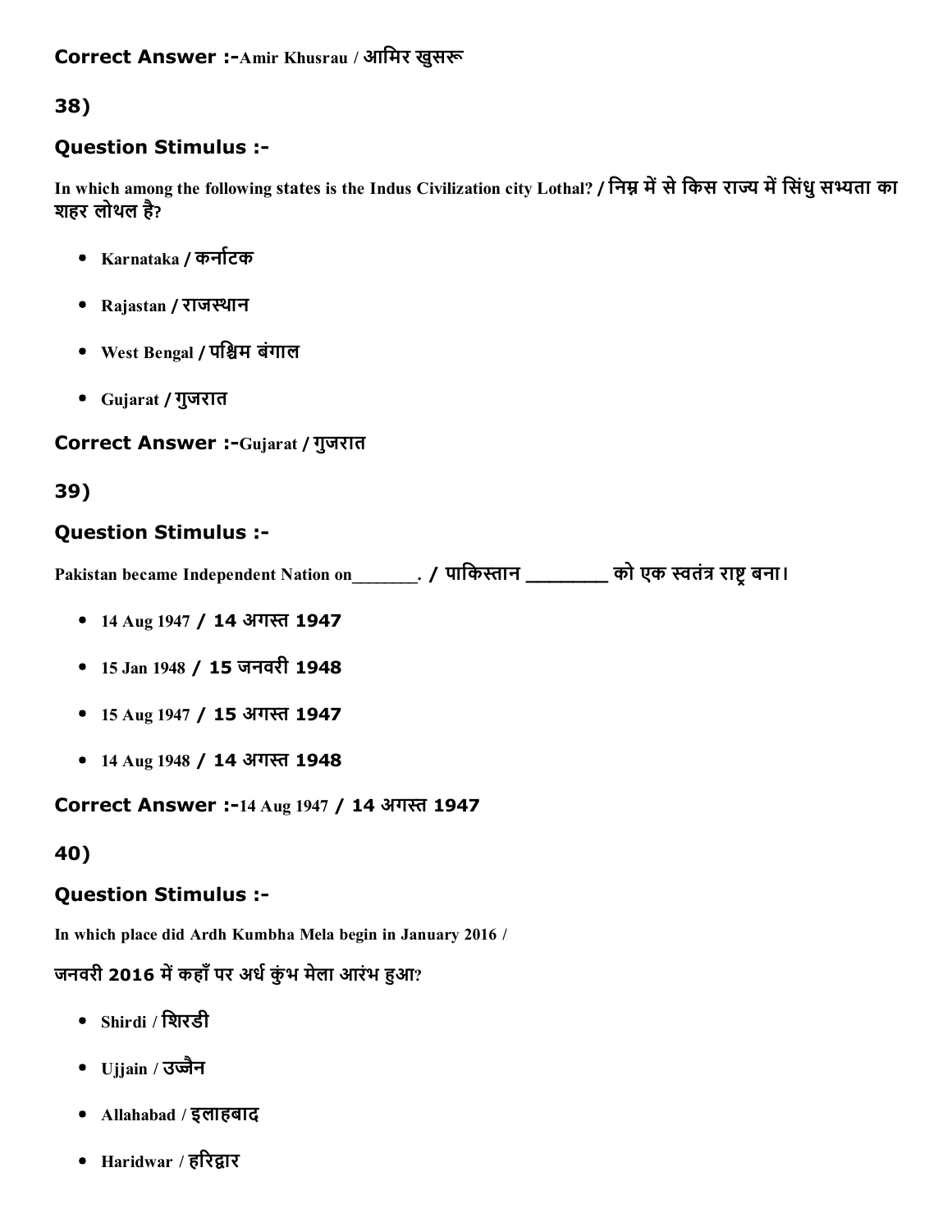**Correct Answer :-**Amir Khusrau / आमिर खुसरू

## 38)

### Question Stimulus :-

In which among the following states is the Indus Civilization city Lothal? / निम्न में से किस राज्य में सिंधु सभ्यता का शहर लोथल है?

- Karnataka / कर्नाटक
- Rajastan / राजस्थान
- West Bengal / पश्चिम बंगाल
- Gujarat / गुजरात

**Correct Answer :-**Gujarat / गुजरात

## 39)

### Question Stimulus :-

Pakistan became Independent Nation on_______. / पाकिस्तान _______ को एक स्वतंत्र राष्ट्र बना।

- 14 Aug 1947 / 14 अगस्त 1947
- 15 Jan 1948 / 15 जनवरी 1948
- 15 Aug 1947 / 15 अगस्त 1947
- 14 Aug 1948 / 14 अगस्त 1948

**Correct Answer :-**14 Aug 1947 / 14 अगस्त 1947

## 40)

### Question Stimulus :-

In which place did Ardh Kumbha Mela begin in January 2016 /

जनवरी 2016 में कहाँ पर अर्ध कुंभ मेला आरंभ हुआ?

- Shirdi / शिरडी
- Ujjain / उज्जैन
- Allahabad / इलाहबाद
- Haridwar / हरिद्वार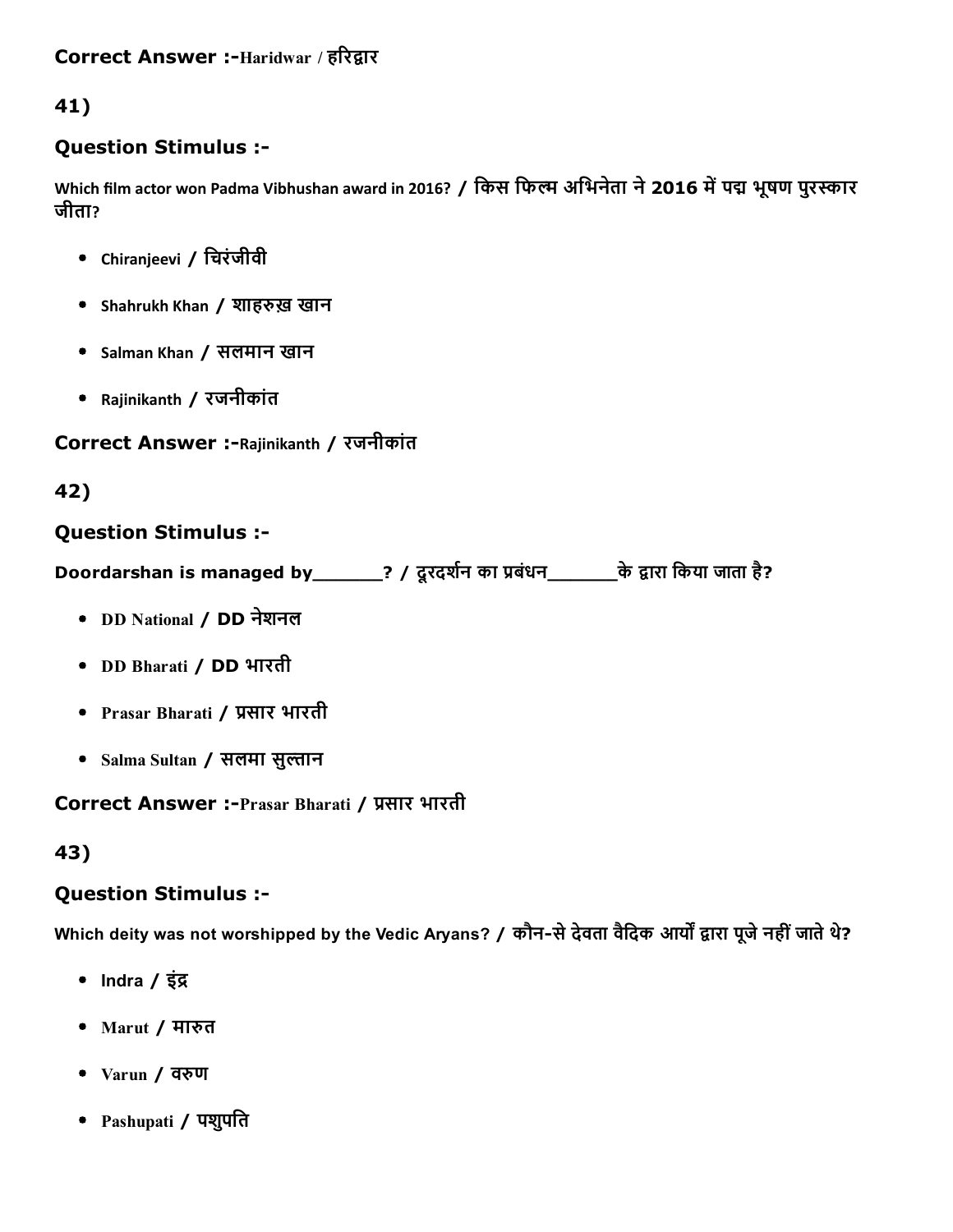**Correct Answer :-**Haridwar / हरिद्वार

## 41)

### Question Stimulus :-

Which film actor won Padma Vibhushan award in 2016? / किस फिल्म अभिनेता ने 2016 में पद्म भूषण पुरस्कार जीता?

- Chiranjeevi / चिरंजीवी
- Shahrukh Khan / शाहरुख़ खान
- Salman Khan / सलमान खान
- Rajinikanth / रजनीकांत

**Correct Answer :-**Rajinikanth / रजनीकांत

## 42)

### Question Stimulus :-

**Doordarshan is managed by_______? / दूरदर्शन का प्रबंधन_______के द्वारा किया जाता है?**

- DD National / DD नेशनल
- DD Bharati / DD भारती
- Prasar Bharati / प्रसार भारती
- Salma Sultan / सलमा सुल्तान

**Correct Answer :-**Prasar Bharati / प्रसार भारती

## 43)

### Question Stimulus :-

**Which deity was not worshipped by the Vedic Aryans? / कौन-से देवता वैदिक आर्यों द्वारा पूजे नहीं जाते थे?**

- Indra / इंद्र
- Marut / मारुत
- Varun / वरुण
- Pashupati / पशुपति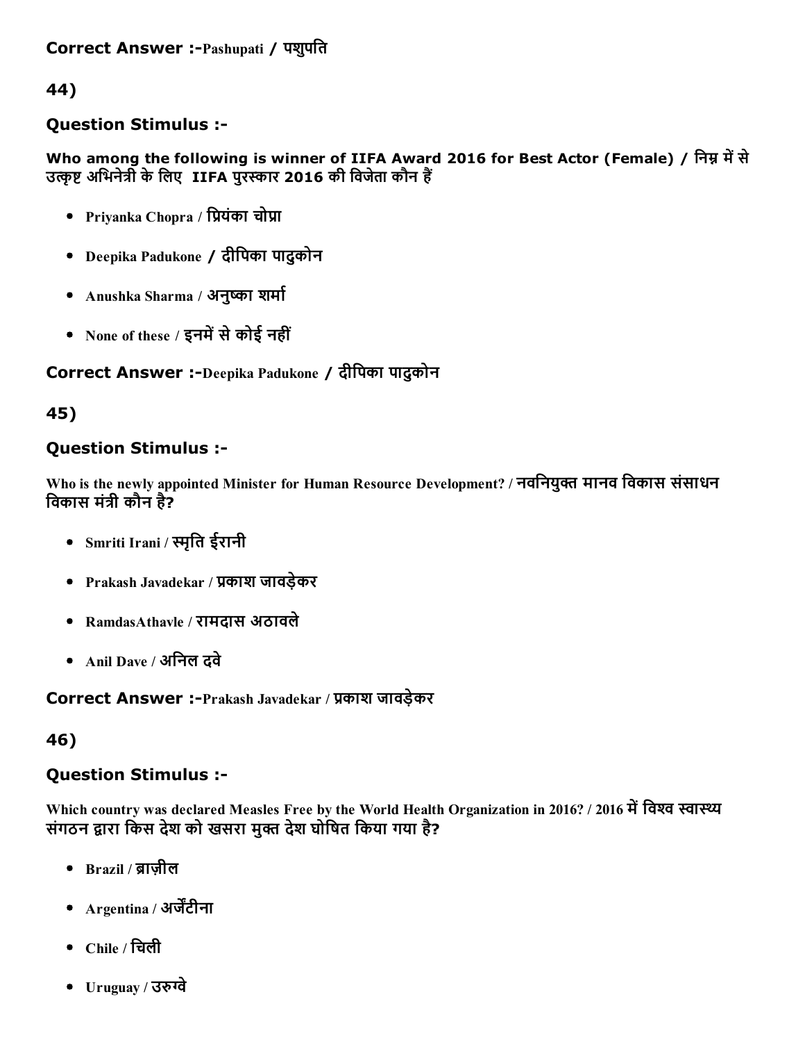**Correct Answer :-**Pashupati / पशुपति

## 44)

### Question Stimulus :-

**Who among the following is winner of IIFA Award 2016 for Best Actor (Female) / निम्न में से उत्कृष्ट अभिनेत्री के लिए IIFA पुरस्कार 2016 की विजेता कौन हैं**

- Priyanka Chopra / प्रियंका चोप्रा
- Deepika Padukone / दीपिका पादुकोन
- Anushka Sharma / अनुष्का शर्मा
- None of these / इनमें से कोई नहीं

**Correct Answer :-**Deepika Padukone / दीपिका पादुकोन

## 45)

### Question Stimulus :-

Who is the newly appointed Minister for Human Resource Development? / नवनियुक्त मानव विकास संसाधन विकास मंत्री कौन है?

- Smriti Irani / स्मृति ईरानी
- Prakash Javadekar / प्रकाश जावड़ेकर
- RamdasAthavle / रामदास अठावले
- Anil Dave / अनिल दवे

**Correct Answer :-**Prakash Javadekar / प्रकाश जावड़ेकर

## 46)

### Question Stimulus :-

Which country was declared Measles Free by the World Health Organization in 2016? / 2016 में विश्व स्वास्थ्य संगठन द्वारा किस देश को खसरा मुक्त देश घोषित किया गया है?

- Brazil / ब्राज़ील
- Argentina / अर्जेंटीना
- Chile / चिली
- Uruguay / उरुग्वे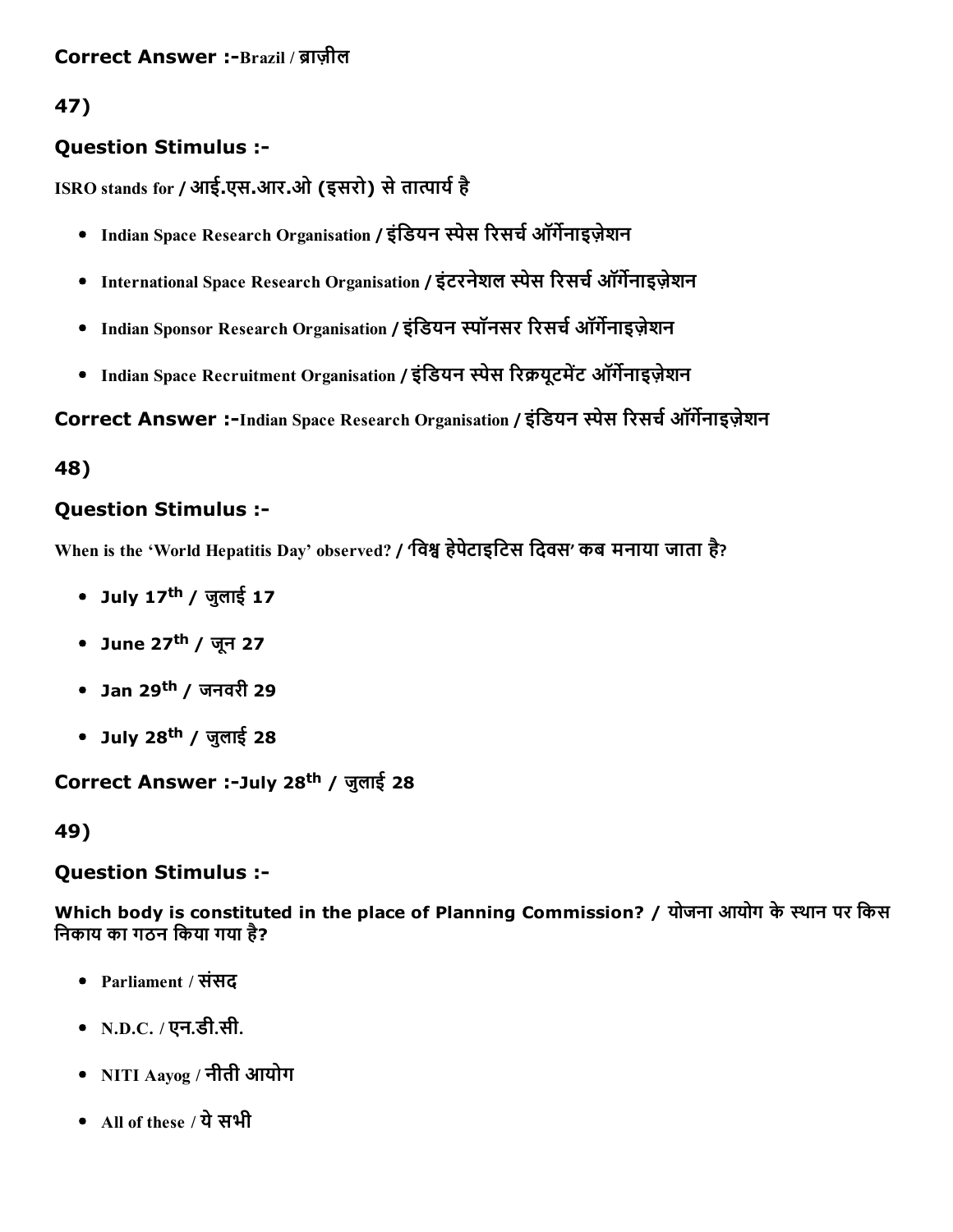**Correct Answer :-**Brazil / ब्राज़ील

## 47)

### Question Stimulus :-

ISRO stands for / आई.एस.आर.ओ (इसरो) से तात्पार्य है

- Indian Space Research Organisation / इंडियन स्पेस रिसर्च ऑर्गेनाइज़ेशन
- International Space Research Organisation / इंटरनेशल स्पेस रिसर्च ऑर्गेनाइज़ेशन
- Indian Sponsor Research Organisation / इंडियन स्पॉनसर रिसर्च ऑर्गेनाइज़ेशन
- Indian Space Recruitment Organisation / इंडियन स्पेस रिक्रयूटमेंट ऑर्गेनाइज़ेशन

**Correct Answer :-**Indian Space Research Organisation / इंडियन स्पेस रिसर्च ऑर्गेनाइज़ेशन

## 48)

### Question Stimulus :-

When is the 'World Hepatitis Day' observed? / 'विश्व हेपेटाइटिस दिवस' कब मनाया जाता है?

- July 17th / जुलाई 17
- June 27th / जून 27
- Jan 29th / जनवरी 29
- July 28th / जुलाई 28

**Correct Answer :-**July 28th / जुलाई 28

## 49)

### Question Stimulus :-

**Which body is constituted in the place of Planning Commission? / योजना आयोग के स्थान पर किस निकाय का गठन किया गया है?**

- Parliament / संसद
- N.D.C. / एन.डी.सी.
- NITI Aayog / नीती आयोग
- All of these / ये सभी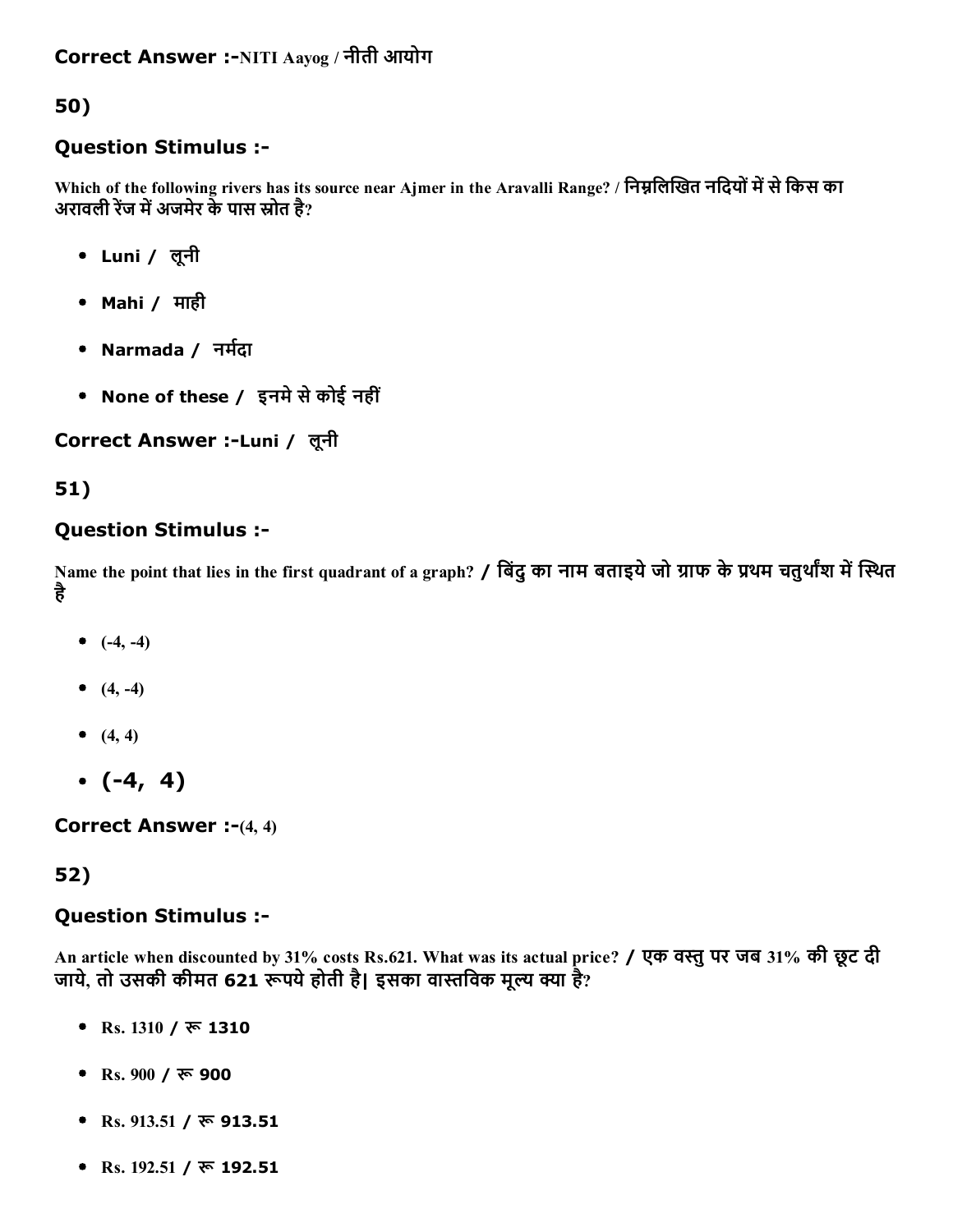**Correct Answer :-**NITI Aayog / नीती आयोग

## 50)

### Question Stimulus :-

Which of the following rivers has its source near Ajmer in the Aravalli Range? / निम्नलिखित नदियों में से किस का अरावली रेंज में अजमेर के पास स्रोत है?

- Luni / लूनी
- Mahi / माही
- Narmada / नर्मदा
- None of these / इनमे से कोई नहीं

**Correct Answer :-**Luni / लूनी

## 51)

### Question Stimulus :-

Name the point that lies in the first quadrant of a graph? / बिंदु का नाम बताइये जो ग्राफ के प्रथम चतुर्थांश में स्थित है

- (-4, -4)
- (4, -4)
- (4, 4)
- (-4, 4)

**Correct Answer :-**(4, 4)

## 52)

### Question Stimulus :-

An article when discounted by 31% costs Rs.621. What was its actual price? / एक वस्तु पर जब 31% की छूट दी जाये, तो उसकी कीमत 621 रूपये होती है| इसका वास्तविक मूल्य क्या है?

- Rs. 1310 / रू 1310
- Rs. 900 / रू 900
- Rs. 913.51 / रू 913.51
- Rs. 192.51 / रू 192.51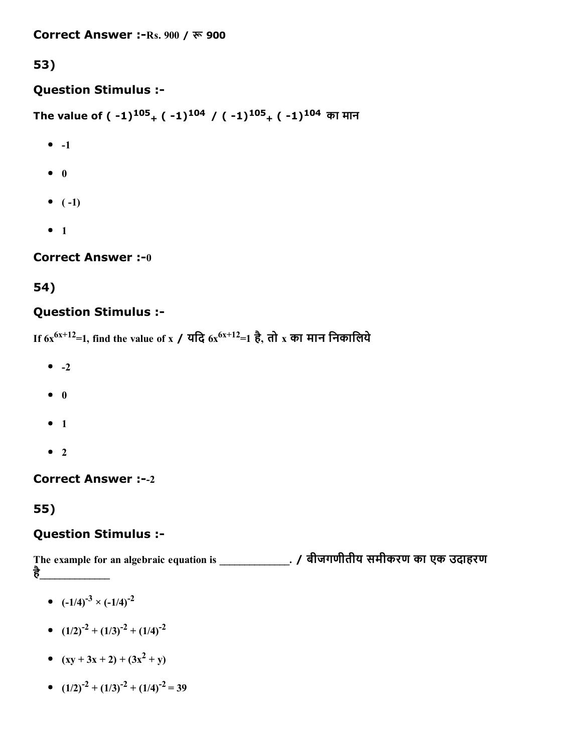**Correct Answer :-**Rs. 900 / रू 900

## 53)

### Question Stimulus :-

The value of $(-1)^{105} + (-1)^{104}$ / $(-1)^{105} + (-1)^{104}$ का मान

- -1
- 0
- ( -1)
- 1

**Correct Answer :-**0

## 54)

### Question Stimulus :-

If $6x^{6x+12}=1$, find the value of x / यदि $6x^{6x+12}=1$ है, तो x का मान निकालिये

- -2
- 0
- 1
- 2

**Correct Answer :-**-2

## 55)

### Question Stimulus :-

The example for an algebraic equation is _____________. / बीजगणीतीय समीकरण का एक उदाहरण है_____________

- $(-1/4)^{-3} \times (-1/4)^{-2}$
- $(1/2)^{-2} + (1/3)^{-2} + (1/4)^{-2}$
- $(xy + 3x + 2) + (3x^2 + y)$
- $(1/2)^{-2} + (1/3)^{-2} + (1/4)^{-2} = 39$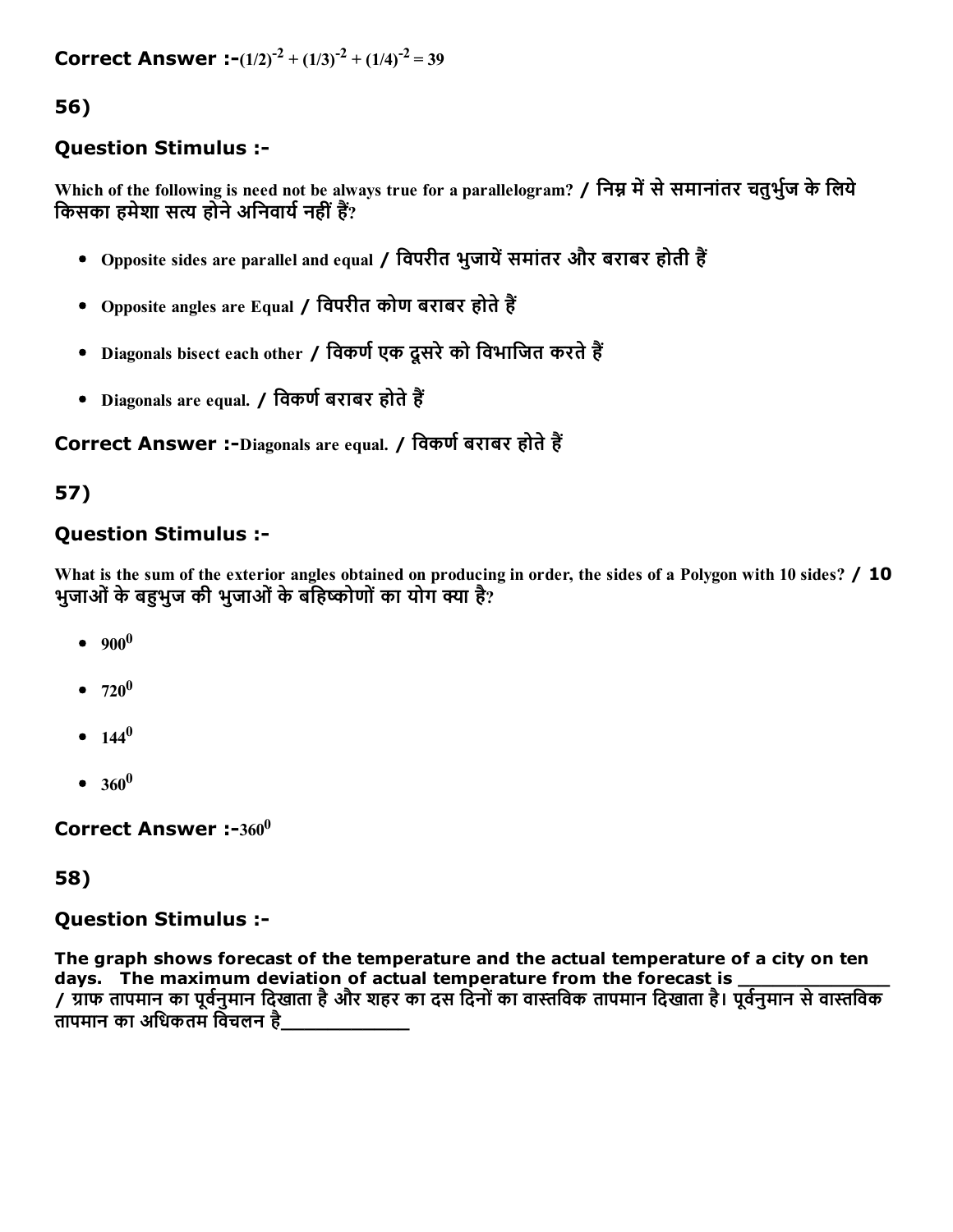**Correct Answer :-**$(1/2)^{-2} + (1/3)^{-2} + (1/4)^{-2} = 39$

## 56)

### Question Stimulus :-

Which of the following is need not be always true for a parallelogram? / निम्न में से समानांतर चतुर्भुज के लिये किसका हमेशा सत्य होने अनिवार्य नहीं हैं?

- Opposite sides are parallel and equal / विपरीत भुजायें समांतर और बराबर होती हैं
- Opposite angles are Equal / विपरीत कोण बराबर होते हैं
- Diagonals bisect each other / विकर्ण एक दूसरे को विभाजित करते हैं
- Diagonals are equal. / विकर्ण बराबर होते हैं

**Correct Answer :-**Diagonals are equal. / विकर्ण बराबर होते हैं

## 57)

### Question Stimulus :-

What is the sum of the exterior angles obtained on producing in order, the sides of a Polygon with 10 sides? / 10 भुजाओं के बहुभुज की भुजाओं के बहिष्कोणों का योग क्या है?

- $900^0$
- $720^0$
- $144^0$
- $360^0$

**Correct Answer :-**$360^0$

## 58)

### Question Stimulus :-

The graph shows forecast of the temperature and the actual temperature of a city on ten days. The maximum deviation of actual temperature from the forecast is _______________ / ग्राफ तापमान का पूर्वनुमान दिखाता है और शहर का दस दिनों का वास्तविक तापमान दिखाता है। पूर्वनुमान से वास्तविक तापमान का अधिकतम विचलन है_____________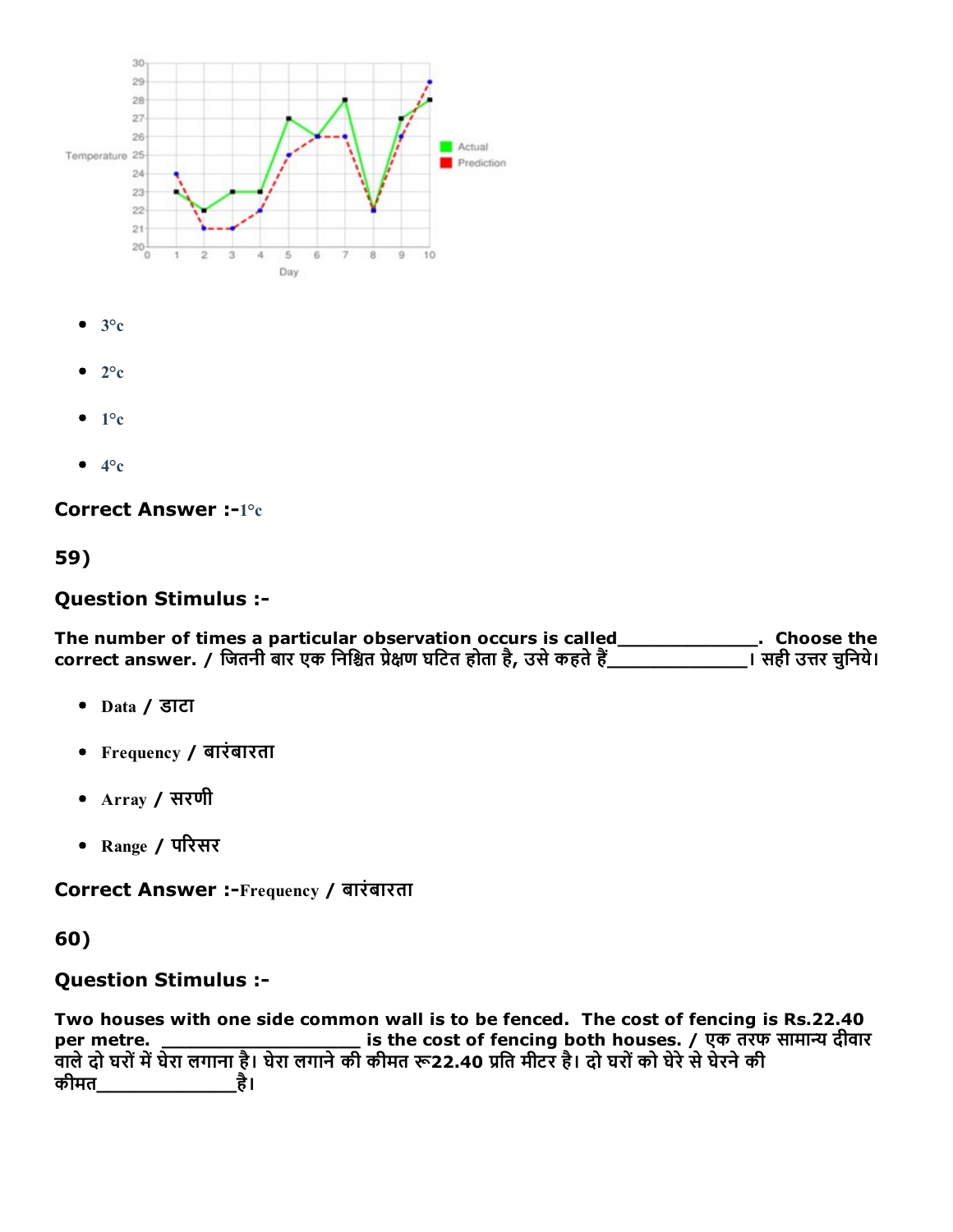- 3°c
- 2°c
- 1°c
- 4°c

**Correct Answer :-**1°c

## 59)

### Question Stimulus :-

**The number of times a particular observation occurs is called______________. Choose the correct answer. / जितनी बार एक निश्चित प्रेक्षण घटित होता है, उसे कहते हैं______________। सही उत्तर चुनिये।**

- Data / डाटा
- Frequency / बारंबारता
- Array / सरणी
- Range / परिसर

**Correct Answer :-**Frequency / बारंबारता

## 60)

### Question Stimulus :-

**Two houses with one side common wall is to be fenced. The cost of fencing is Rs.22.40 per metre. ____________________ is the cost of fencing both houses. / एक तरफ सामान्य दीवार वाले दो घरों में घेरा लगाना है। घेरा लगाने की कीमत रू22.40 प्रति मीटर है। दो घरों को घेरे से घेरने की कीमत______________है।**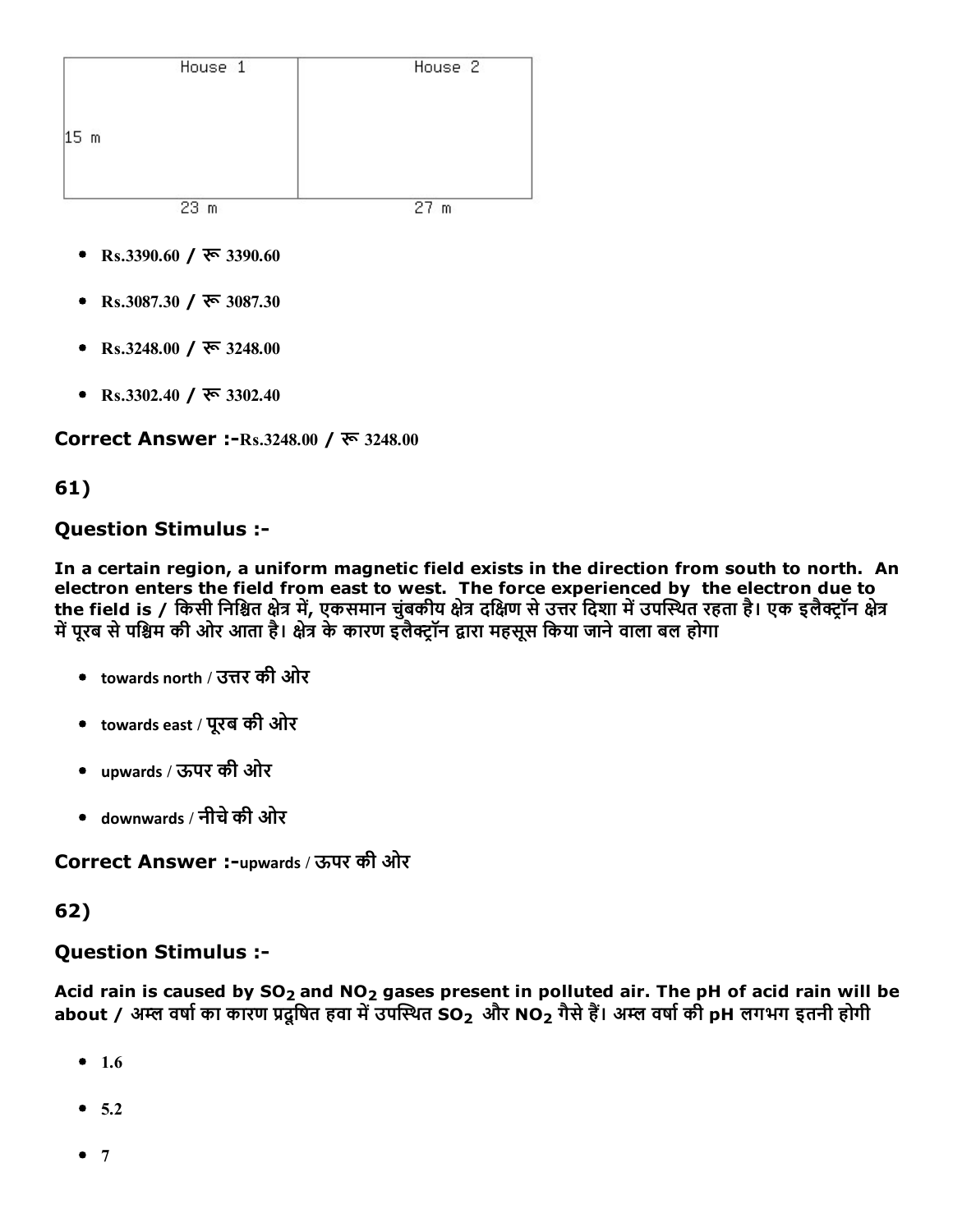| House 1 | House 2 |
| --- | --- |
| 15 m | |
| 23 m | 27 m |

- Rs.3390.60 / रू 3390.60
- Rs.3087.30 / रू 3087.30
- Rs.3248.00 / रू 3248.00
- Rs.3302.40 / रू 3302.40

**Correct Answer :-**Rs.3248.00 / रू 3248.00

## 61)

### Question Stimulus :-

**In a certain region, a uniform magnetic field exists in the direction from south to north. An electron enters the field from east to west. The force experienced by the electron due to the field is / किसी निश्चित क्षेत्र में, एकसमान चुंबकीय क्षेत्र दक्षिण से उत्तर दिशा में उपस्थित रहता है। एक इलैक्ट्रॉन क्षेत्र में पूरब से पश्चिम की ओर आता है। क्षेत्र के कारण इलैक्ट्रॉन द्वारा महसूस किया जाने वाला बल होगा**

- towards north / उत्तर की ओर
- towards east / पूरब की ओर
- upwards / ऊपर की ओर
- downwards / नीचे की ओर

**Correct Answer :-**upwards / ऊपर की ओर

## 62)

### Question Stimulus :-

**Acid rain is caused by $SO_2$ and $NO_2$ gases present in polluted air. The pH of acid rain will be about / अम्ल वर्षा का कारण प्रदूषित हवा में उपस्थित $SO_2$ और $NO_2$ गैसे हैं। अम्ल वर्षा की pH लगभग इतनी होगी**

- 1.6
- 5.2
- 7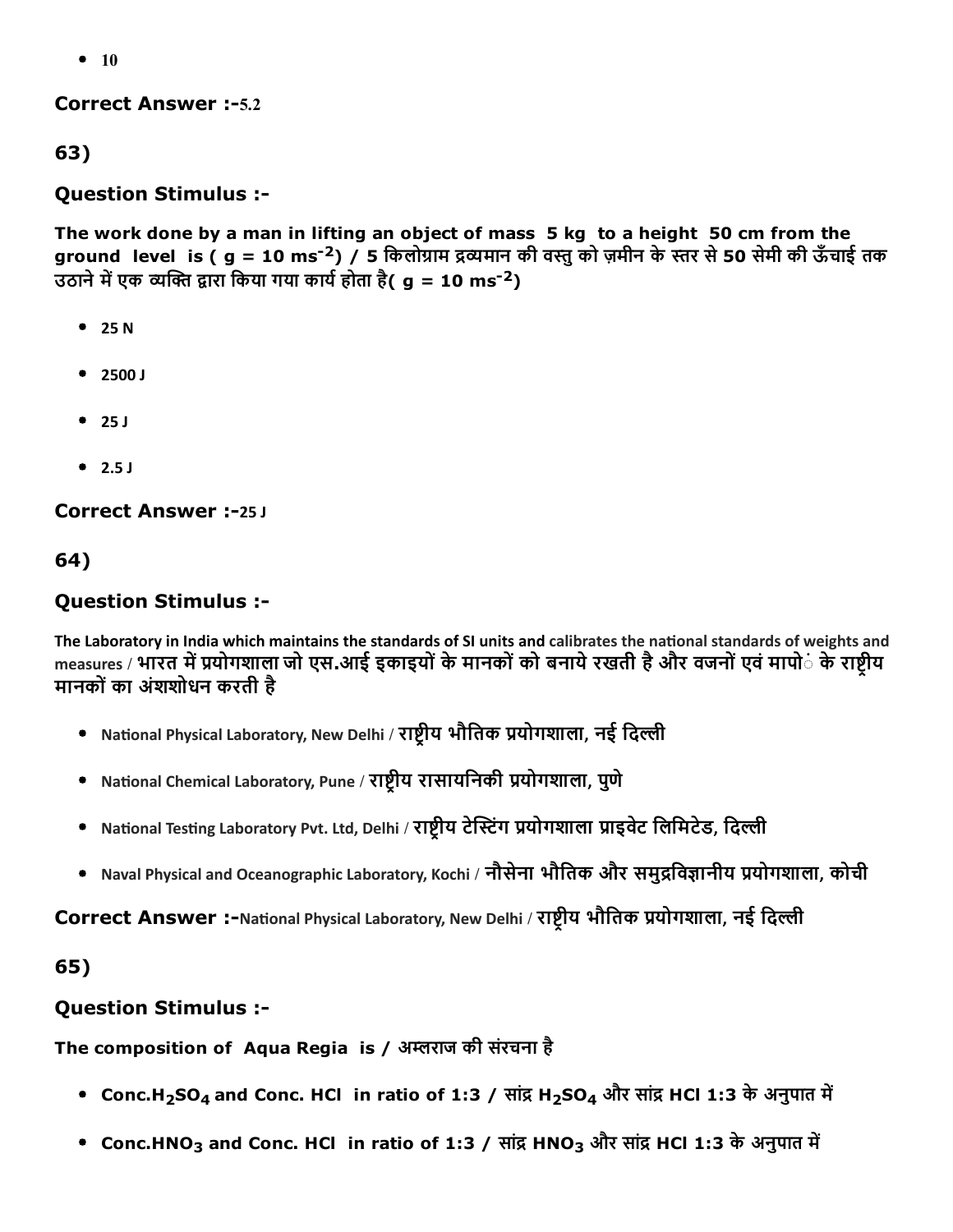- 10

**Correct Answer :-**5.2

## 63)

### Question Stimulus :-

**The work done by a man in lifting an object of mass 5 kg to a height 50 cm from the ground level is ( g = 10 $ms^{-2}$) / 5 किलोग्राम द्रव्यमान की वस्तु को ज़मीन के स्तर से 50 सेमी की ऊँचाई तक उठाने में एक व्यक्ति द्वारा किया गया कार्य होता है( g = 10 $ms^{-2}$)**

- 25 N
- 2500 J
- 25 J
- 2.5 J

**Correct Answer :-**25 J

## 64)

### Question Stimulus :-

**The Laboratory in India which maintains the standards of SI units and calibrates the national standards of weights and measures / भारत में प्रयोगशाला जो एस.आई इकाइयों के मानकों को बनाये रखती है और वजनों एवं मापों के राष्ट्रीय मानकों का अंशशोधन करती है**

- National Physical Laboratory, New Delhi / राष्ट्रीय भौतिक प्रयोगशाला, नई दिल्ली
- National Chemical Laboratory, Pune / राष्ट्रीय रासायनिकी प्रयोगशाला, पुणे
- National Testing Laboratory Pvt. Ltd, Delhi / राष्ट्रीय टेस्टिंग प्रयोगशाला प्राइवेट लिमिटेड, दिल्ली
- Naval Physical and Oceanographic Laboratory, Kochi / नौसेना भौतिक और समुद्रविज्ञानीय प्रयोगशाला, कोची

**Correct Answer :-**National Physical Laboratory, New Delhi / राष्ट्रीय भौतिक प्रयोगशाला, नई दिल्ली

## 65)

### Question Stimulus :-

**The composition of Aqua Regia is / अम्लराज की संरचना है**

- Conc.$H_2SO_4$ and Conc. HCl in ratio of 1:3 / सांद्र $H_2SO_4$ और सांद्र HCl 1:3 के अनुपात में
- Conc.$HNO_3$ and Conc. HCl in ratio of 1:3 / सांद्र $HNO_3$ और सांद्र HCl 1:3 के अनुपात में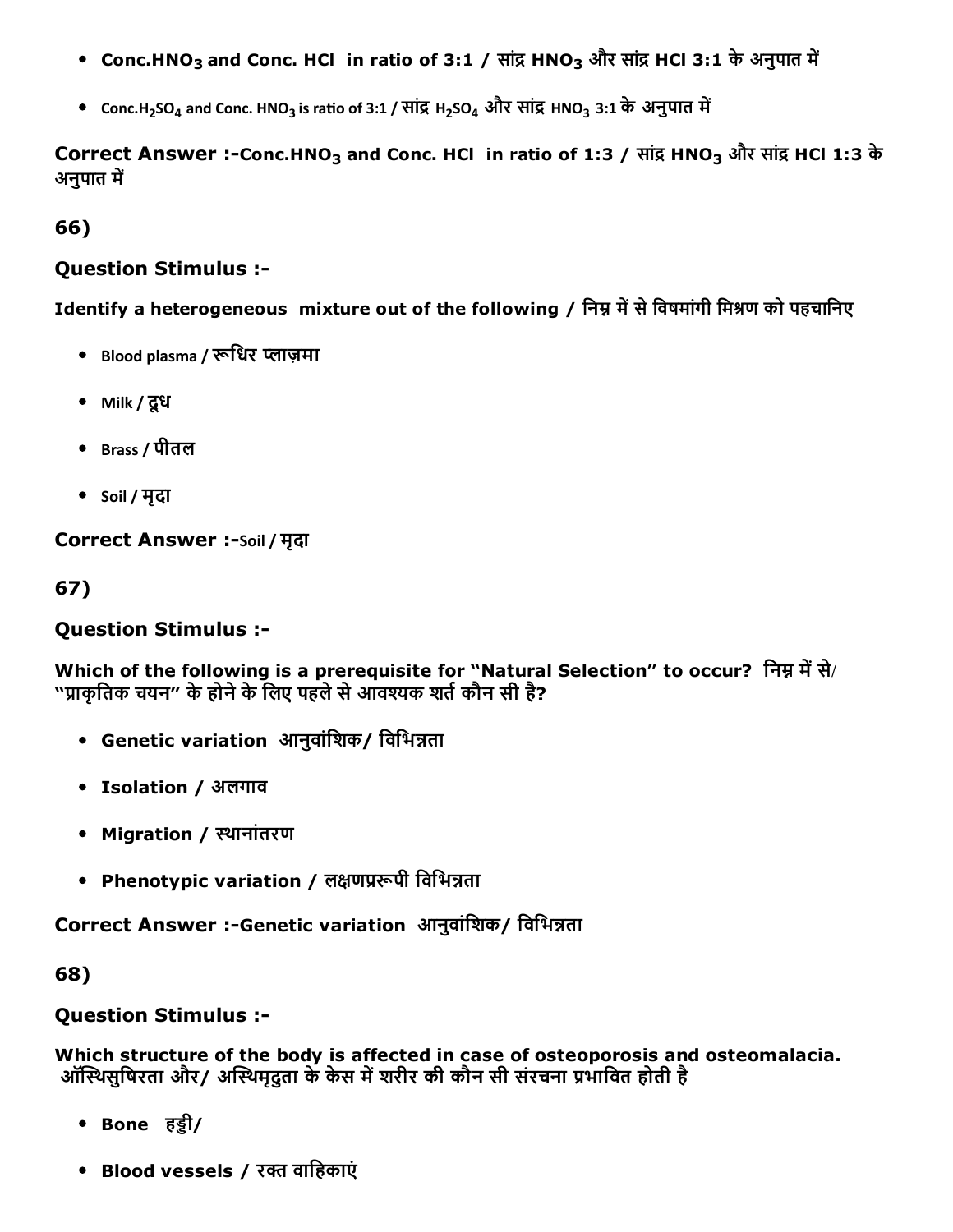- Conc.$HNO_3$ and Conc. HCl in ratio of 3:1 / सांद्र $HNO_3$ और सांद्र HCl 3:1 के अनुपात में
- Conc.$H_2SO_4$ and Conc. $HNO_3$ is ratio of 3:1 / सांद्र $H_2SO_4$ और सांद्र $HNO_3$ 3:1 के अनुपात में

**Correct Answer :-Conc.$HNO_3$ and Conc. HCl in ratio of 1:3 / सांद्र $HNO_3$ और सांद्र HCl 1:3 के अनुपात में**

**66)**

**Question Stimulus :-**

**Identify a heterogeneous mixture out of the following / निम्न में से विषमांगी मिश्रण को पहचानिए**

- Blood plasma / रूधिर प्लाज़मा
- Milk / दूध
- Brass / पीतल
- Soil / मृदा

**Correct Answer :-**Soil / मृदा

**67)**

**Question Stimulus :-**

**Which of the following is a prerequisite for "Natural Selection" to occur? निम्न में से/ "प्राकृतिक चयन" के होने के लिए पहले से आवश्यक शर्त कौन सी है?**

- **Genetic variation आनुवांशिक/ विभिन्नता**
- **Isolation / अलगाव**
- **Migration / स्थानांतरण**
- **Phenotypic variation / लक्षणप्ररूपी विभिन्नता**

**Correct Answer :-Genetic variation आनुवांशिक/ विभिन्नता**

**68)**

**Question Stimulus :-**

**Which structure of the body is affected in case of osteoporosis and osteomalacia. ऑस्थिसुषिरता और/ अस्थिमृदुता के केस में शरीर की कौन सी संरचना प्रभावित होती है**

- **Bone हड्डी/**
- **Blood vessels / रक्त वाहिकाएं**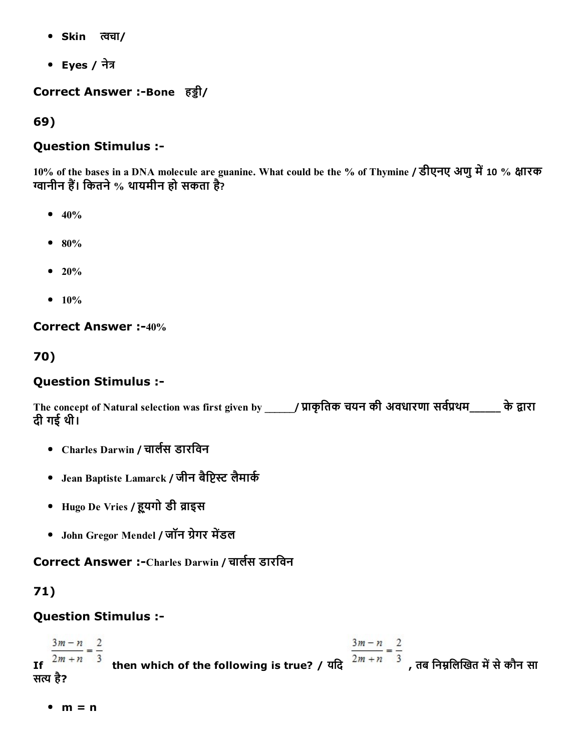- Skin त्वचा/
- Eyes / नेत्र

**Correct Answer :-**Bone हड्डी/

**69)**

### Question Stimulus :-

10% of the bases in a DNA molecule are guanine. What could be the % of Thymine / डीएनए अणु में 10 % क्षारक ग्वानीन हैं। कितने % थायमीन हो सकता है?

- 40%
- 80%
- 20%
- 10%

**Correct Answer :-**40%

**70)**

### Question Stimulus :-

The concept of Natural selection was first given by _____/ प्राकृतिक चयन की अवधारणा सर्वप्रथम_____ के द्वारा दी गई थी।

- Charles Darwin / चार्लस डारविन
- Jean Baptiste Lamarck / जीन बैप्टिस्ट लैमार्क
- Hugo De Vries / ह्यूगो डी व्राइस
- John Gregor Mendel / जॉन ग्रेगर मेंडल

**Correct Answer :-**Charles Darwin / चार्लस डारविन

**71)**

### Question Stimulus :-

If $\frac{3m-n}{2m+n}=\frac{2}{3}$ then which of the following is true? / यदि $\frac{3m-n}{2m+n}=\frac{2}{3}$ , तब निम्नलिखित में से कौन सा सत्य है?

- m = n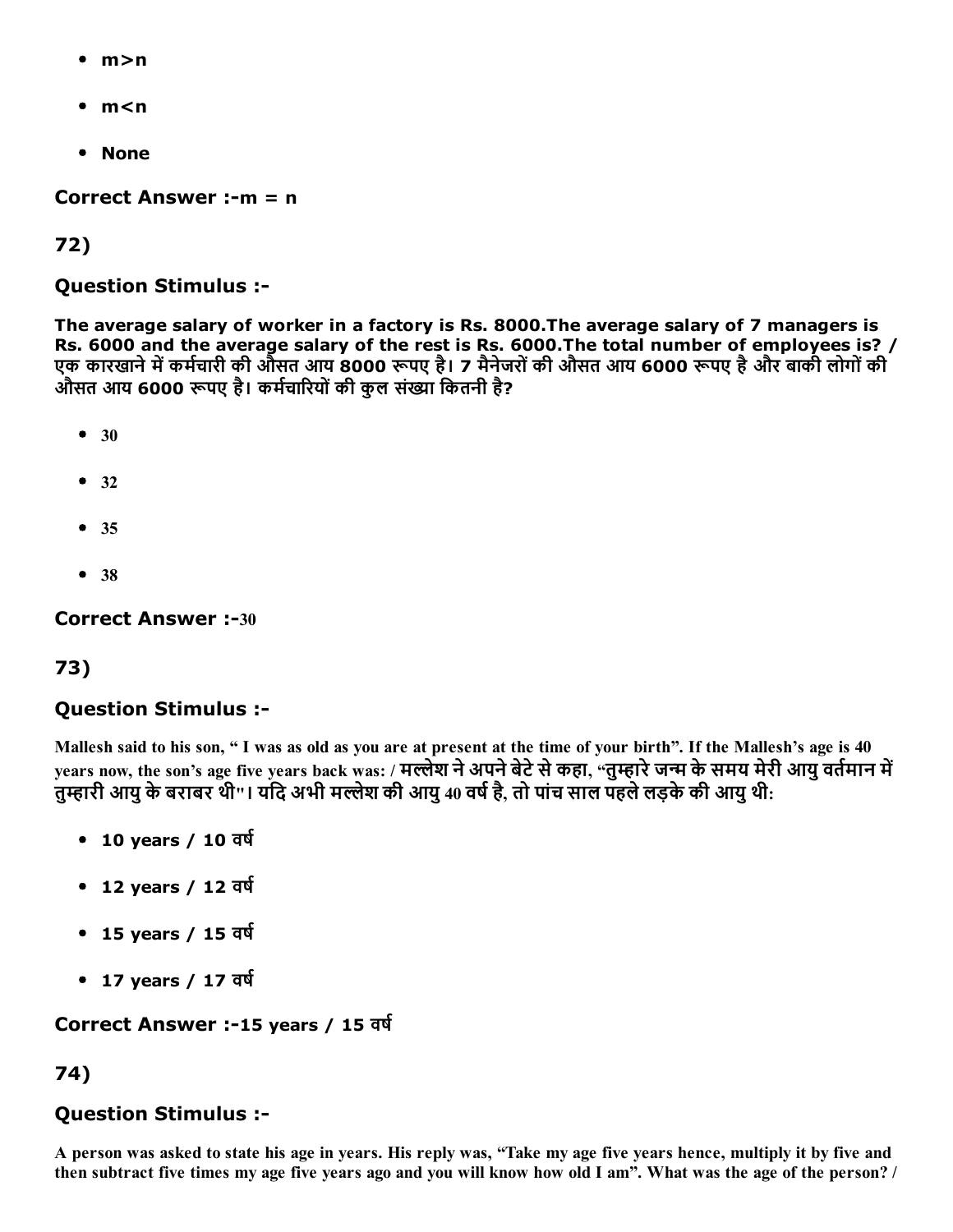- m>n
- m<n
- None

**Correct Answer :-m = n**

**72)**

### Question Stimulus :-

**The average salary of worker in a factory is Rs. 8000.The average salary of 7 managers is Rs. 6000 and the average salary of the rest is Rs. 6000.The total number of employees is? / एक कारखाने में कर्मचारी की औसत आय 8000 रूपए है। 7 मैनेजरों की औसत आय 6000 रूपए है और बाकी लोगों की औसत आय 6000 रूपए है। कर्मचारियों की कुल संख्या कितनी है?**

- 30
- 32
- 35
- 38

**Correct Answer :-30**

**73)**

### Question Stimulus :-

**Mallesh said to his son, " I was as old as you are at present at the time of your birth". If the Mallesh's age is 40 years now, the son's age five years back was: / मल्लेश ने अपने बेटे से कहा, "तुम्हारे जन्म के समय मेरी आयु वर्तमान में तुम्हारी आयु के बराबर थी"। यदि अभी मल्लेश की आयु 40 वर्ष है, तो पांच साल पहले लड़के की आयु थी:**

- 10 years / 10 वर्ष
- 12 years / 12 वर्ष
- 15 years / 15 वर्ष
- 17 years / 17 वर्ष

**Correct Answer :-15 years / 15 वर्ष**

**74)**

### Question Stimulus :-

**A person was asked to state his age in years. His reply was, "Take my age five years hence, multiply it by five and then subtract five times my age five years ago and you will know how old I am". What was the age of the person? /**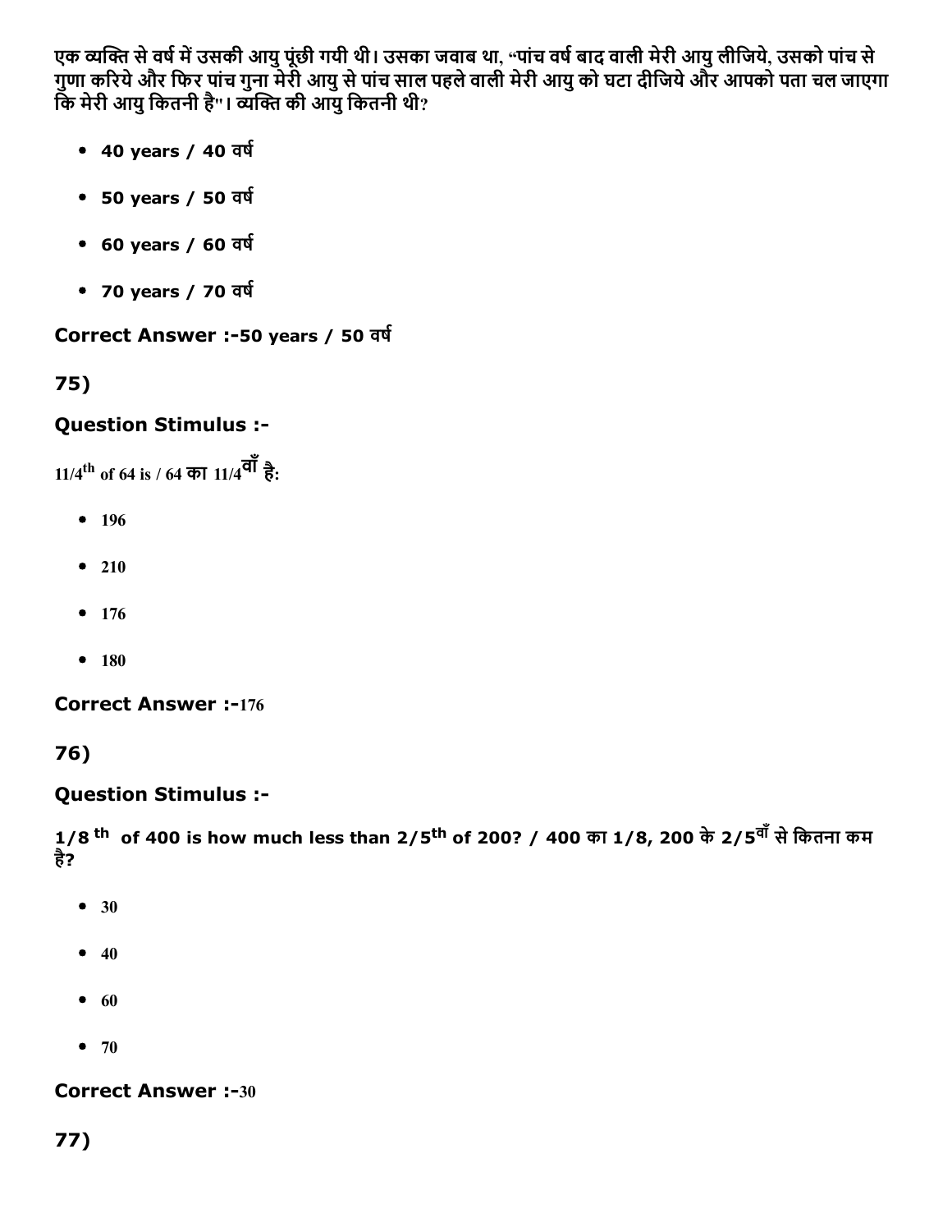एक व्यक्ति से वर्ष में उसकी आयु पूंछी गयी थी। उसका जवाब था, "पांच वर्ष बाद वाली मेरी आयु लीजिये, उसको पांच से गुणा करिये और फिर पांच गुना मेरी आयु से पांच साल पहले वाली मेरी आयु को घटा दीजिये और आपको पता चल जाएगा कि मेरी आयु कितनी है"। व्यक्ति की आयु कितनी थी?

- **40 years / 40 वर्ष**
- **50 years / 50 वर्ष**
- **60 years / 60 वर्ष**
- **70 years / 70 वर्ष**

**Correct Answer :-50 years / 50 वर्ष**

**75)**

**Question Stimulus :-**

11/4$^{th}$ of 64 is / 64 का 11/4$^{वाँ}$ है:

- 196
- 210
- 176
- 180

**Correct Answer :-**176

**76)**

**Question Stimulus :-**

**1/8$^{th}$ of 400 is how much less than 2/5$^{th}$ of 200? / 400 का 1/8, 200 के 2/5$^{वाँ}$ से कितना कम है?**

- 30
- 40
- 60
- 70

**Correct Answer :-**30

**77)**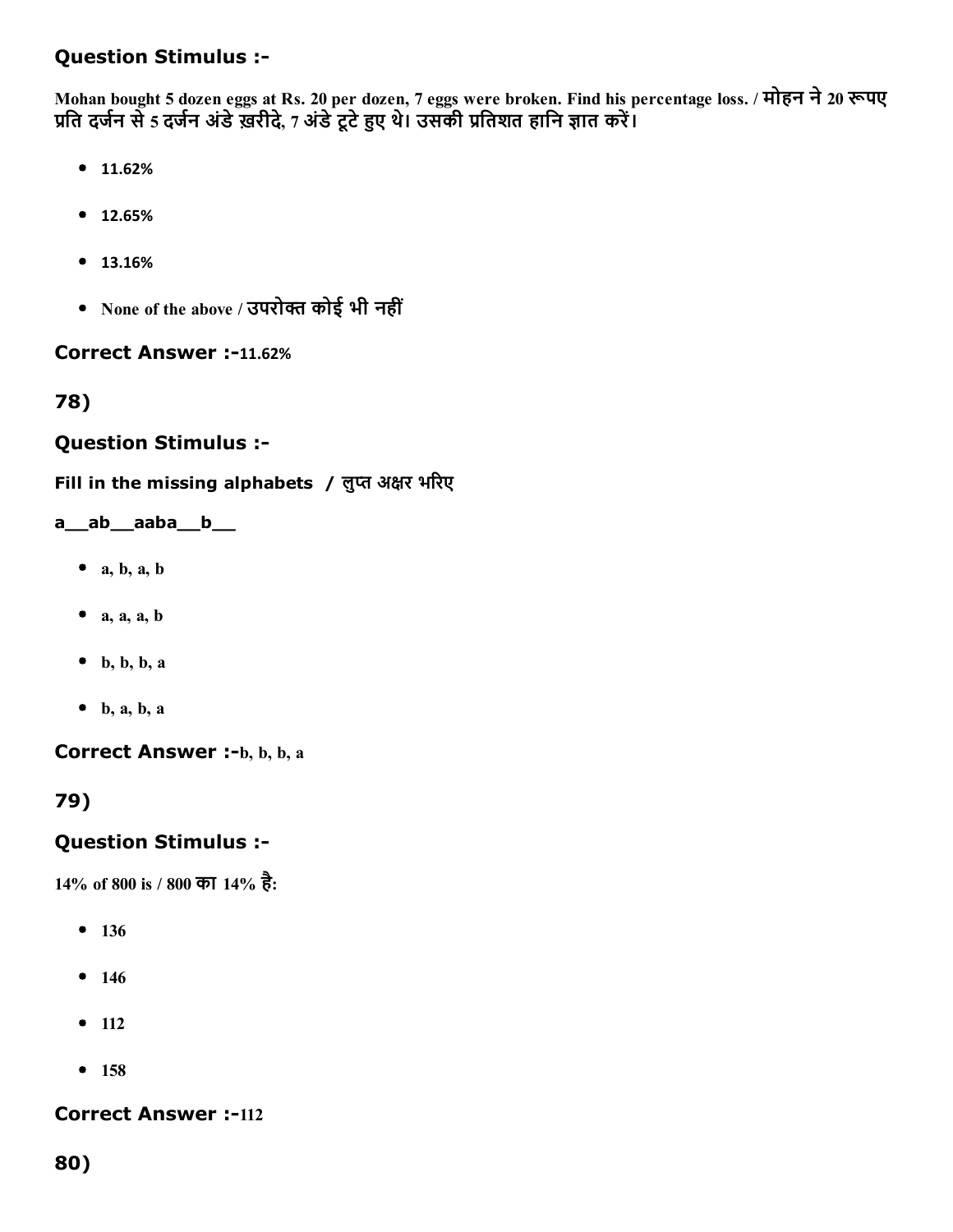### Question Stimulus :-

Mohan bought 5 dozen eggs at Rs. 20 per dozen, 7 eggs were broken. Find his percentage loss. / मोहन ने 20 रूपए प्रति दर्जन से 5 दर्जन अंडे ख़रीदे, 7 अंडे टूटे हुए थे। उसकी प्रतिशत हानि ज्ञात करें।

- 11.62%
- 12.65%
- 13.16%
- None of the above / उपरोक्त कोई भी नहीं

**Correct Answer :-**11.62%

## 78)

### Question Stimulus :-

Fill in the missing alphabets / लुप्त अक्षर भरिए

a__ab__aaba__b__

- a, b, a, b
- a, a, a, b
- b, b, b, a
- b, a, b, a

**Correct Answer :-**b, b, b, a

## 79)

### Question Stimulus :-

14% of 800 is / 800 का 14% है:

- 136
- 146
- 112
- 158

**Correct Answer :-**112

## 80)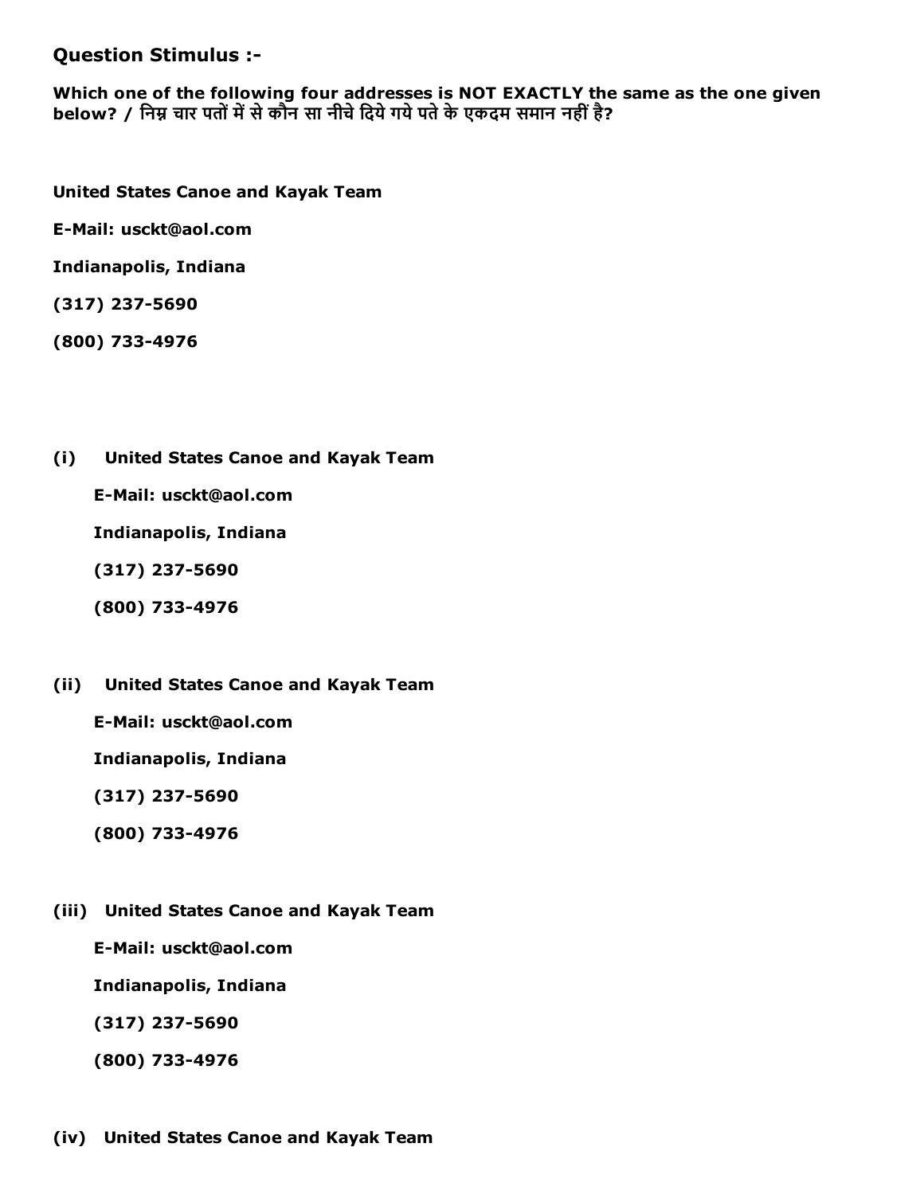### Question Stimulus :-

**Which one of the following four addresses is NOT EXACTLY the same as the one given below? / निम्न चार पतों में से कौन सा नीचे दिये गये पते के एकदम समान नहीं है?**

**United States Canoe and Kayak Team**

**E-Mail: usckt@aol.com**

**Indianapolis, Indiana**

**(317) 237-5690**

**(800) 733-4976**

**(i)** **United States Canoe and Kayak Team**

**E-Mail: usckt@aol.com**

**Indianapolis, Indiana**

**(317) 237-5690**

**(800) 733-4976**

**(ii)** **United States Canoe and Kayak Team**

**E-Mail: usckt@aol.com**

**Indianapolis, Indiana**

**(317) 237-5690**

**(800) 733-4976**

**(iii)** **United States Canoe and Kayak Team**

**E-Mail: usckt@aol.com**

**Indianapolis, Indiana**

**(317) 237-5690**

**(800) 733-4976**

**(iv)** **United States Canoe and Kayak Team**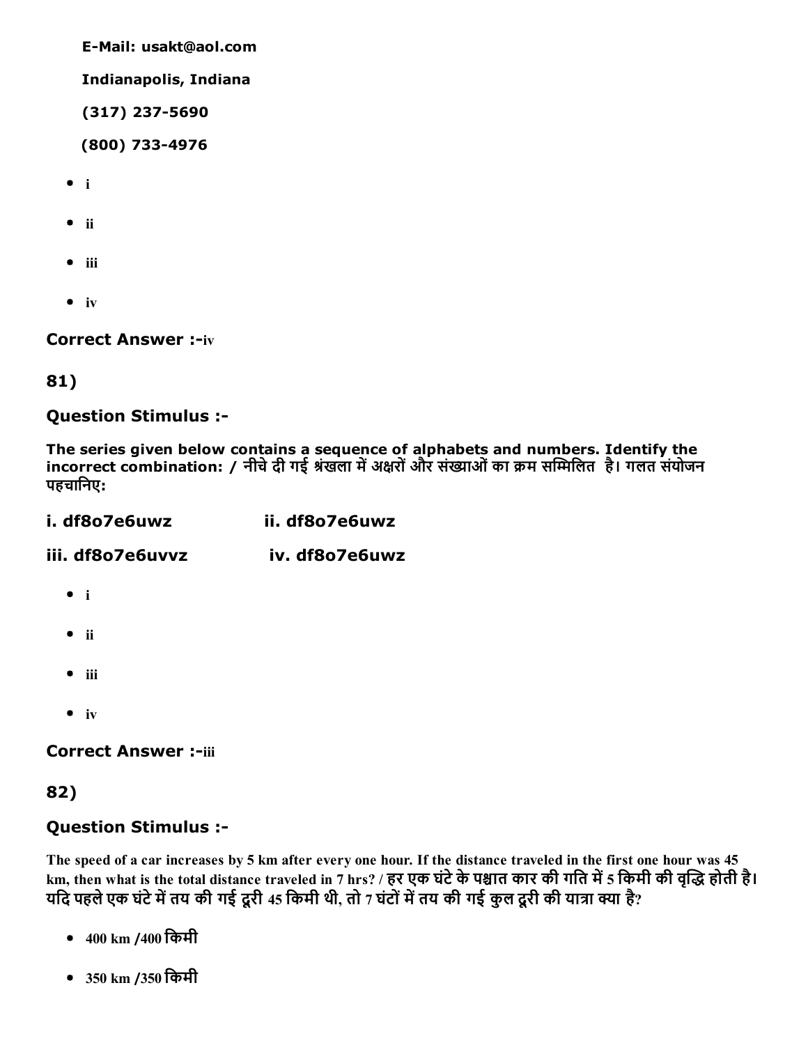E-Mail: usakt@aol.com

Indianapolis, Indiana

(317) 237-5690

(800) 733-4976

- i
- ii
- iii
- iv

**Correct Answer :-**iv

## 81)

### Question Stimulus :-

**The series given below contains a sequence of alphabets and numbers. Identify the incorrect combination: / नीचे दी गई श्रंखला में अक्षरों और संख्याओं का क्रम सम्मिलित है। गलत संयोजन पहचानिए:**

**i. df8o7e6uwz ii. df8o7e6uwz**

**iii. df8o7e6uvvz iv. df8o7e6uwz**

- i
- ii
- iii
- iv

**Correct Answer :-**iii

## 82)

### Question Stimulus :-

**The speed of a car increases by 5 km after every one hour. If the distance traveled in the first one hour was 45 km, then what is the total distance traveled in 7 hrs? / हर एक घंटे के पश्चात कार की गति में 5 किमी की वृद्धि होती है। यदि पहले एक घंटे में तय की गई दूरी 45 किमी थी, तो 7 घंटों में तय की गई कुल दूरी की यात्रा क्या है?**

- 400 km /400 किमी
- 350 km /350 किमी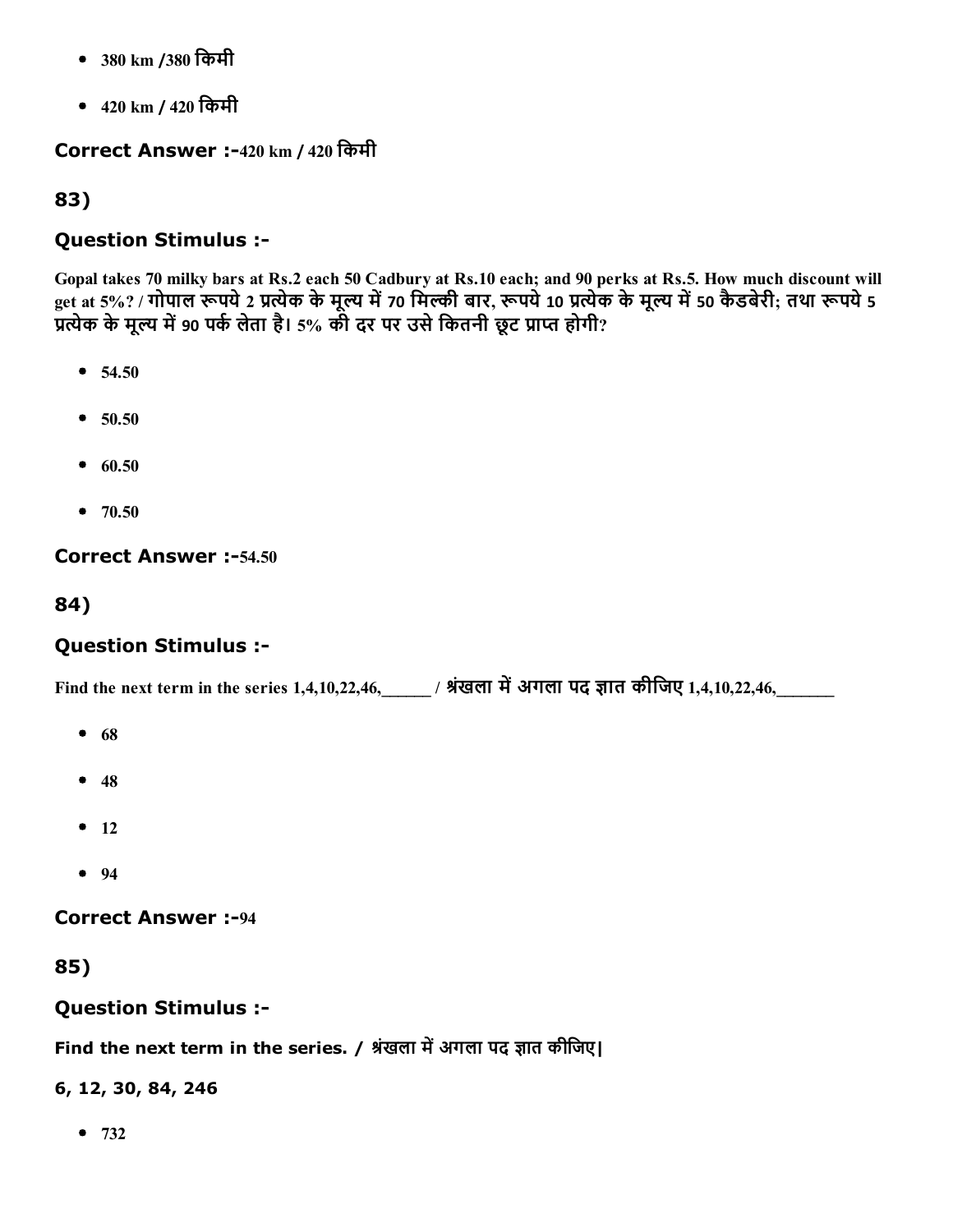- 380 km /380 किमी
- 420 km / 420 किमी

**Correct Answer :-**420 km / 420 किमी

## 83)

### Question Stimulus :-

Gopal takes 70 milky bars at Rs.2 each 50 Cadbury at Rs.10 each; and 90 perks at Rs.5. How much discount will get at 5%? / गोपाल रूपये 2 प्रत्येक के मूल्य में 70 मिल्की बार, रूपये 10 प्रत्येक के मूल्य में 50 कैडबेरी; तथा रूपये 5 प्रत्येक के मूल्य में 90 पर्क लेता है। 5% की दर पर उसे कितनी छूट प्राप्त होगी?

- 54.50
- 50.50
- 60.50
- 70.50

**Correct Answer :-**54.50

## 84)

### Question Stimulus :-

Find the next term in the series 1,4,10,22,46,______ / श्रंखला में अगला पद ज्ञात कीजिए 1,4,10,22,46,_______

- 68
- 48
- 12
- 94

**Correct Answer :-**94

## 85)

### Question Stimulus :-

Find the next term in the series. / श्रंखला में अगला पद ज्ञात कीजिए|

**6, 12, 30, 84, 246**

- 732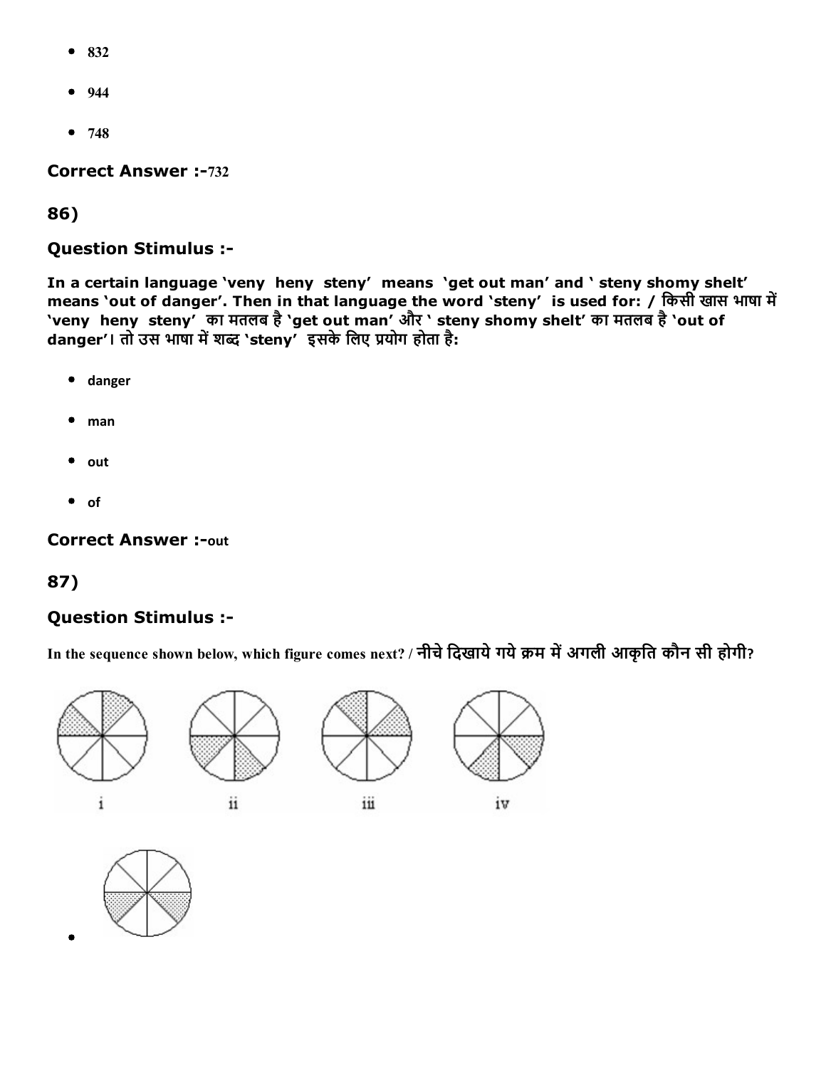- 832
- 944
- 748

**Correct Answer :-**732

## 86)

### Question Stimulus :-

**In a certain language 'veny heny steny' means 'get out man' and ' steny shomy shelt' means 'out of danger'. Then in that language the word 'steny' is used for: / किसी खास भाषा में 'veny heny steny' का मतलब है 'get out man' और ' steny shomy shelt' का मतलब है 'out of danger'। तो उस भाषा में शब्द 'steny' इसके लिए प्रयोग होता है:**

- danger
- man
- out
- of

**Correct Answer :-**out

## 87)

### Question Stimulus :-

**In the sequence shown below, which figure comes next? / नीचे दिखाये गये क्रम में अगली आकृति कौन सी होगी?**

i ii iii iv

-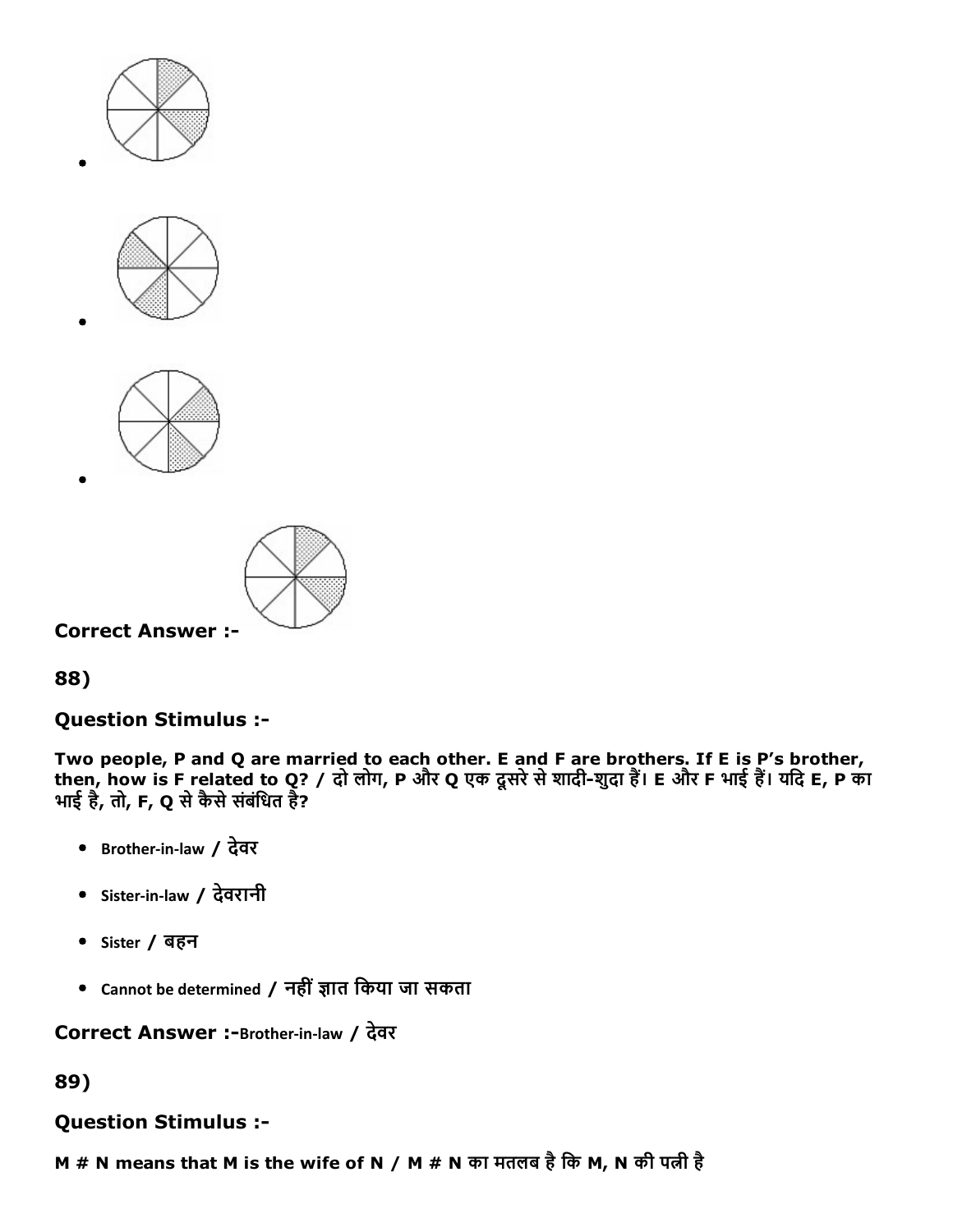- 
- 
- 

**Correct Answer :-**

**88)**

**Question Stimulus :-**

**Two people, P and Q are married to each other. E and F are brothers. If E is P's brother, then, how is F related to Q? / दो लोग, P और Q एक दूसरे से शादी-शुदा हैं। E और F भाई हैं। यदि E, P का भाई है, तो, F, Q से कैसे संबंधित है?**

- Brother-in-law / देवर
- Sister-in-law / देवरानी
- Sister / बहन
- Cannot be determined / नहीं ज्ञात किया जा सकता

**Correct Answer :-**Brother-in-law / देवर

**89)**

**Question Stimulus :-**

**M # N means that M is the wife of N / M # N का मतलब है कि M, N की पत्नी है**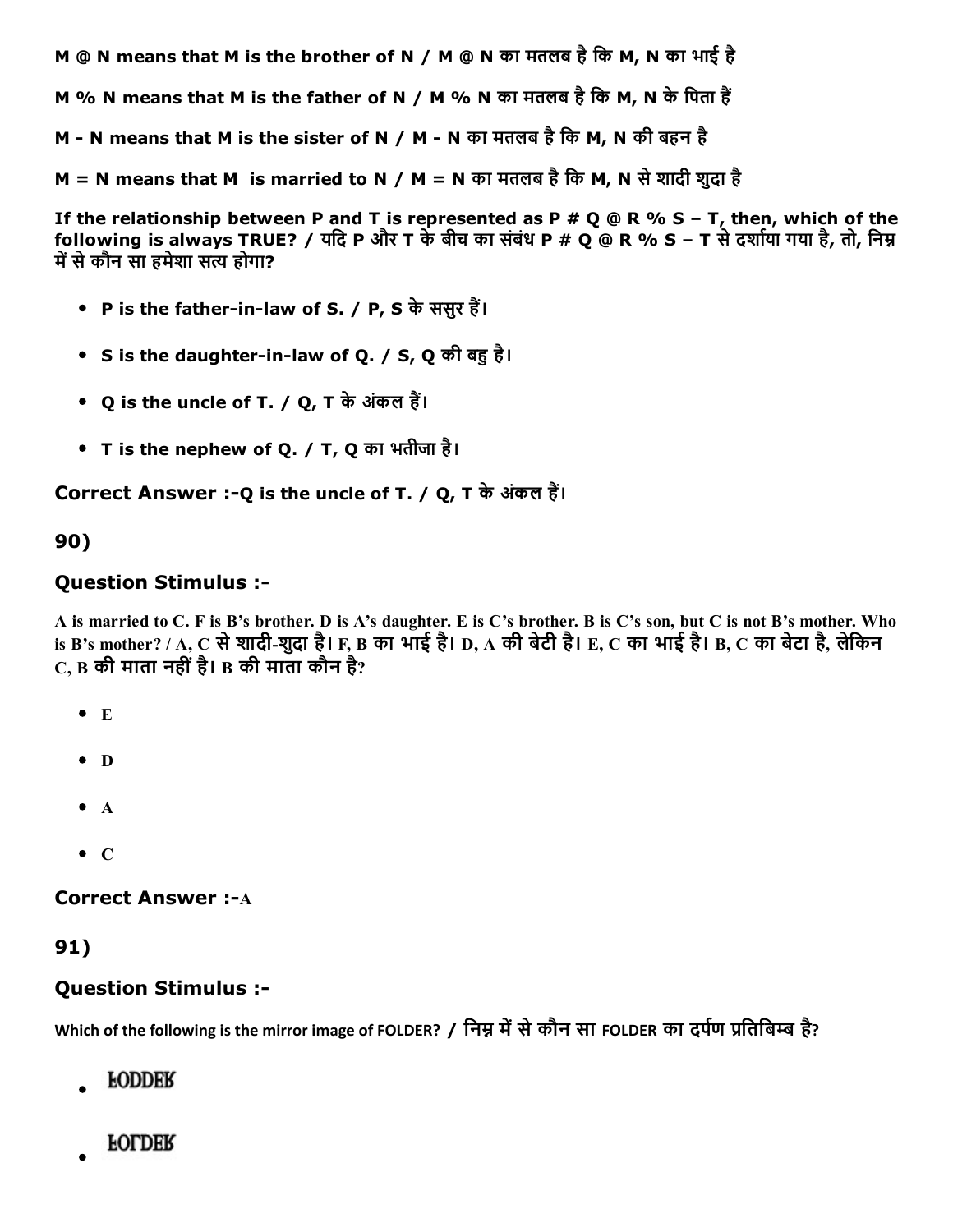M @ N means that M is the brother of N / M @ N का मतलब है कि M, N का भाई है

M % N means that M is the father of N / M % N का मतलब है कि M, N के पिता हैं

M - N means that M is the sister of N / M - N का मतलब है कि M, N की बहन है

M = N means that M is married to N / M = N का मतलब है कि M, N से शादी शुदा है

**If the relationship between P and T is represented as P # Q @ R % S – T, then, which of the following is always TRUE? / यदि P और T के बीच का संबंध P # Q @ R % S – T से दर्शाया गया है, तो, निम्न में से कौन सा हमेशा सत्य होगा?**

- P is the father-in-law of S. / P, S के ससुर हैं।
- S is the daughter-in-law of Q. / S, Q की बहु है।
- Q is the uncle of T. / Q, T के अंकल हैं।
- T is the nephew of Q. / T, Q का भतीजा है।

**Correct Answer :-** Q is the uncle of T. / Q, T के अंकल हैं।

## 90)

### Question Stimulus :-

A is married to C. F is B's brother. D is A's daughter. E is C's brother. B is C's son, but C is not B's mother. Who is B's mother? / A, C से शादी-शुदा है। F, B का भाई है। D, A की बेटी है। E, C का भाई है। B, C का बेटा है, लेकिन C, B की माता नहीं है। B की माता कौन है?

- E
- D
- A
- C

**Correct Answer :-** A

## 91)

### Question Stimulus :-

Which of the following is the mirror image of FOLDER? / निम्न में से कौन सा FOLDER का दर्पण प्रतिबिम्ब है?

- ꟻODDEꓤ
- ꟻOꓶDEꓤ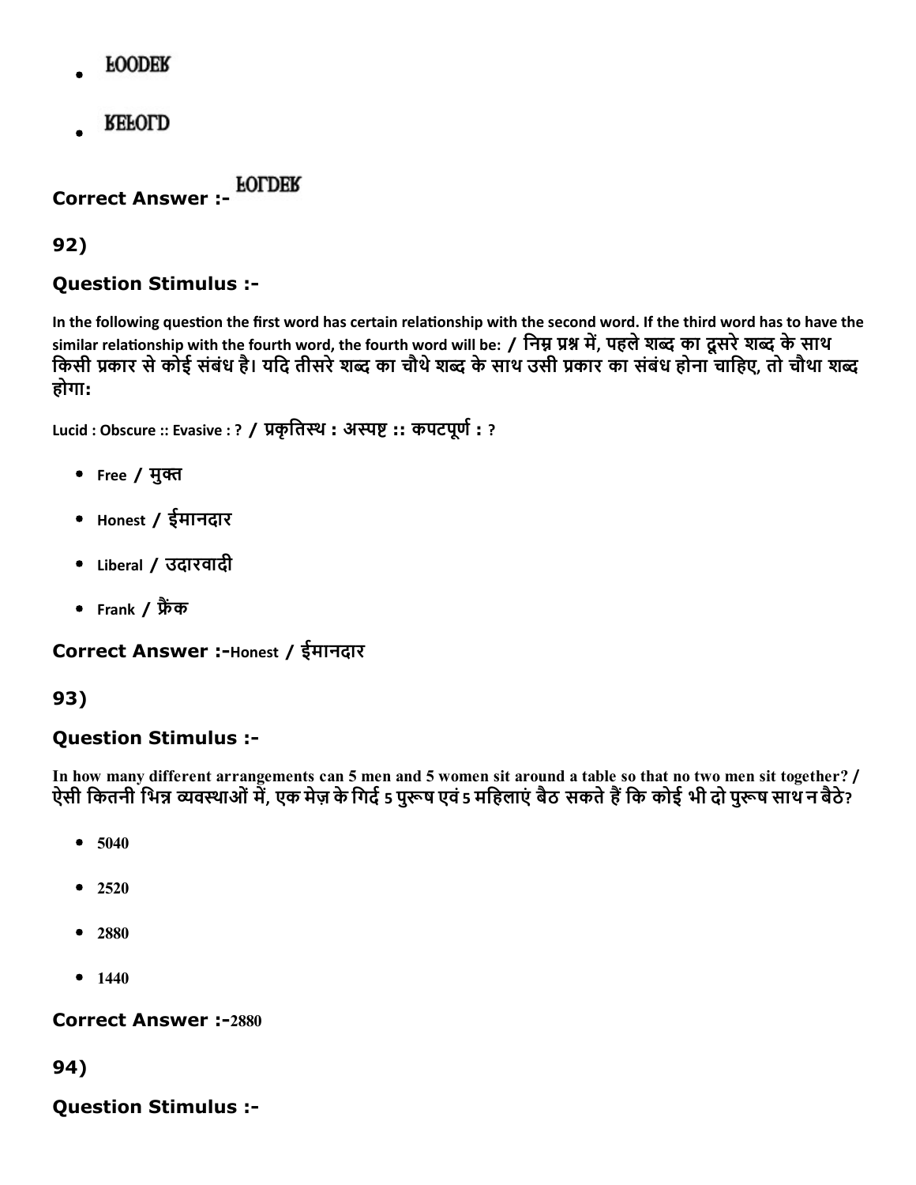- FOODER

- REFOLD

**Correct Answer :-** FOLDER

## 92)

### Question Stimulus :-

In the following question the first word has certain relationship with the second word. If the third word has to have the similar relationship with the fourth word, the fourth word will be: / निम्न प्रश्न में, पहले शब्द का दूसरे शब्द के साथ किसी प्रकार से कोई संबंध है। यदि तीसरे शब्द का चौथे शब्द के साथ उसी प्रकार का संबंध होना चाहिए, तो चौथा शब्द होगा:

Lucid : Obscure :: Evasive : ? / प्रकृतिस्थ : अस्पष्ट :: कपटपूर्ण : ?

- Free / मुक्त
- Honest / ईमानदार
- Liberal / उदारवादी
- Frank / फ्रैंक

**Correct Answer :-**Honest / ईमानदार

## 93)

### Question Stimulus :-

In how many different arrangements can 5 men and 5 women sit around a table so that no two men sit together? / ऐसी कितनी भिन्न व्यवस्थाओं में, एक मेज़ के गिर्द 5 पुरूष एवं 5 महिलाएं बैठ सकते हैं कि कोई भी दो पुरूष साथ न बैठे?

- 5040
- 2520
- 2880
- 1440

**Correct Answer :-**2880

## 94)

### Question Stimulus :-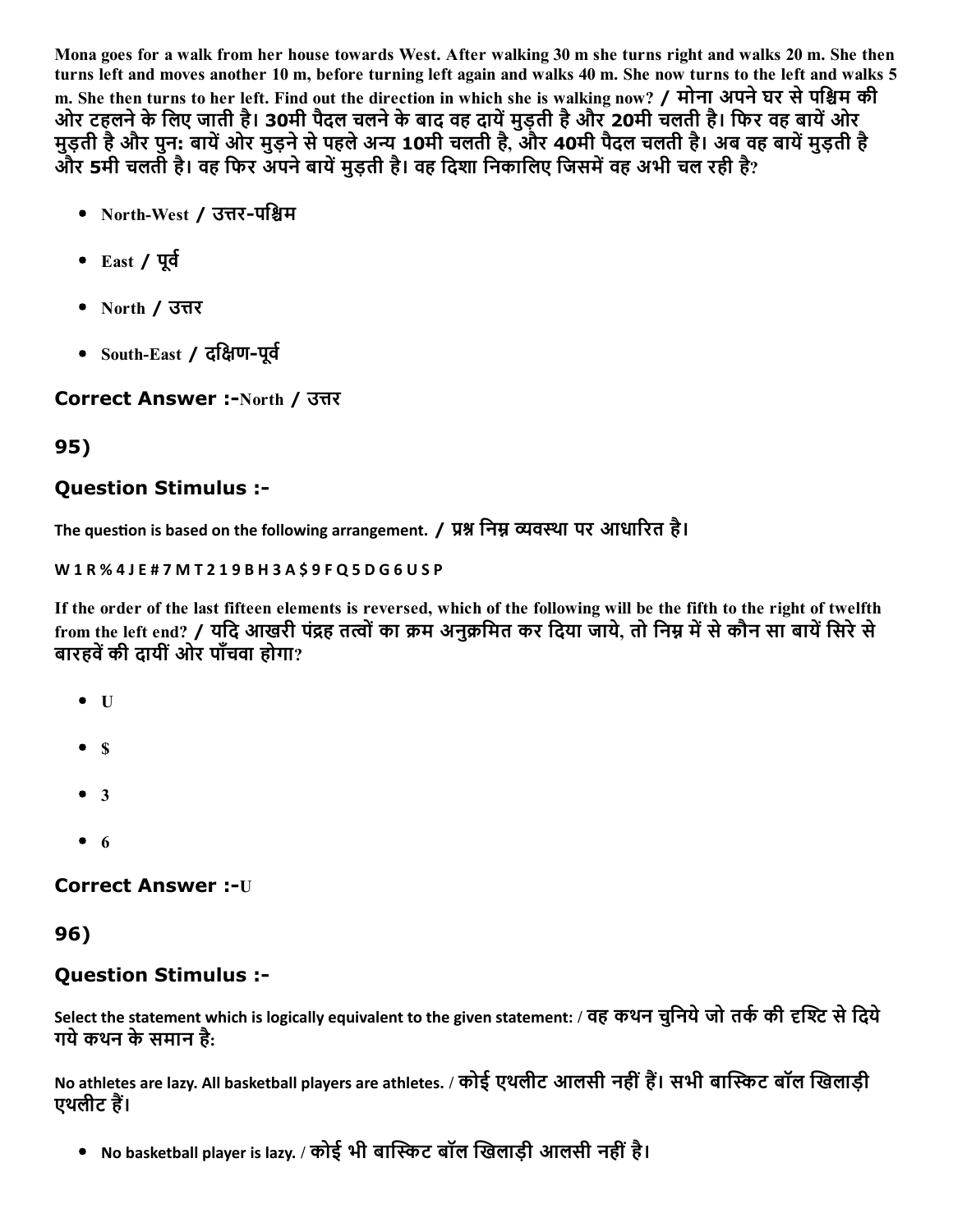Mona goes for a walk from her house towards West. After walking 30 m she turns right and walks 20 m. She then turns left and moves another 10 m, before turning left again and walks 40 m. She now turns to the left and walks 5 m. She then turns to her left. Find out the direction in which she is walking now? / मोना अपने घर से पश्चिम की ओर टहलने के लिए जाती है। 30मी पैदल चलने के बाद वह दायें मुड़ती है और 20मी चलती है। फिर वह बायें ओर मुड़ती है और पुन: बायें ओर मुड़ने से पहले अन्य 10मी चलती है, और 40मी पैदल चलती है। अब वह बायें मुड़ती है और 5मी चलती है। वह फिर अपने बायें मुड़ती है। वह दिशा निकालिए जिसमें वह अभी चल रही है?

- North-West / उत्तर-पश्चिम
- East / पूर्व
- North / उत्तर
- South-East / दक्षिण-पूर्व

### Correct Answer :-North / उत्तर

## 95)

### Question Stimulus :-

The question is based on the following arrangement. / प्रश्न निम्न व्यवस्था पर आधारित है।

W 1 R % 4 J E # 7 M T 2 1 9 B H 3 A $ 9 F Q 5 D G 6 U S P

If the order of the last fifteen elements is reversed, which of the following will be the fifth to the right of twelfth from the left end? / यदि आखरी पंद्रह तत्वों का क्रम अनुक्रमित कर दिया जाये, तो निम्न में से कौन सा बायें सिरे से बारहवें की दायीं ओर पाँचवा होगा?

- U
- $
- 3
- 6

### Correct Answer :-U

## 96)

### Question Stimulus :-

Select the statement which is logically equivalent to the given statement: / वह कथन चुनिये जो तर्क की दृश्टि से दिये गये कथन के समान है:

No athletes are lazy. All basketball players are athletes. / कोई एथलीट आलसी नहीं हैं। सभी बास्किट बॉल खिलाड़ी एथलीट हैं।

- No basketball player is lazy. / कोई भी बास्किट बॉल खिलाड़ी आलसी नहीं है।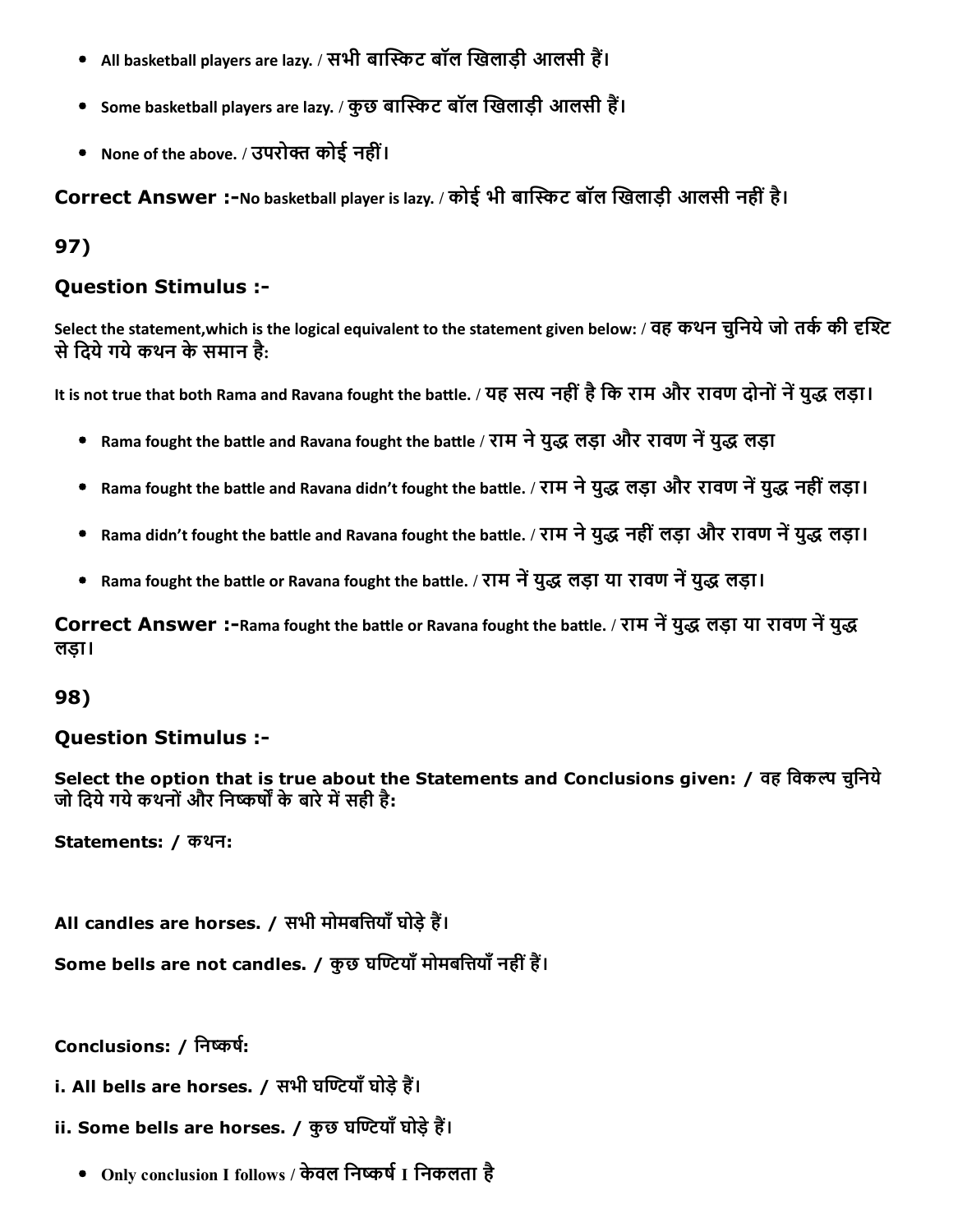- All basketball players are lazy. / सभी बास्किट बॉल खिलाड़ी आलसी हैं।
- Some basketball players are lazy. / कुछ बास्किट बॉल खिलाड़ी आलसी हैं।
- None of the above. / उपरोक्त कोई नहीं।

**Correct Answer :-**No basketball player is lazy. / कोई भी बास्किट बॉल खिलाड़ी आलसी नहीं है।

## 97)

### Question Stimulus :-

Select the statement,which is the logical equivalent to the statement given below: / वह कथन चुनिये जो तर्क की दृश्टि से दिये गये कथन के समान है:

It is not true that both Rama and Ravana fought the battle. / यह सत्य नहीं है कि राम और रावण दोनों नें युद्ध लड़ा।

- Rama fought the battle and Ravana fought the battle / राम ने युद्ध लड़ा और रावण नें युद्ध लड़ा
- Rama fought the battle and Ravana didn't fought the battle. / राम ने युद्ध लड़ा और रावण नें युद्ध नहीं लड़ा।
- Rama didn't fought the battle and Ravana fought the battle. / राम ने युद्ध नहीं लड़ा और रावण नें युद्ध लड़ा।
- Rama fought the battle or Ravana fought the battle. / राम नें युद्ध लड़ा या रावण नें युद्ध लड़ा।

**Correct Answer :-**Rama fought the battle or Ravana fought the battle. / राम नें युद्ध लड़ा या रावण नें युद्ध लड़ा।

## 98)

### Question Stimulus :-

**Select the option that is true about the Statements and Conclusions given: / वह विकल्प चुनिये जो दिये गये कथनों और निष्कर्षों के बारे में सही है:**

**Statements: / कथन:**

**All candles are horses. / सभी मोमबत्तियाँ घोड़े हैं।**

**Some bells are not candles. / कुछ घण्टियाँ मोमबत्तियाँ नहीं हैं।**

**Conclusions: / निष्कर्ष:**

**i. All bells are horses. / सभी घण्टियाँ घोड़े हैं।**

**ii. Some bells are horses. / कुछ घण्टियाँ घोड़े हैं।**

- Only conclusion I follows / केवल निष्कर्ष I निकलता है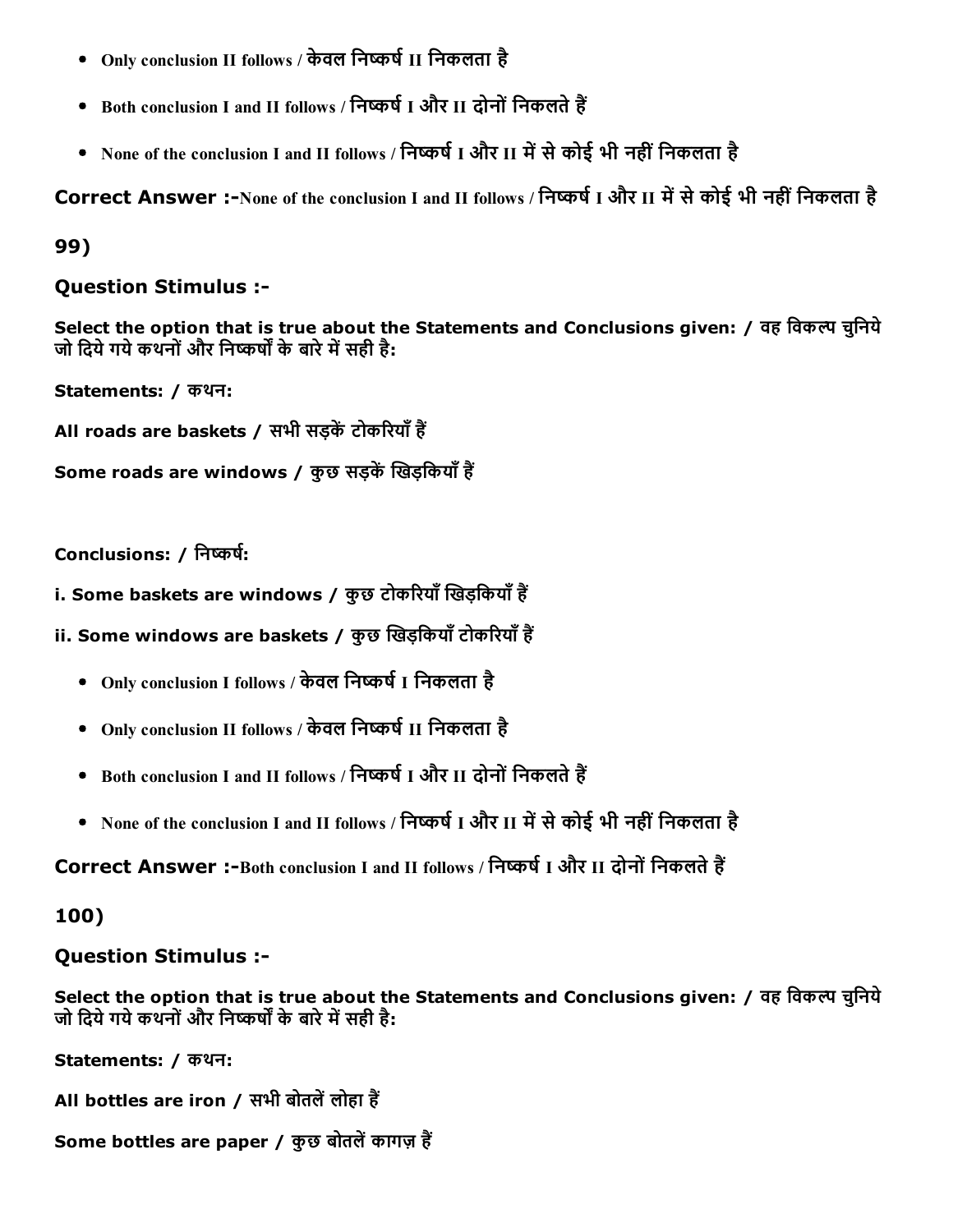- Only conclusion II follows / केवल निष्कर्ष II निकलता है
- Both conclusion I and II follows / निष्कर्ष I और II दोनों निकलते हैं
- None of the conclusion I and II follows / निष्कर्ष I और II में से कोई भी नहीं निकलता है

**Correct Answer :-**None of the conclusion I and II follows / निष्कर्ष I और II में से कोई भी नहीं निकलता है

**99)**

**Question Stimulus :-**

**Select the option that is true about the Statements and Conclusions given: / वह विकल्प चुनिये जो दिये गये कथनों और निष्कर्षों के बारे में सही है:**

**Statements: / कथन:**

**All roads are baskets / सभी सड़कें टोकरियाँ हैं**

**Some roads are windows / कुछ सड़कें खिड़कियाँ हैं**

**Conclusions: / निष्कर्ष:**

**i. Some baskets are windows / कुछ टोकरियाँ खिड़कियाँ हैं**

**ii. Some windows are baskets / कुछ खिड़कियाँ टोकरियाँ हैं**

- Only conclusion I follows / केवल निष्कर्ष I निकलता है
- Only conclusion II follows / केवल निष्कर्ष II निकलता है
- Both conclusion I and II follows / निष्कर्ष I और II दोनों निकलते हैं
- None of the conclusion I and II follows / निष्कर्ष I और II में से कोई भी नहीं निकलता है

**Correct Answer :-**Both conclusion I and II follows / निष्कर्ष I और II दोनों निकलते हैं

**100)**

**Question Stimulus :-**

**Select the option that is true about the Statements and Conclusions given: / वह विकल्प चुनिये जो दिये गये कथनों और निष्कर्षों के बारे में सही है:**

**Statements: / कथन:**

**All bottles are iron / सभी बोतलें लोहा हैं**

**Some bottles are paper / कुछ बोतलें कागज़ हैं**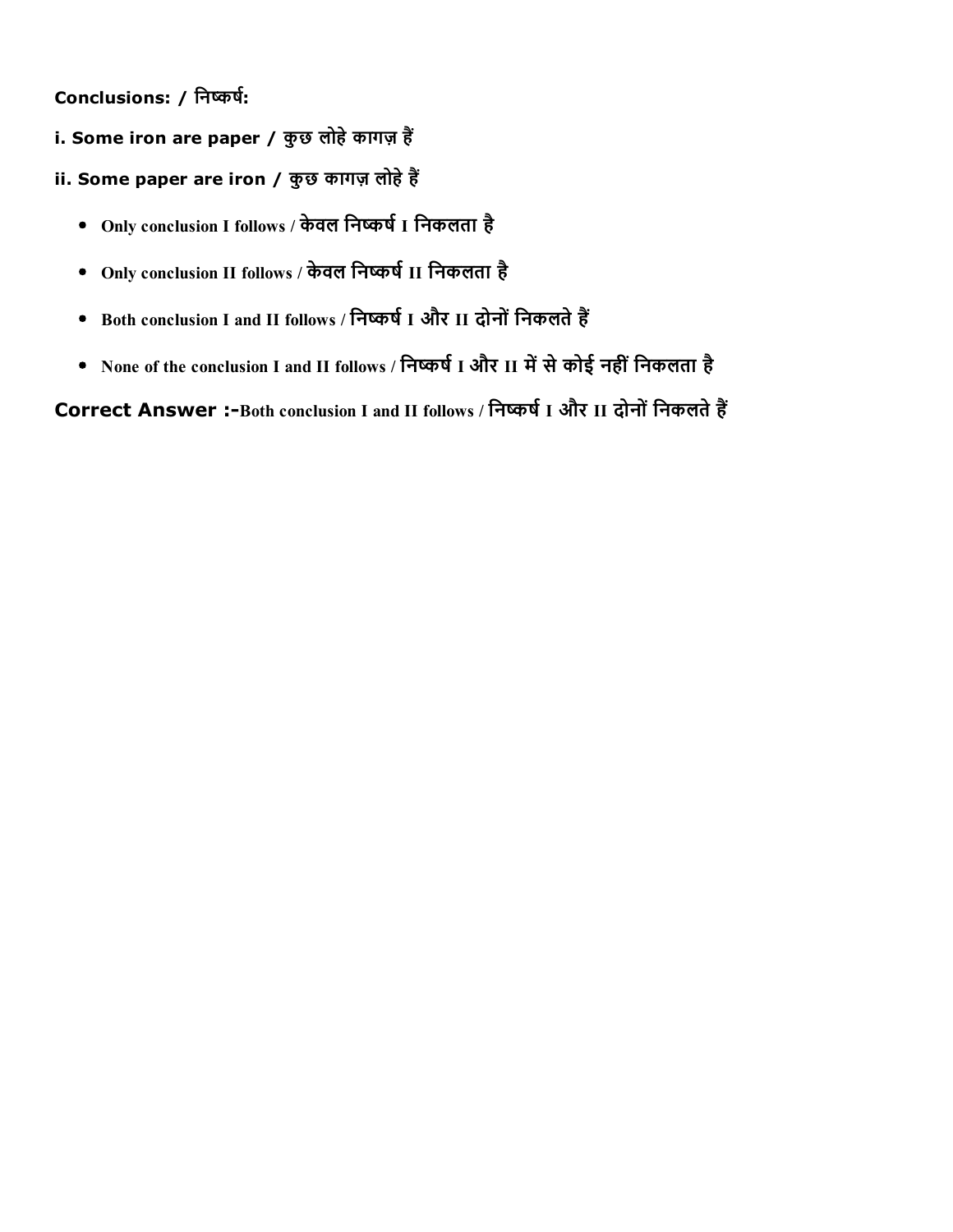**Conclusions: / निष्कर्ष:**

**i. Some iron are paper / कुछ लोहे कागज़ हैं**

**ii. Some paper are iron / कुछ कागज़ लोहे हैं**

- Only conclusion I follows / केवल निष्कर्ष I निकलता है
- Only conclusion II follows / केवल निष्कर्ष II निकलता है
- Both conclusion I and II follows / निष्कर्ष I और II दोनों निकलते हैं
- None of the conclusion I and II follows / निष्कर्ष I और II में से कोई नहीं निकलता है

**Correct Answer :-**Both conclusion I and II follows / निष्कर्ष I और II दोनों निकलते हैं